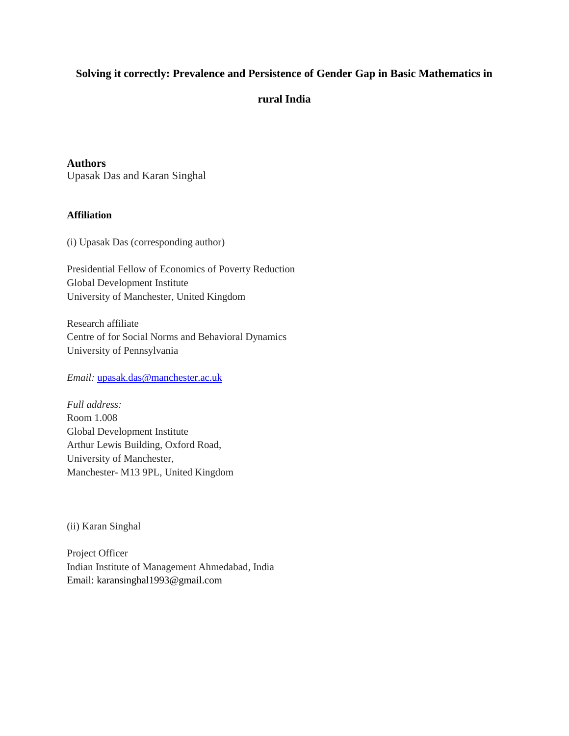# Solving it correctly: Prevalence and Persistence of Gender Gap in Basic Mathematics in rural India

**Authors**

Upasak Das and Karan Singhal

**Affiliation**

(i) Upasak Das (corresponding author)

Presidential Fellow of Economics of Poverty Reduction
Global Development Institute
University of Manchester, United Kingdom

Research affiliate
Centre of for Social Norms and Behavioral Dynamics
University of Pennsylvania

*Email:* upasak.das@manchester.ac.uk

*Full address:*
Room 1.008
Global Development Institute
Arthur Lewis Building, Oxford Road,
University of Manchester,
Manchester- M13 9PL, United Kingdom

(ii) Karan Singhal

Project Officer
Indian Institute of Management Ahmedabad, India
Email: karansinghal1993@gmail.com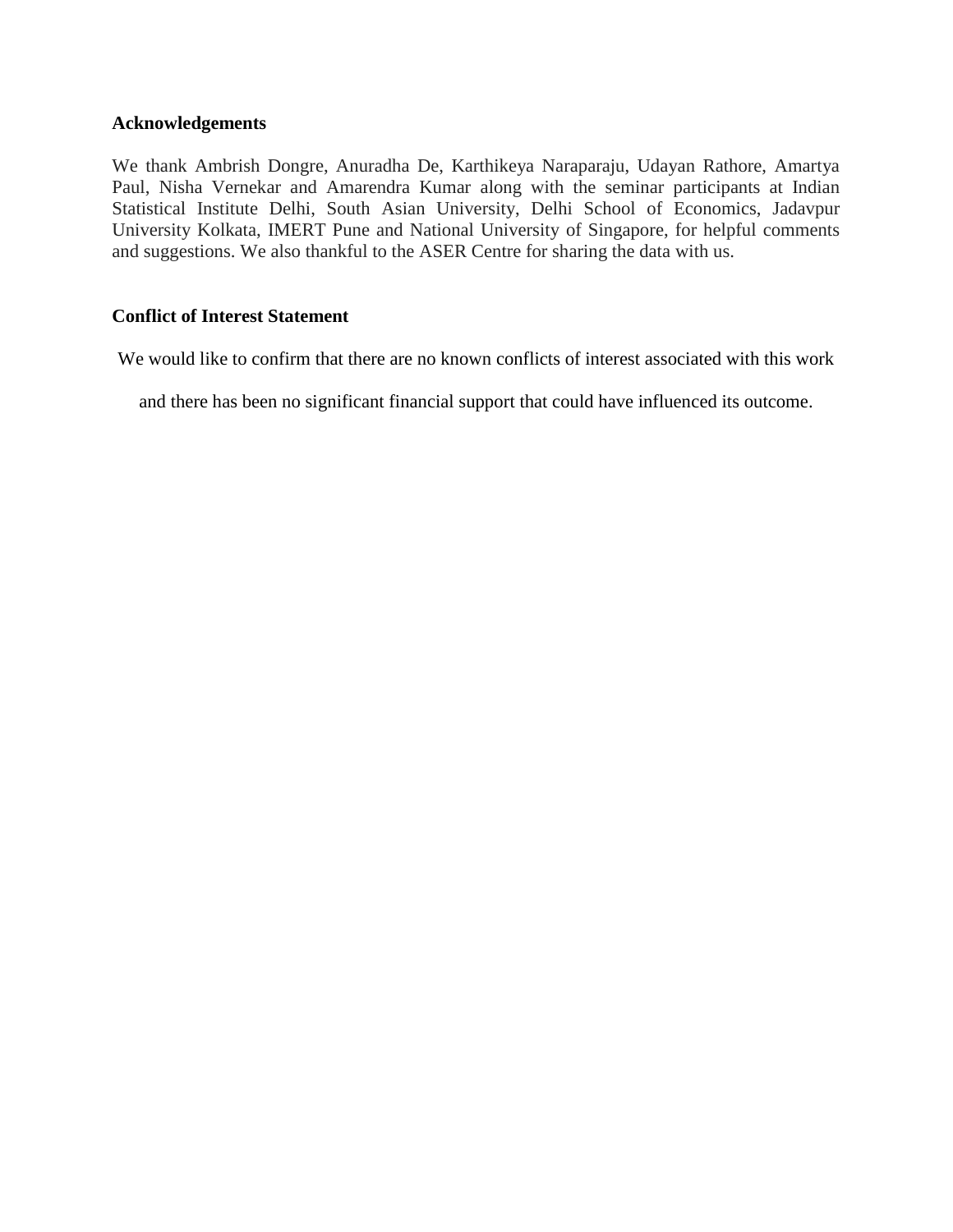## Acknowledgements

We thank Ambrish Dongre, Anuradha De, Karthikeya Naraparaju, Udayan Rathore, Amartya Paul, Nisha Vernekar and Amarendra Kumar along with the seminar participants at Indian Statistical Institute Delhi, South Asian University, Delhi School of Economics, Jadavpur University Kolkata, IMERT Pune and National University of Singapore, for helpful comments and suggestions. We also thankful to the ASER Centre for sharing the data with us.

## Conflict of Interest Statement

We would like to confirm that there are no known conflicts of interest associated with this work and there has been no significant financial support that could have influenced its outcome.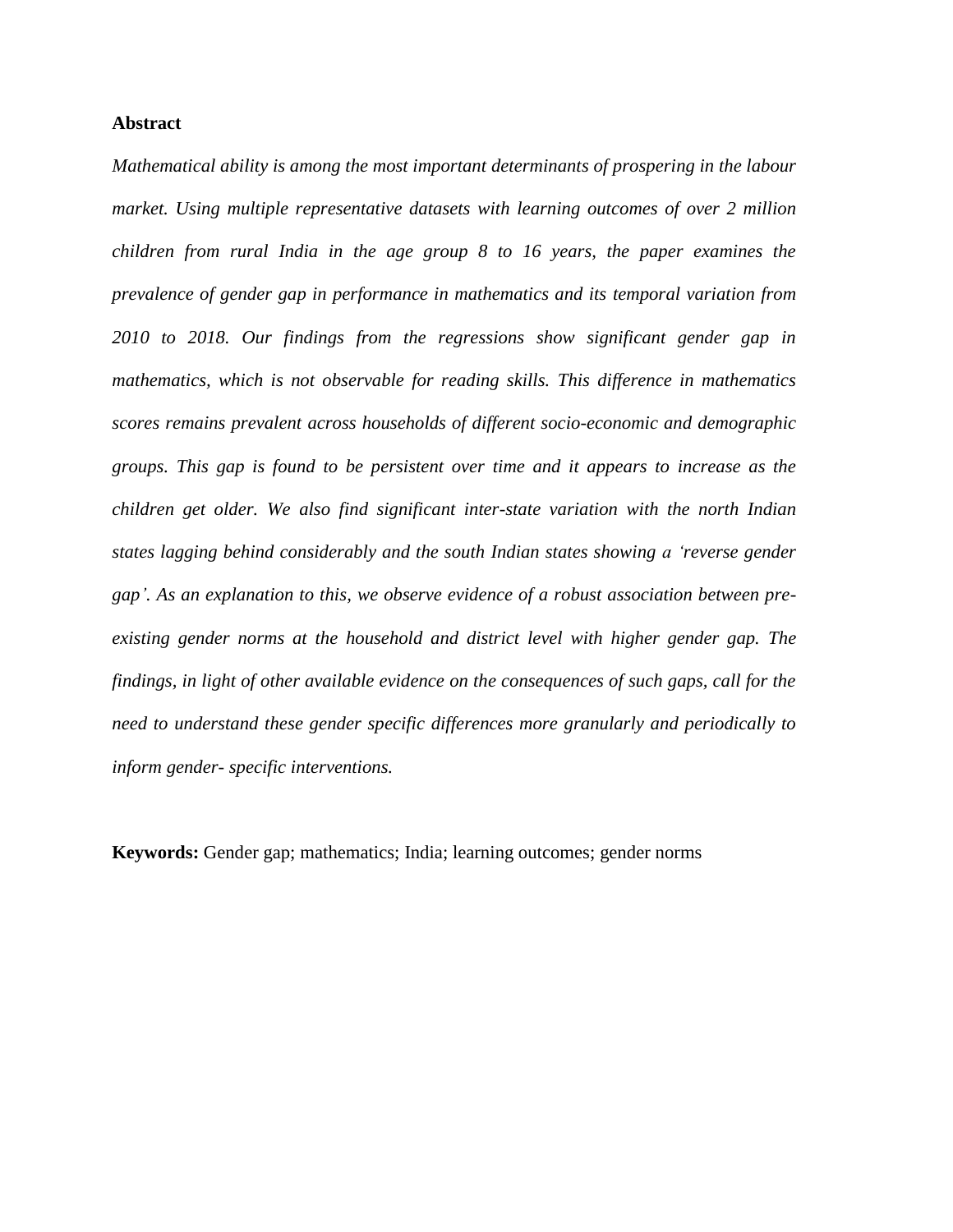**Abstract**

*Mathematical ability is among the most important determinants of prospering in the labour market. Using multiple representative datasets with learning outcomes of over 2 million children from rural India in the age group 8 to 16 years, the paper examines the prevalence of gender gap in performance in mathematics and its temporal variation from 2010 to 2018. Our findings from the regressions show significant gender gap in mathematics, which is not observable for reading skills. This difference in mathematics scores remains prevalent across households of different socio-economic and demographic groups. This gap is found to be persistent over time and it appears to increase as the children get older. We also find significant inter-state variation with the north Indian states lagging behind considerably and the south Indian states showing a 'reverse gender gap'. As an explanation to this, we observe evidence of a robust association between pre-existing gender norms at the household and district level with higher gender gap. The findings, in light of other available evidence on the consequences of such gaps, call for the need to understand these gender specific differences more granularly and periodically to inform gender- specific interventions.*

**Keywords:** Gender gap; mathematics; India; learning outcomes; gender norms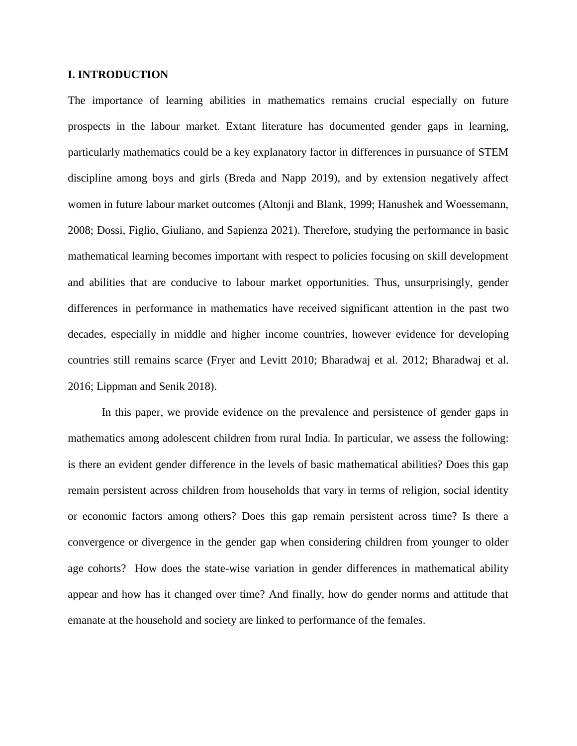## I. INTRODUCTION

The importance of learning abilities in mathematics remains crucial especially on future prospects in the labour market. Extant literature has documented gender gaps in learning, particularly mathematics could be a key explanatory factor in differences in pursuance of STEM discipline among boys and girls (Breda and Napp 2019), and by extension negatively affect women in future labour market outcomes (Altonji and Blank, 1999; Hanushek and Woessemann, 2008; Dossi, Figlio, Giuliano, and Sapienza 2021). Therefore, studying the performance in basic mathematical learning becomes important with respect to policies focusing on skill development and abilities that are conducive to labour market opportunities. Thus, unsurprisingly, gender differences in performance in mathematics have received significant attention in the past two decades, especially in middle and higher income countries, however evidence for developing countries still remains scarce (Fryer and Levitt 2010; Bharadwaj et al. 2012; Bharadwaj et al. 2016; Lippman and Senik 2018).

In this paper, we provide evidence on the prevalence and persistence of gender gaps in mathematics among adolescent children from rural India. In particular, we assess the following: is there an evident gender difference in the levels of basic mathematical abilities? Does this gap remain persistent across children from households that vary in terms of religion, social identity or economic factors among others? Does this gap remain persistent across time? Is there a convergence or divergence in the gender gap when considering children from younger to older age cohorts? How does the state-wise variation in gender differences in mathematical ability appear and how has it changed over time? And finally, how do gender norms and attitude that emanate at the household and society are linked to performance of the females.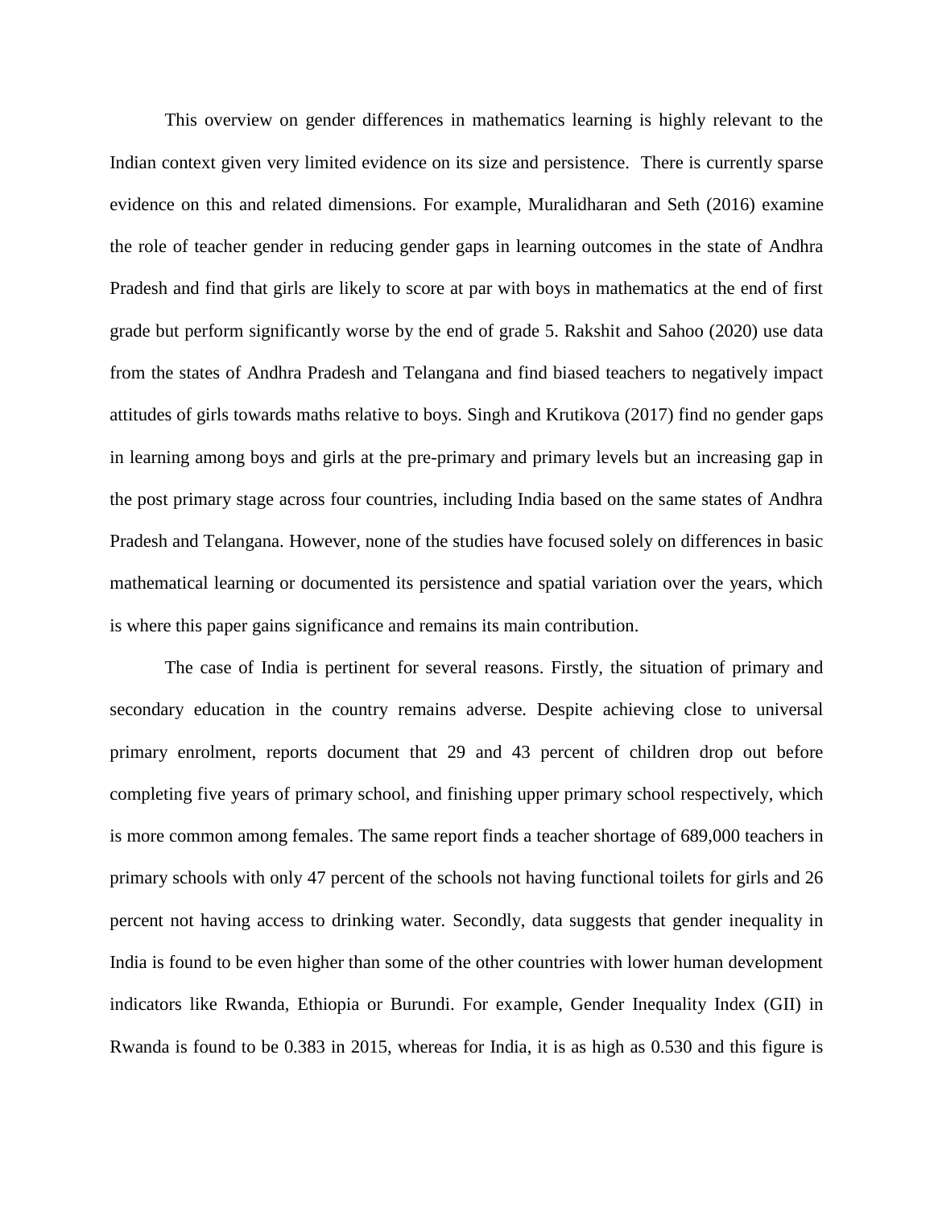This overview on gender differences in mathematics learning is highly relevant to the Indian context given very limited evidence on its size and persistence. There is currently sparse evidence on this and related dimensions. For example, Muralidharan and Seth (2016) examine the role of teacher gender in reducing gender gaps in learning outcomes in the state of Andhra Pradesh and find that girls are likely to score at par with boys in mathematics at the end of first grade but perform significantly worse by the end of grade 5. Rakshit and Sahoo (2020) use data from the states of Andhra Pradesh and Telangana and find biased teachers to negatively impact attitudes of girls towards maths relative to boys. Singh and Krutikova (2017) find no gender gaps in learning among boys and girls at the pre-primary and primary levels but an increasing gap in the post primary stage across four countries, including India based on the same states of Andhra Pradesh and Telangana. However, none of the studies have focused solely on differences in basic mathematical learning or documented its persistence and spatial variation over the years, which is where this paper gains significance and remains its main contribution.

The case of India is pertinent for several reasons. Firstly, the situation of primary and secondary education in the country remains adverse. Despite achieving close to universal primary enrolment, reports document that 29 and 43 percent of children drop out before completing five years of primary school, and finishing upper primary school respectively, which is more common among females. The same report finds a teacher shortage of 689,000 teachers in primary schools with only 47 percent of the schools not having functional toilets for girls and 26 percent not having access to drinking water. Secondly, data suggests that gender inequality in India is found to be even higher than some of the other countries with lower human development indicators like Rwanda, Ethiopia or Burundi. For example, Gender Inequality Index (GII) in Rwanda is found to be 0.383 in 2015, whereas for India, it is as high as 0.530 and this figure is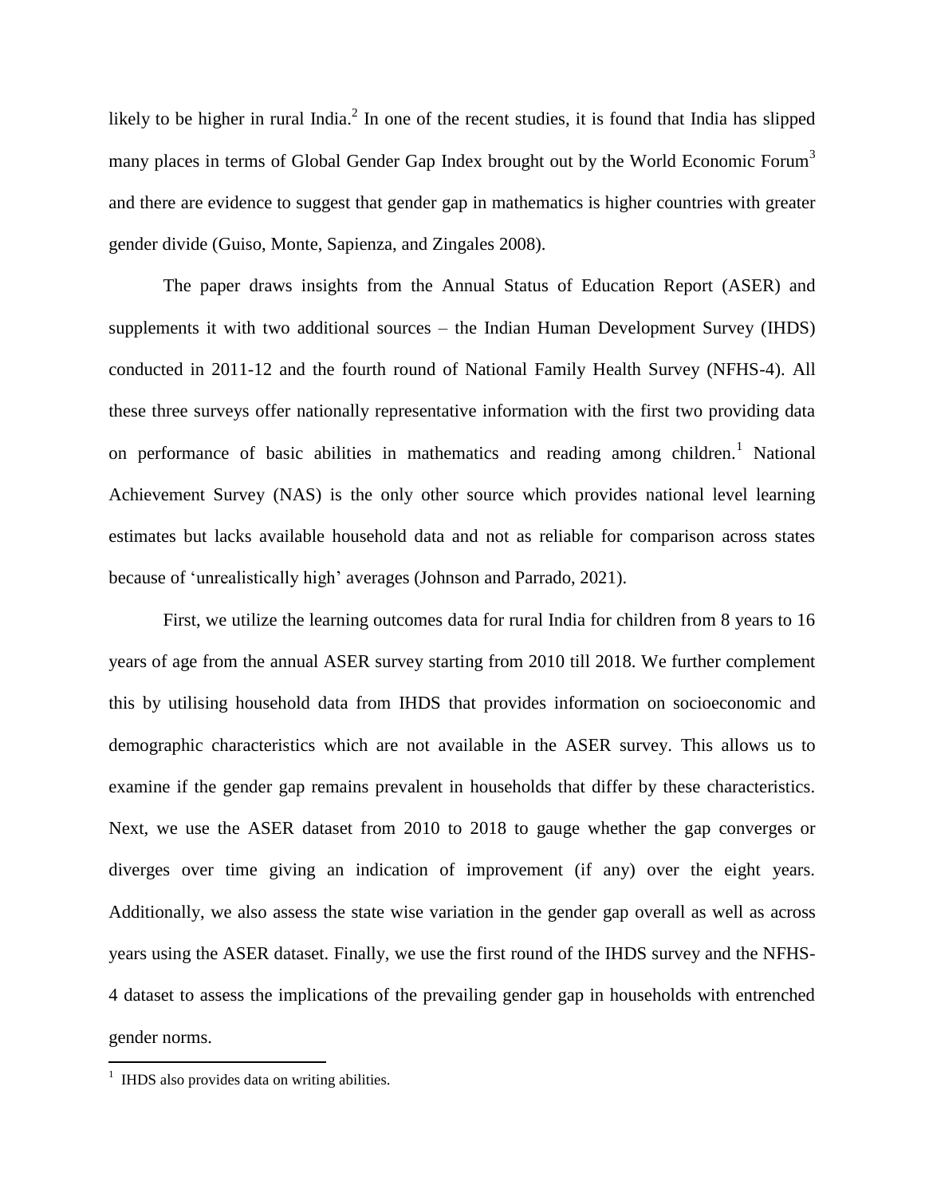likely to be higher in rural India.[2] In one of the recent studies, it is found that India has slipped many places in terms of Global Gender Gap Index brought out by the World Economic Forum[3] and there are evidence to suggest that gender gap in mathematics is higher countries with greater gender divide (Guiso, Monte, Sapienza, and Zingales 2008).

The paper draws insights from the Annual Status of Education Report (ASER) and supplements it with two additional sources – the Indian Human Development Survey (IHDS) conducted in 2011-12 and the fourth round of National Family Health Survey (NFHS-4). All these three surveys offer nationally representative information with the first two providing data on performance of basic abilities in mathematics and reading among children.[1] National Achievement Survey (NAS) is the only other source which provides national level learning estimates but lacks available household data and not as reliable for comparison across states because of 'unrealistically high' averages (Johnson and Parrado, 2021).

First, we utilize the learning outcomes data for rural India for children from 8 years to 16 years of age from the annual ASER survey starting from 2010 till 2018. We further complement this by utilising household data from IHDS that provides information on socioeconomic and demographic characteristics which are not available in the ASER survey. This allows us to examine if the gender gap remains prevalent in households that differ by these characteristics. Next, we use the ASER dataset from 2010 to 2018 to gauge whether the gap converges or diverges over time giving an indication of improvement (if any) over the eight years. Additionally, we also assess the state wise variation in the gender gap overall as well as across years using the ASER dataset. Finally, we use the first round of the IHDS survey and the NFHS-4 dataset to assess the implications of the prevailing gender gap in households with entrenched gender norms.

[1] IHDS also provides data on writing abilities.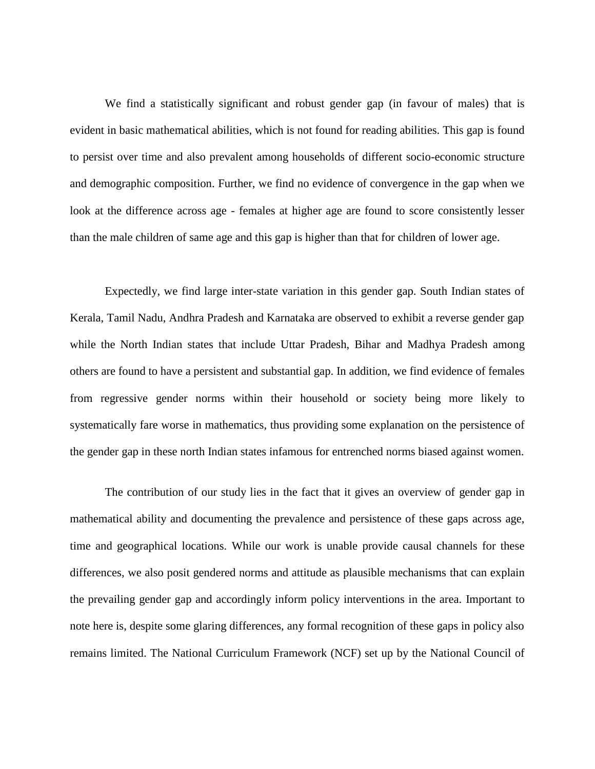We find a statistically significant and robust gender gap (in favour of males) that is evident in basic mathematical abilities, which is not found for reading abilities. This gap is found to persist over time and also prevalent among households of different socio-economic structure and demographic composition. Further, we find no evidence of convergence in the gap when we look at the difference across age - females at higher age are found to score consistently lesser than the male children of same age and this gap is higher than that for children of lower age.

Expectedly, we find large inter-state variation in this gender gap. South Indian states of Kerala, Tamil Nadu, Andhra Pradesh and Karnataka are observed to exhibit a reverse gender gap while the North Indian states that include Uttar Pradesh, Bihar and Madhya Pradesh among others are found to have a persistent and substantial gap. In addition, we find evidence of females from regressive gender norms within their household or society being more likely to systematically fare worse in mathematics, thus providing some explanation on the persistence of the gender gap in these north Indian states infamous for entrenched norms biased against women.

The contribution of our study lies in the fact that it gives an overview of gender gap in mathematical ability and documenting the prevalence and persistence of these gaps across age, time and geographical locations. While our work is unable provide causal channels for these differences, we also posit gendered norms and attitude as plausible mechanisms that can explain the prevailing gender gap and accordingly inform policy interventions in the area. Important to note here is, despite some glaring differences, any formal recognition of these gaps in policy also remains limited. The National Curriculum Framework (NCF) set up by the National Council of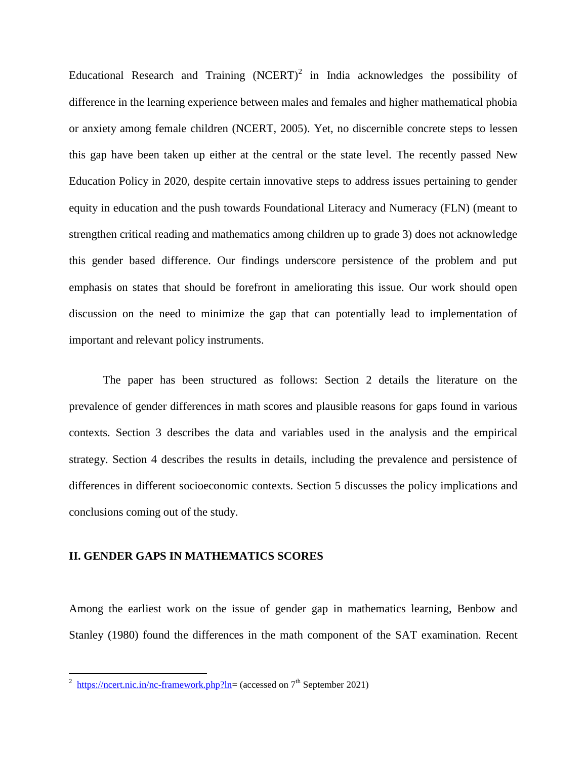Educational Research and Training (NCERT)[2] in India acknowledges the possibility of difference in the learning experience between males and females and higher mathematical phobia or anxiety among female children (NCERT, 2005). Yet, no discernible concrete steps to lessen this gap have been taken up either at the central or the state level. The recently passed New Education Policy in 2020, despite certain innovative steps to address issues pertaining to gender equity in education and the push towards Foundational Literacy and Numeracy (FLN) (meant to strengthen critical reading and mathematics among children up to grade 3) does not acknowledge this gender based difference. Our findings underscore persistence of the problem and put emphasis on states that should be forefront in ameliorating this issue. Our work should open discussion on the need to minimize the gap that can potentially lead to implementation of important and relevant policy instruments.

The paper has been structured as follows: Section 2 details the literature on the prevalence of gender differences in math scores and plausible reasons for gaps found in various contexts. Section 3 describes the data and variables used in the analysis and the empirical strategy. Section 4 describes the results in details, including the prevalence and persistence of differences in different socioeconomic contexts. Section 5 discusses the policy implications and conclusions coming out of the study.

## II. GENDER GAPS IN MATHEMATICS SCORES

Among the earliest work on the issue of gender gap in mathematics learning, Benbow and Stanley (1980) found the differences in the math component of the SAT examination. Recent

[2] https://ncert.nic.in/nc-framework.php?ln= (accessed on 7th September 2021)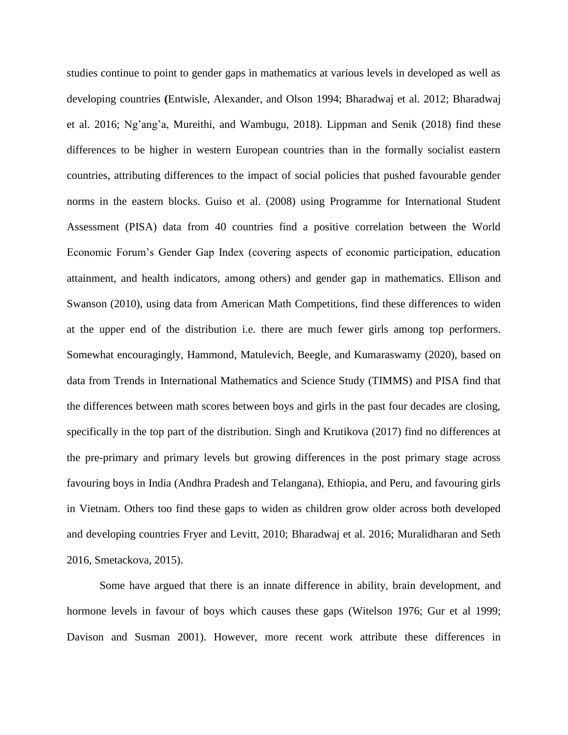studies continue to point to gender gaps in mathematics at various levels in developed as well as developing countries (Entwisle, Alexander, and Olson 1994; Bharadwaj et al. 2012; Bharadwaj et al. 2016; Ng'ang'a, Mureithi, and Wambugu, 2018). Lippman and Senik (2018) find these differences to be higher in western European countries than in the formally socialist eastern countries, attributing differences to the impact of social policies that pushed favourable gender norms in the eastern blocks. Guiso et al. (2008) using Programme for International Student Assessment (PISA) data from 40 countries find a positive correlation between the World Economic Forum's Gender Gap Index (covering aspects of economic participation, education attainment, and health indicators, among others) and gender gap in mathematics. Ellison and Swanson (2010), using data from American Math Competitions, find these differences to widen at the upper end of the distribution i.e. there are much fewer girls among top performers. Somewhat encouragingly, Hammond, Matulevich, Beegle, and Kumaraswamy (2020), based on data from Trends in International Mathematics and Science Study (TIMMS) and PISA find that the differences between math scores between boys and girls in the past four decades are closing, specifically in the top part of the distribution. Singh and Krutikova (2017) find no differences at the pre-primary and primary levels but growing differences in the post primary stage across favouring boys in India (Andhra Pradesh and Telangana), Ethiopia, and Peru, and favouring girls in Vietnam. Others too find these gaps to widen as children grow older across both developed and developing countries Fryer and Levitt, 2010; Bharadwaj et al. 2016; Muralidharan and Seth 2016, Smetackova, 2015).

Some have argued that there is an innate difference in ability, brain development, and hormone levels in favour of boys which causes these gaps (Witelson 1976; Gur et al 1999; Davison and Susman 2001). However, more recent work attribute these differences in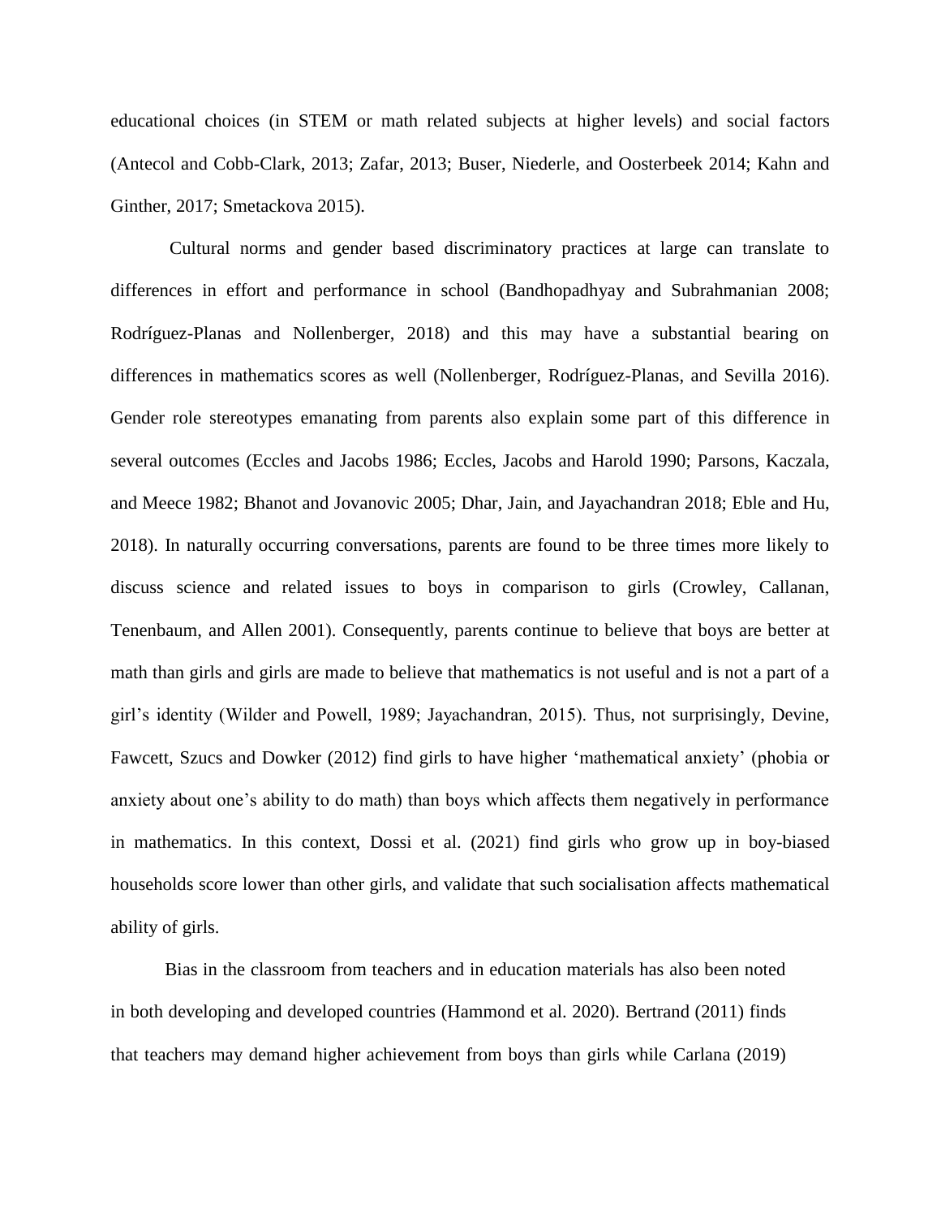educational choices (in STEM or math related subjects at higher levels) and social factors (Antecol and Cobb-Clark, 2013; Zafar, 2013; Buser, Niederle, and Oosterbeek 2014; Kahn and Ginther, 2017; Smetackova 2015).

Cultural norms and gender based discriminatory practices at large can translate to differences in effort and performance in school (Bandhopadhyay and Subrahmanian 2008; Rodríguez-Planas and Nollenberger, 2018) and this may have a substantial bearing on differences in mathematics scores as well (Nollenberger, Rodríguez-Planas, and Sevilla 2016). Gender role stereotypes emanating from parents also explain some part of this difference in several outcomes (Eccles and Jacobs 1986; Eccles, Jacobs and Harold 1990; Parsons, Kaczala, and Meece 1982; Bhanot and Jovanovic 2005; Dhar, Jain, and Jayachandran 2018; Eble and Hu, 2018). In naturally occurring conversations, parents are found to be three times more likely to discuss science and related issues to boys in comparison to girls (Crowley, Callanan, Tenenbaum, and Allen 2001). Consequently, parents continue to believe that boys are better at math than girls and girls are made to believe that mathematics is not useful and is not a part of a girl's identity (Wilder and Powell, 1989; Jayachandran, 2015). Thus, not surprisingly, Devine, Fawcett, Szucs and Dowker (2012) find girls to have higher 'mathematical anxiety' (phobia or anxiety about one's ability to do math) than boys which affects them negatively in performance in mathematics. In this context, Dossi et al. (2021) find girls who grow up in boy-biased households score lower than other girls, and validate that such socialisation affects mathematical ability of girls.

Bias in the classroom from teachers and in education materials has also been noted in both developing and developed countries (Hammond et al. 2020). Bertrand (2011) finds that teachers may demand higher achievement from boys than girls while Carlana (2019)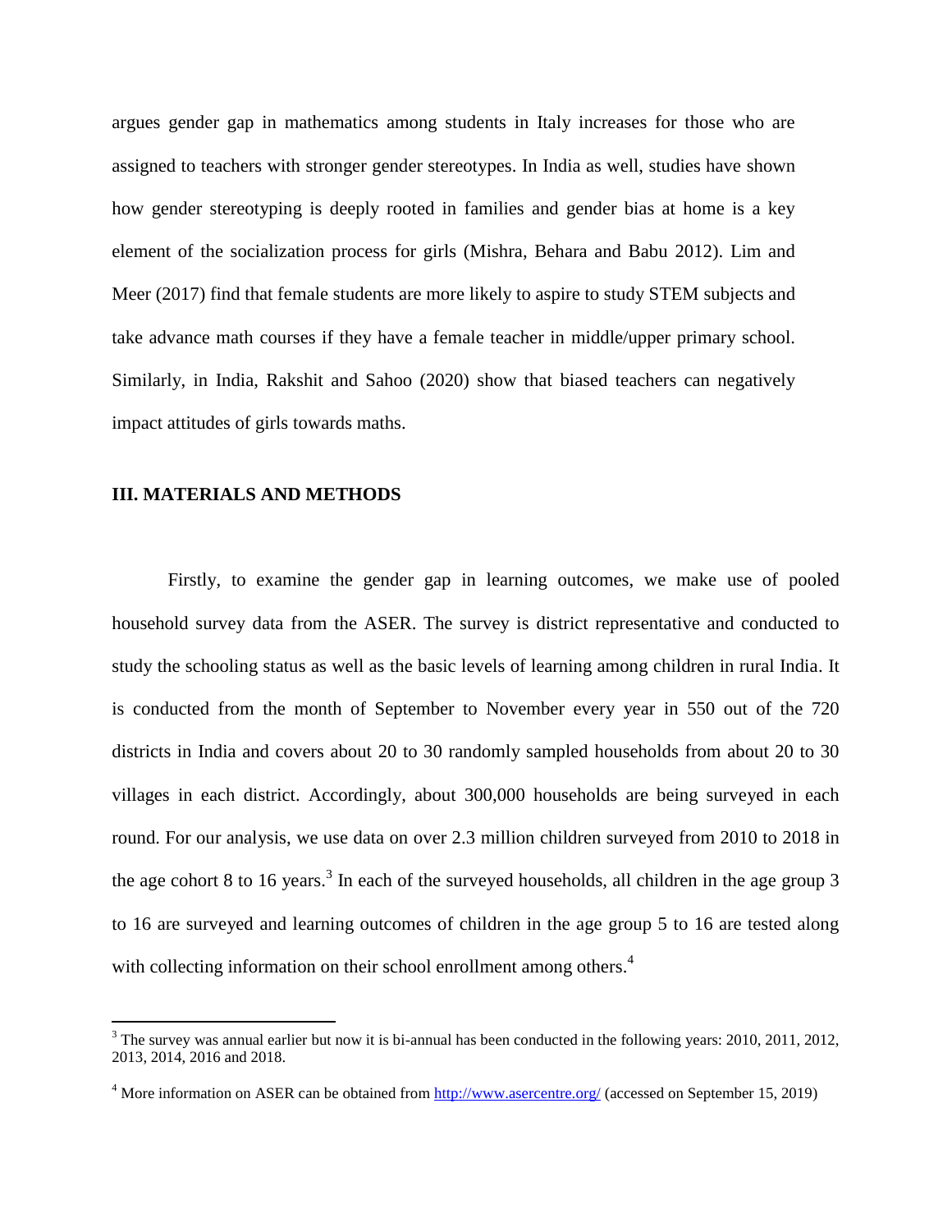argues gender gap in mathematics among students in Italy increases for those who are assigned to teachers with stronger gender stereotypes. In India as well, studies have shown how gender stereotyping is deeply rooted in families and gender bias at home is a key element of the socialization process for girls (Mishra, Behara and Babu 2012). Lim and Meer (2017) find that female students are more likely to aspire to study STEM subjects and take advance math courses if they have a female teacher in middle/upper primary school. Similarly, in India, Rakshit and Sahoo (2020) show that biased teachers can negatively impact attitudes of girls towards maths.

## III. MATERIALS AND METHODS

Firstly, to examine the gender gap in learning outcomes, we make use of pooled household survey data from the ASER. The survey is district representative and conducted to study the schooling status as well as the basic levels of learning among children in rural India. It is conducted from the month of September to November every year in 550 out of the 720 districts in India and covers about 20 to 30 randomly sampled households from about 20 to 30 villages in each district. Accordingly, about 300,000 households are being surveyed in each round. For our analysis, we use data on over 2.3 million children surveyed from 2010 to 2018 in the age cohort 8 to 16 years.[3] In each of the surveyed households, all children in the age group 3 to 16 are surveyed and learning outcomes of children in the age group 5 to 16 are tested along with collecting information on their school enrollment among others.[4]

---

[3] The survey was annual earlier but now it is bi-annual has been conducted in the following years: 2010, 2011, 2012, 2013, 2014, 2016 and 2018.

[4] More information on ASER can be obtained from http://www.asercentre.org/ (accessed on September 15, 2019)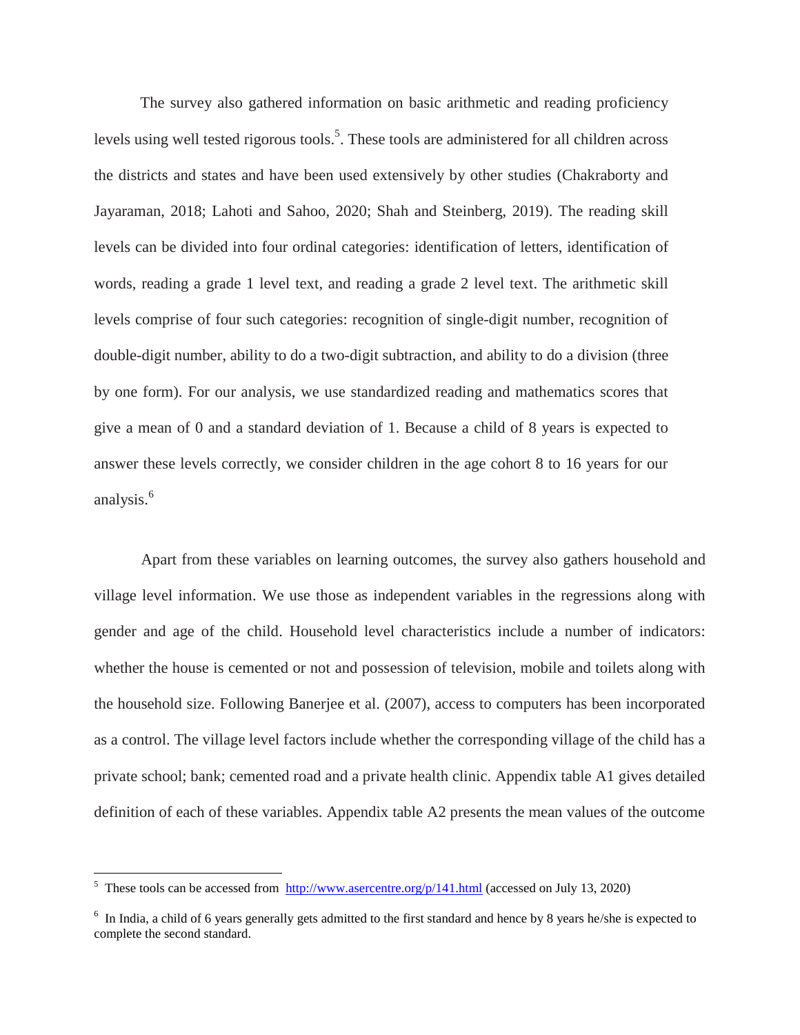The survey also gathered information on basic arithmetic and reading proficiency levels using well tested rigorous tools.[5]. These tools are administered for all children across the districts and states and have been used extensively by other studies (Chakraborty and Jayaraman, 2018; Lahoti and Sahoo, 2020; Shah and Steinberg, 2019). The reading skill levels can be divided into four ordinal categories: identification of letters, identification of words, reading a grade 1 level text, and reading a grade 2 level text. The arithmetic skill levels comprise of four such categories: recognition of single-digit number, recognition of double-digit number, ability to do a two-digit subtraction, and ability to do a division (three by one form). For our analysis, we use standardized reading and mathematics scores that give a mean of 0 and a standard deviation of 1. Because a child of 8 years is expected to answer these levels correctly, we consider children in the age cohort 8 to 16 years for our analysis.[6]

Apart from these variables on learning outcomes, the survey also gathers household and village level information. We use those as independent variables in the regressions along with gender and age of the child. Household level characteristics include a number of indicators: whether the house is cemented or not and possession of television, mobile and toilets along with the household size. Following Banerjee et al. (2007), access to computers has been incorporated as a control. The village level factors include whether the corresponding village of the child has a private school; bank; cemented road and a private health clinic. Appendix table A1 gives detailed definition of each of these variables. Appendix table A2 presents the mean values of the outcome

---

[5] These tools can be accessed from http://www.asercentre.org/p/141.html (accessed on July 13, 2020)

[6] In India, a child of 6 years generally gets admitted to the first standard and hence by 8 years he/she is expected to complete the second standard.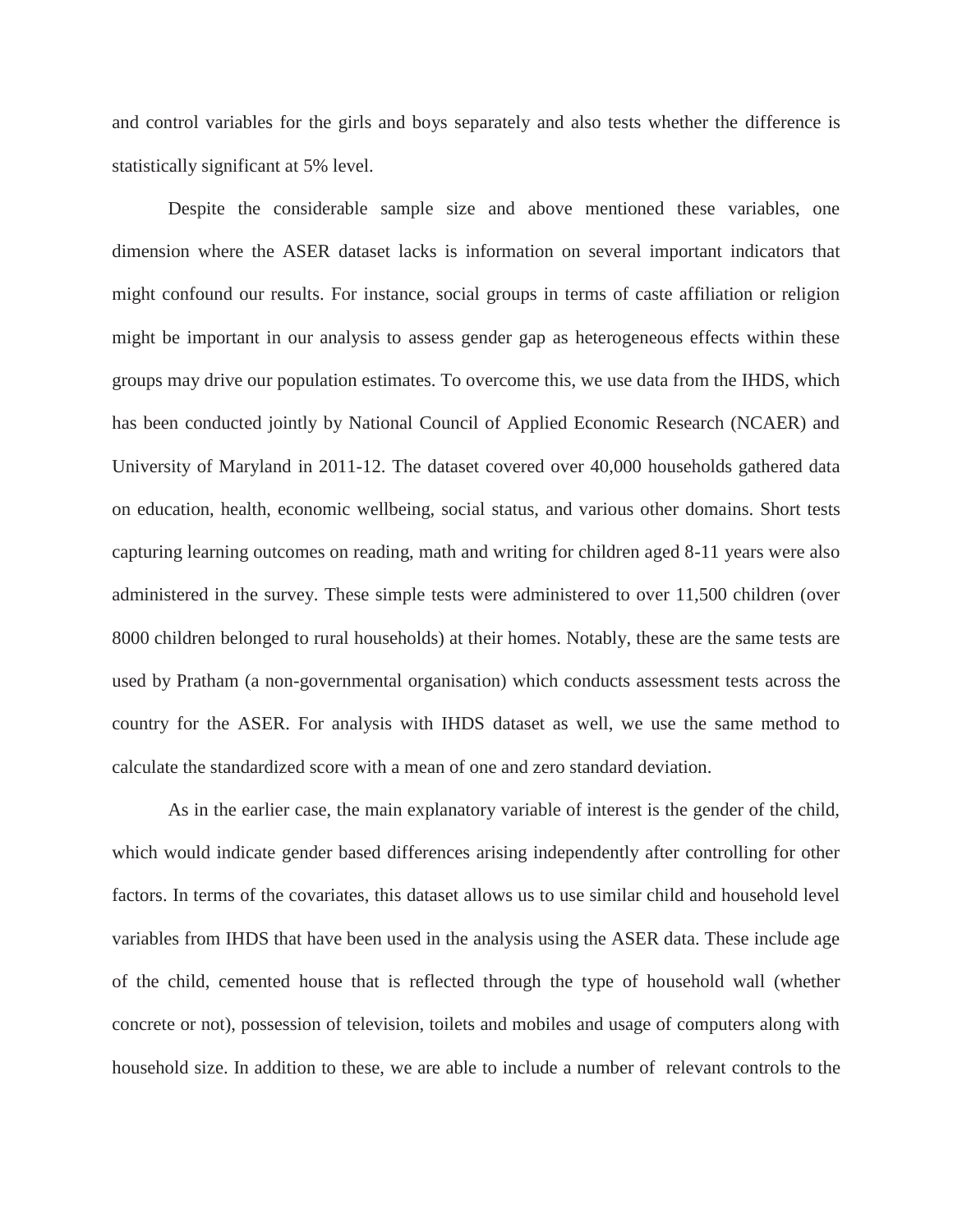and control variables for the girls and boys separately and also tests whether the difference is statistically significant at 5% level.

Despite the considerable sample size and above mentioned these variables, one dimension where the ASER dataset lacks is information on several important indicators that might confound our results. For instance, social groups in terms of caste affiliation or religion might be important in our analysis to assess gender gap as heterogeneous effects within these groups may drive our population estimates. To overcome this, we use data from the IHDS, which has been conducted jointly by National Council of Applied Economic Research (NCAER) and University of Maryland in 2011-12. The dataset covered over 40,000 households gathered data on education, health, economic wellbeing, social status, and various other domains. Short tests capturing learning outcomes on reading, math and writing for children aged 8-11 years were also administered in the survey. These simple tests were administered to over 11,500 children (over 8000 children belonged to rural households) at their homes. Notably, these are the same tests are used by Pratham (a non-governmental organisation) which conducts assessment tests across the country for the ASER. For analysis with IHDS dataset as well, we use the same method to calculate the standardized score with a mean of one and zero standard deviation.

As in the earlier case, the main explanatory variable of interest is the gender of the child, which would indicate gender based differences arising independently after controlling for other factors. In terms of the covariates, this dataset allows us to use similar child and household level variables from IHDS that have been used in the analysis using the ASER data. These include age of the child, cemented house that is reflected through the type of household wall (whether concrete or not), possession of television, toilets and mobiles and usage of computers along with household size. In addition to these, we are able to include a number of relevant controls to the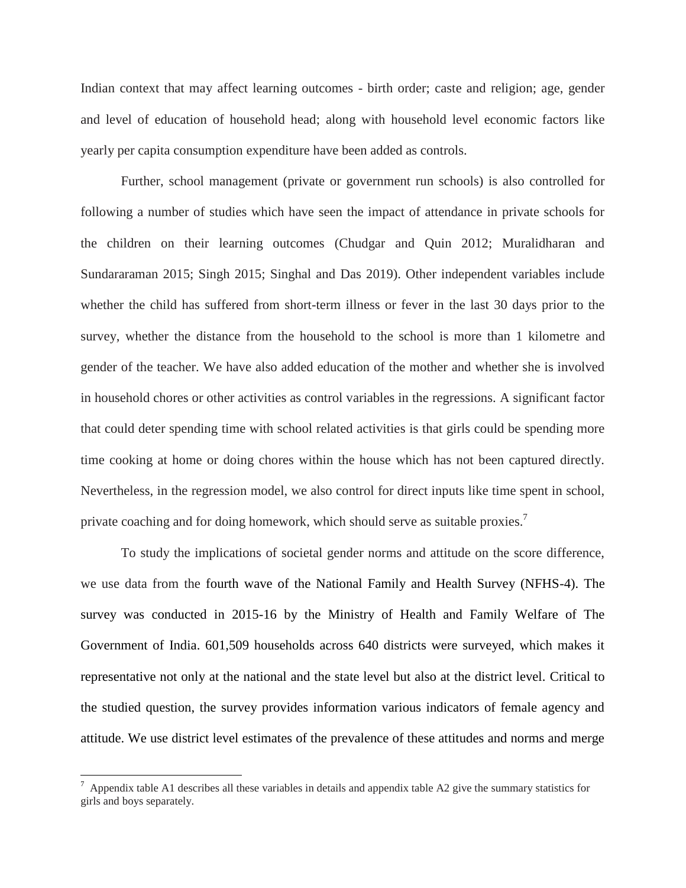Indian context that may affect learning outcomes - birth order; caste and religion; age, gender and level of education of household head; along with household level economic factors like yearly per capita consumption expenditure have been added as controls.

Further, school management (private or government run schools) is also controlled for following a number of studies which have seen the impact of attendance in private schools for the children on their learning outcomes (Chudgar and Quin 2012; Muralidharan and Sundararaman 2015; Singh 2015; Singhal and Das 2019). Other independent variables include whether the child has suffered from short-term illness or fever in the last 30 days prior to the survey, whether the distance from the household to the school is more than 1 kilometre and gender of the teacher. We have also added education of the mother and whether she is involved in household chores or other activities as control variables in the regressions. A significant factor that could deter spending time with school related activities is that girls could be spending more time cooking at home or doing chores within the house which has not been captured directly. Nevertheless, in the regression model, we also control for direct inputs like time spent in school, private coaching and for doing homework, which should serve as suitable proxies.[7]

To study the implications of societal gender norms and attitude on the score difference, we use data from the fourth wave of the National Family and Health Survey (NFHS-4). The survey was conducted in 2015-16 by the Ministry of Health and Family Welfare of The Government of India. 601,509 households across 640 districts were surveyed, which makes it representative not only at the national and the state level but also at the district level. Critical to the studied question, the survey provides information various indicators of female agency and attitude. We use district level estimates of the prevalence of these attitudes and norms and merge

[7] Appendix table A1 describes all these variables in details and appendix table A2 give the summary statistics for girls and boys separately.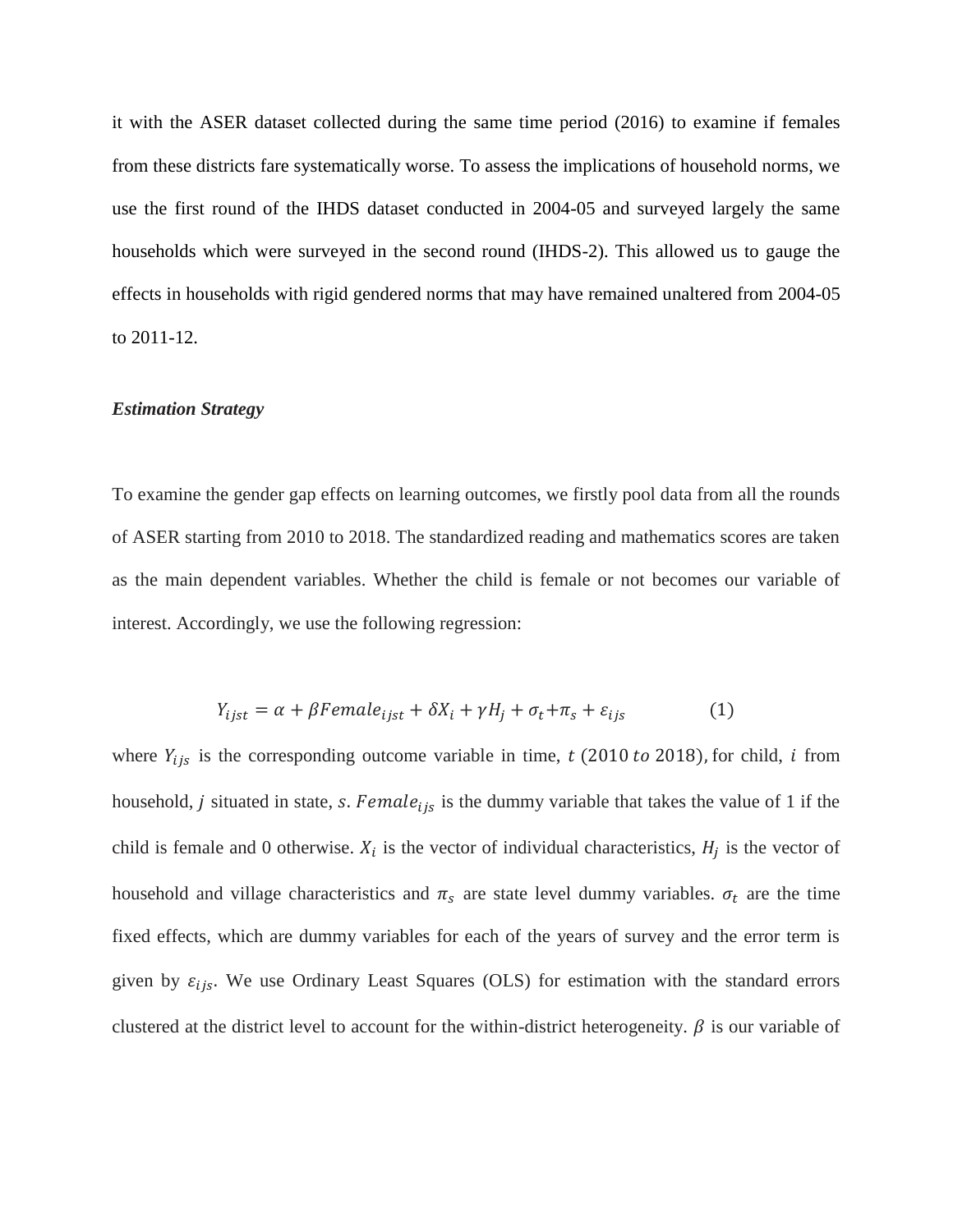it with the ASER dataset collected during the same time period (2016) to examine if females from these districts fare systematically worse. To assess the implications of household norms, we use the first round of the IHDS dataset conducted in 2004-05 and surveyed largely the same households which were surveyed in the second round (IHDS-2). This allowed us to gauge the effects in households with rigid gendered norms that may have remained unaltered from 2004-05 to 2011-12.

***Estimation Strategy***

To examine the gender gap effects on learning outcomes, we firstly pool data from all the rounds of ASER starting from 2010 to 2018. The standardized reading and mathematics scores are taken as the main dependent variables. Whether the child is female or not becomes our variable of interest. Accordingly, we use the following regression:

$$Y_{ijst} = \alpha + \beta Female_{ijst} + \delta X_i + \gamma H_j + \sigma_t + \pi_s + \varepsilon_{ijs} \qquad (1)$$

where $Y_{ijs}$ is the corresponding outcome variable in time, $t$ $(2010\ to\ 2018)$, for child, $i$ from household, $j$ situated in state, $s$. $Female_{ijs}$ is the dummy variable that takes the value of 1 if the child is female and 0 otherwise. $X_i$ is the vector of individual characteristics, $H_j$ is the vector of household and village characteristics and $\pi_s$ are state level dummy variables. $\sigma_t$ are the time fixed effects, which are dummy variables for each of the years of survey and the error term is given by $\varepsilon_{ijs}$. We use Ordinary Least Squares (OLS) for estimation with the standard errors clustered at the district level to account for the within-district heterogeneity. $\beta$ is our variable of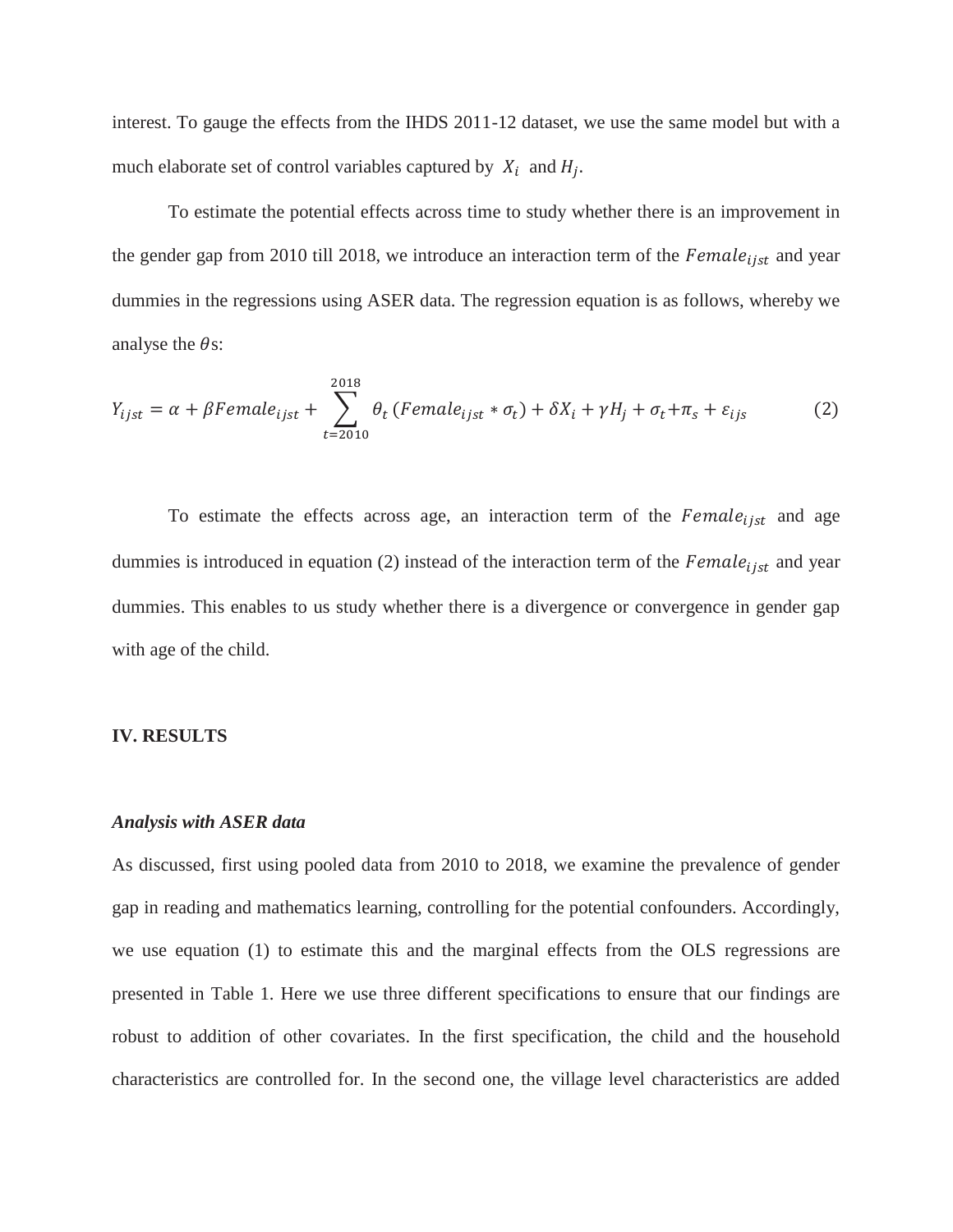interest. To gauge the effects from the IHDS 2011-12 dataset, we use the same model but with a much elaborate set of control variables captured by $X_i$ and $H_j$.

To estimate the potential effects across time to study whether there is an improvement in the gender gap from 2010 till 2018, we introduce an interaction term of the $Female_{ijst}$ and year dummies in the regressions using ASER data. The regression equation is as follows, whereby we analyse the $\theta$s:

$$Y_{ijst} = \alpha + \beta Female_{ijst} + \sum_{t=2010}^{2018} \theta_t \left(Female_{ijst} * \sigma_t\right) + \delta X_i + \gamma H_j + \sigma_t + \pi_s + \varepsilon_{ijs} \tag{2}$$

To estimate the effects across age, an interaction term of the $Female_{ijst}$ and age dummies is introduced in equation (2) instead of the interaction term of the $Female_{ijst}$ and year dummies. This enables to us study whether there is a divergence or convergence in gender gap with age of the child.

## IV. RESULTS

### *Analysis with ASER data*

As discussed, first using pooled data from 2010 to 2018, we examine the prevalence of gender gap in reading and mathematics learning, controlling for the potential confounders. Accordingly, we use equation (1) to estimate this and the marginal effects from the OLS regressions are presented in Table 1. Here we use three different specifications to ensure that our findings are robust to addition of other covariates. In the first specification, the child and the household characteristics are controlled for. In the second one, the village level characteristics are added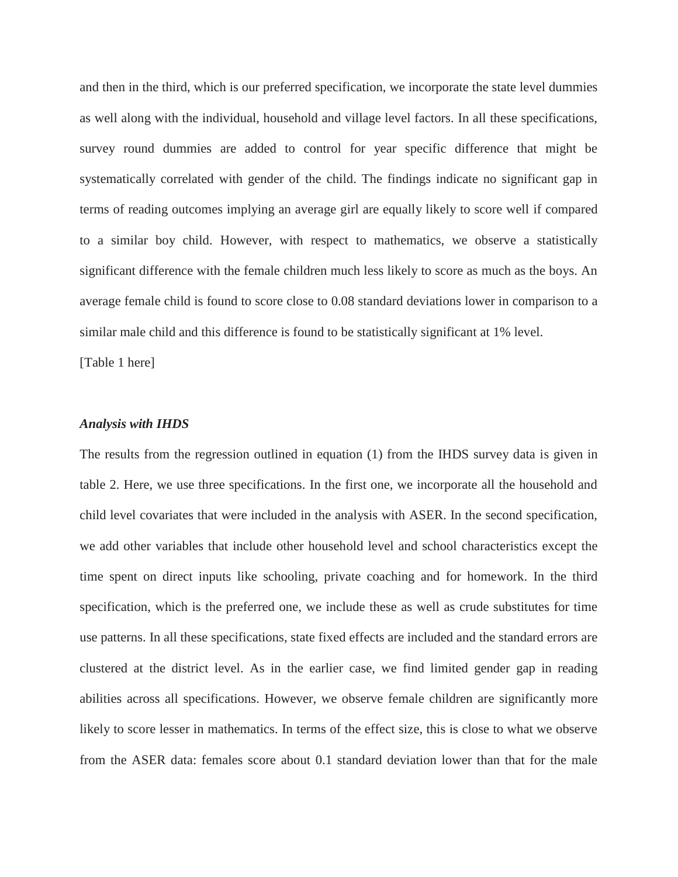and then in the third, which is our preferred specification, we incorporate the state level dummies as well along with the individual, household and village level factors. In all these specifications, survey round dummies are added to control for year specific difference that might be systematically correlated with gender of the child. The findings indicate no significant gap in terms of reading outcomes implying an average girl are equally likely to score well if compared to a similar boy child. However, with respect to mathematics, we observe a statistically significant difference with the female children much less likely to score as much as the boys. An average female child is found to score close to 0.08 standard deviations lower in comparison to a similar male child and this difference is found to be statistically significant at 1% level.

[Table 1 here]

### *Analysis with IHDS*

The results from the regression outlined in equation (1) from the IHDS survey data is given in table 2. Here, we use three specifications. In the first one, we incorporate all the household and child level covariates that were included in the analysis with ASER. In the second specification, we add other variables that include other household level and school characteristics except the time spent on direct inputs like schooling, private coaching and for homework. In the third specification, which is the preferred one, we include these as well as crude substitutes for time use patterns. In all these specifications, state fixed effects are included and the standard errors are clustered at the district level. As in the earlier case, we find limited gender gap in reading abilities across all specifications. However, we observe female children are significantly more likely to score lesser in mathematics. In terms of the effect size, this is close to what we observe from the ASER data: females score about 0.1 standard deviation lower than that for the male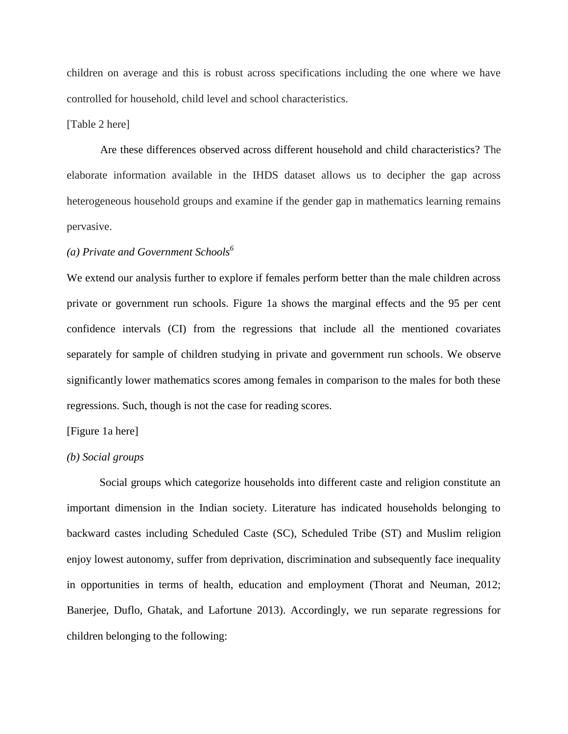children on average and this is robust across specifications including the one where we have controlled for household, child level and school characteristics.

[Table 2 here]

Are these differences observed across different household and child characteristics? The elaborate information available in the IHDS dataset allows us to decipher the gap across heterogeneous household groups and examine if the gender gap in mathematics learning remains pervasive.

*(a) Private and Government Schools*[6]

We extend our analysis further to explore if females perform better than the male children across private or government run schools. Figure 1a shows the marginal effects and the 95 per cent confidence intervals (CI) from the regressions that include all the mentioned covariates separately for sample of children studying in private and government run schools. We observe significantly lower mathematics scores among females in comparison to the males for both these regressions. Such, though is not the case for reading scores.

[Figure 1a here]

*(b) Social groups*

Social groups which categorize households into different caste and religion constitute an important dimension in the Indian society. Literature has indicated households belonging to backward castes including Scheduled Caste (SC), Scheduled Tribe (ST) and Muslim religion enjoy lowest autonomy, suffer from deprivation, discrimination and subsequently face inequality in opportunities in terms of health, education and employment (Thorat and Neuman, 2012; Banerjee, Duflo, Ghatak, and Lafortune 2013). Accordingly, we run separate regressions for children belonging to the following: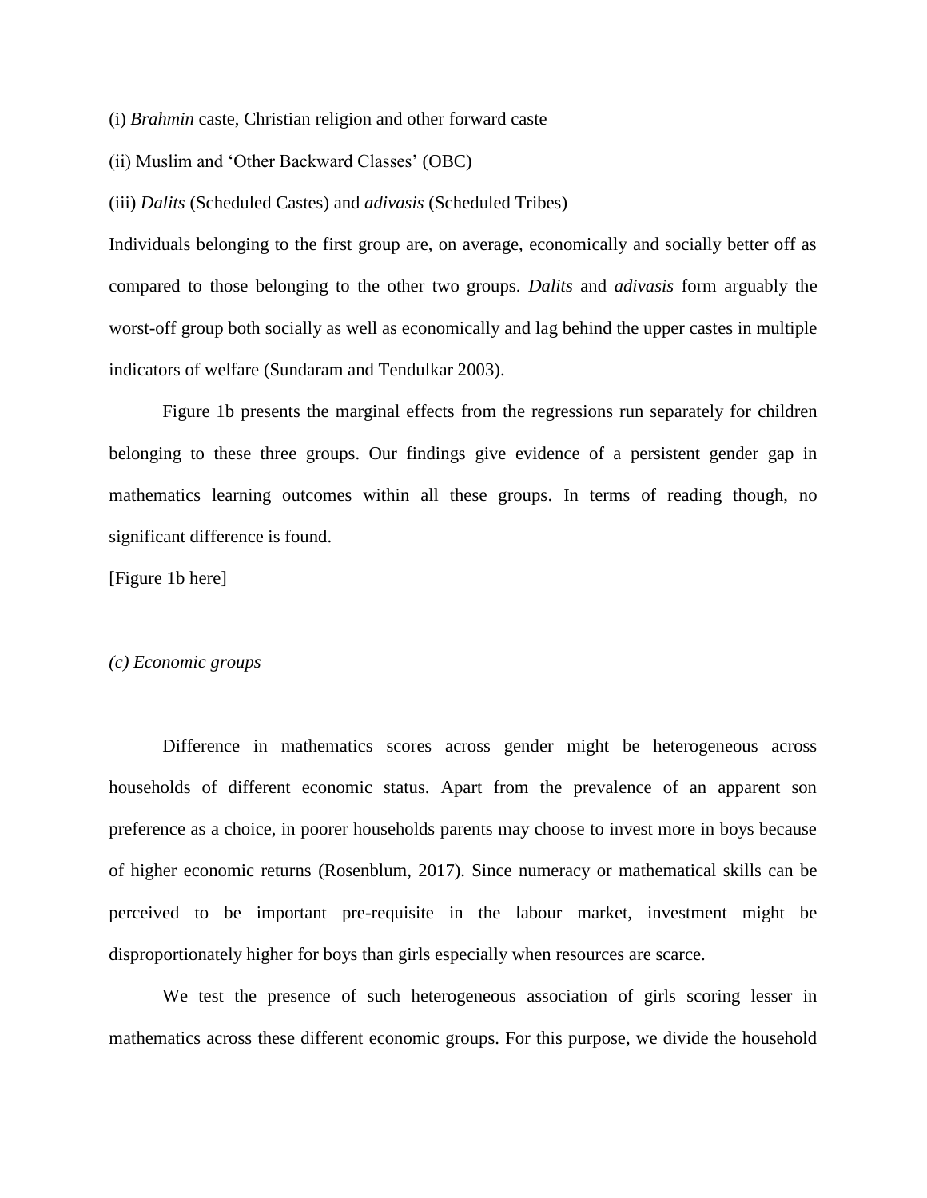(i) *Brahmin* caste, Christian religion and other forward caste

(ii) Muslim and 'Other Backward Classes' (OBC)

(iii) *Dalits* (Scheduled Castes) and *adivasis* (Scheduled Tribes)

Individuals belonging to the first group are, on average, economically and socially better off as compared to those belonging to the other two groups. *Dalits* and *adivasis* form arguably the worst-off group both socially as well as economically and lag behind the upper castes in multiple indicators of welfare (Sundaram and Tendulkar 2003).

Figure 1b presents the marginal effects from the regressions run separately for children belonging to these three groups. Our findings give evidence of a persistent gender gap in mathematics learning outcomes within all these groups. In terms of reading though, no significant difference is found.

[Figure 1b here]

*(c) Economic groups*

Difference in mathematics scores across gender might be heterogeneous across households of different economic status. Apart from the prevalence of an apparent son preference as a choice, in poorer households parents may choose to invest more in boys because of higher economic returns (Rosenblum, 2017). Since numeracy or mathematical skills can be perceived to be important pre-requisite in the labour market, investment might be disproportionately higher for boys than girls especially when resources are scarce.

We test the presence of such heterogeneous association of girls scoring lesser in mathematics across these different economic groups. For this purpose, we divide the household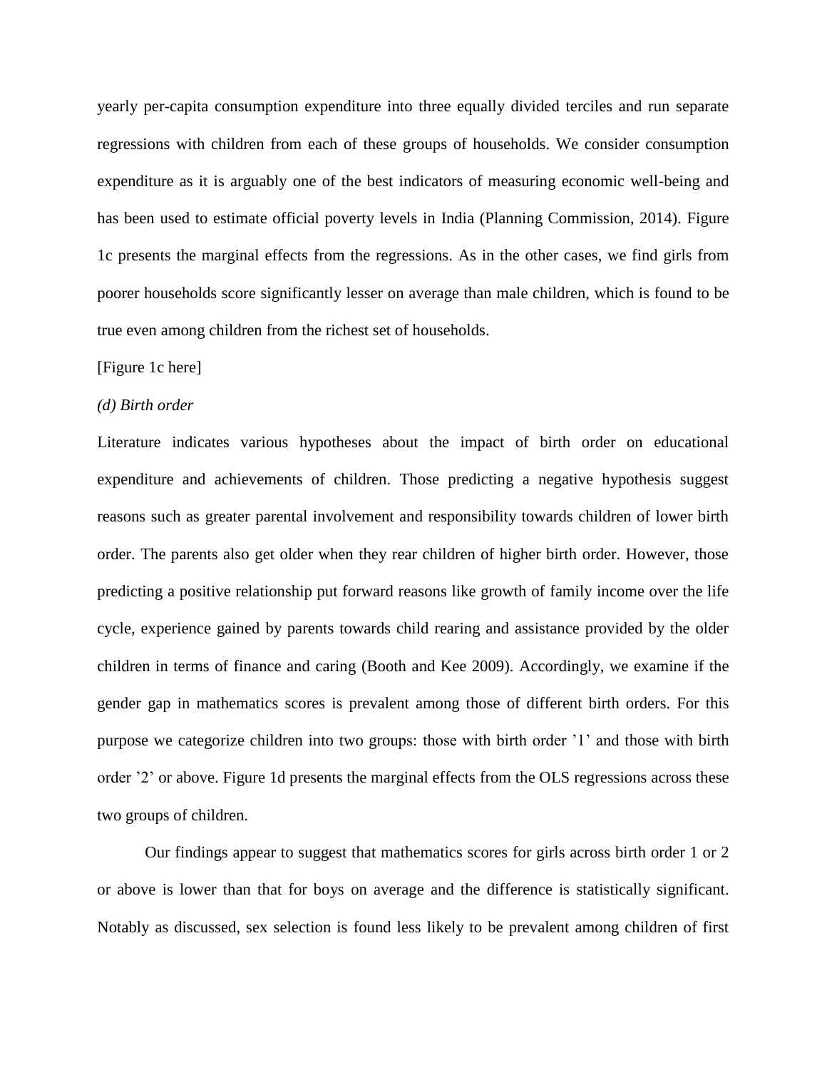yearly per-capita consumption expenditure into three equally divided terciles and run separate regressions with children from each of these groups of households. We consider consumption expenditure as it is arguably one of the best indicators of measuring economic well-being and has been used to estimate official poverty levels in India (Planning Commission, 2014). Figure 1c presents the marginal effects from the regressions. As in the other cases, we find girls from poorer households score significantly lesser on average than male children, which is found to be true even among children from the richest set of households.

[Figure 1c here]

*(d) Birth order*

Literature indicates various hypotheses about the impact of birth order on educational expenditure and achievements of children. Those predicting a negative hypothesis suggest reasons such as greater parental involvement and responsibility towards children of lower birth order. The parents also get older when they rear children of higher birth order. However, those predicting a positive relationship put forward reasons like growth of family income over the life cycle, experience gained by parents towards child rearing and assistance provided by the older children in terms of finance and caring (Booth and Kee 2009). Accordingly, we examine if the gender gap in mathematics scores is prevalent among those of different birth orders. For this purpose we categorize children into two groups: those with birth order '1' and those with birth order '2' or above. Figure 1d presents the marginal effects from the OLS regressions across these two groups of children.

Our findings appear to suggest that mathematics scores for girls across birth order 1 or 2 or above is lower than that for boys on average and the difference is statistically significant. Notably as discussed, sex selection is found less likely to be prevalent among children of first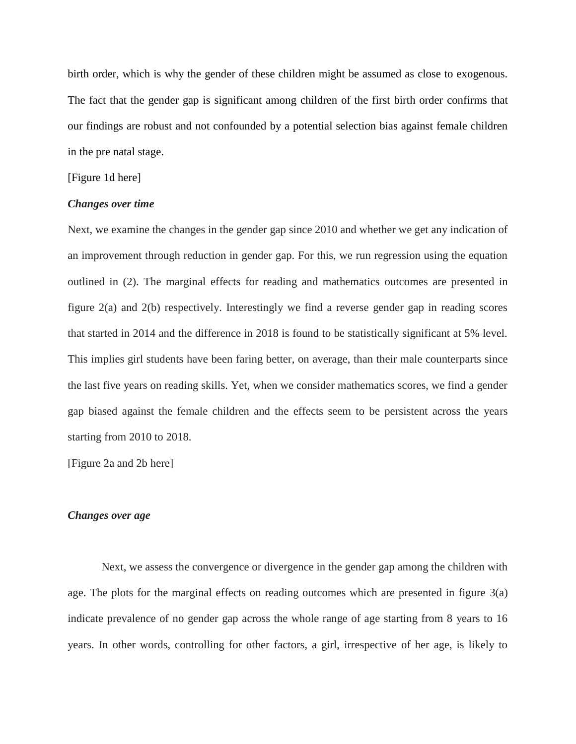birth order, which is why the gender of these children might be assumed as close to exogenous. The fact that the gender gap is significant among children of the first birth order confirms that our findings are robust and not confounded by a potential selection bias against female children in the pre natal stage.

[Figure 1d here]

***Changes over time***

Next, we examine the changes in the gender gap since 2010 and whether we get any indication of an improvement through reduction in gender gap. For this, we run regression using the equation outlined in (2). The marginal effects for reading and mathematics outcomes are presented in figure 2(a) and 2(b) respectively. Interestingly we find a reverse gender gap in reading scores that started in 2014 and the difference in 2018 is found to be statistically significant at 5% level. This implies girl students have been faring better, on average, than their male counterparts since the last five years on reading skills. Yet, when we consider mathematics scores, we find a gender gap biased against the female children and the effects seem to be persistent across the years starting from 2010 to 2018.

[Figure 2a and 2b here]

***Changes over age***

Next, we assess the convergence or divergence in the gender gap among the children with age. The plots for the marginal effects on reading outcomes which are presented in figure 3(a) indicate prevalence of no gender gap across the whole range of age starting from 8 years to 16 years. In other words, controlling for other factors, a girl, irrespective of her age, is likely to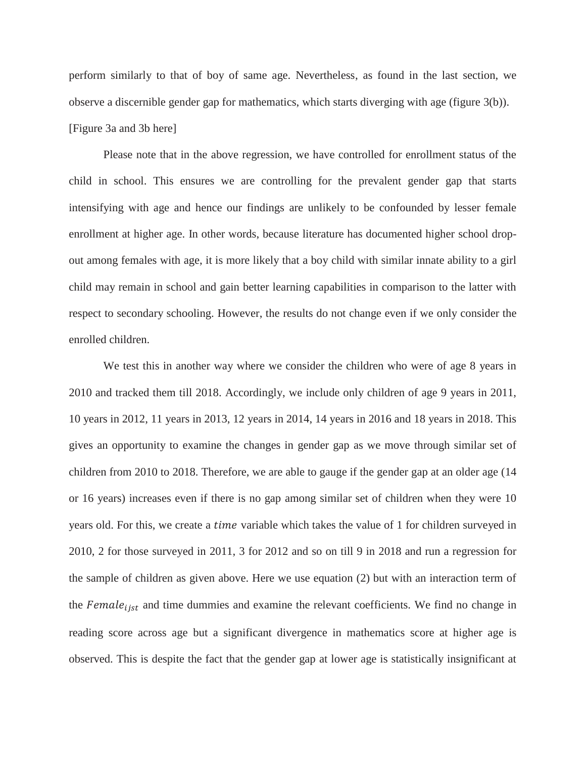perform similarly to that of boy of same age. Nevertheless, as found in the last section, we observe a discernible gender gap for mathematics, which starts diverging with age (figure 3(b)).

[Figure 3a and 3b here]

Please note that in the above regression, we have controlled for enrollment status of the child in school. This ensures we are controlling for the prevalent gender gap that starts intensifying with age and hence our findings are unlikely to be confounded by lesser female enrollment at higher age. In other words, because literature has documented higher school drop-out among females with age, it is more likely that a boy child with similar innate ability to a girl child may remain in school and gain better learning capabilities in comparison to the latter with respect to secondary schooling. However, the results do not change even if we only consider the enrolled children.

We test this in another way where we consider the children who were of age 8 years in 2010 and tracked them till 2018. Accordingly, we include only children of age 9 years in 2011, 10 years in 2012, 11 years in 2013, 12 years in 2014, 14 years in 2016 and 18 years in 2018. This gives an opportunity to examine the changes in gender gap as we move through similar set of children from 2010 to 2018. Therefore, we are able to gauge if the gender gap at an older age (14 or 16 years) increases even if there is no gap among similar set of children when they were 10 years old. For this, we create a $time$ variable which takes the value of 1 for children surveyed in 2010, 2 for those surveyed in 2011, 3 for 2012 and so on till 9 in 2018 and run a regression for the sample of children as given above. Here we use equation (2) but with an interaction term of the $Female_{ijst}$ and time dummies and examine the relevant coefficients. We find no change in reading score across age but a significant divergence in mathematics score at higher age is observed. This is despite the fact that the gender gap at lower age is statistically insignificant at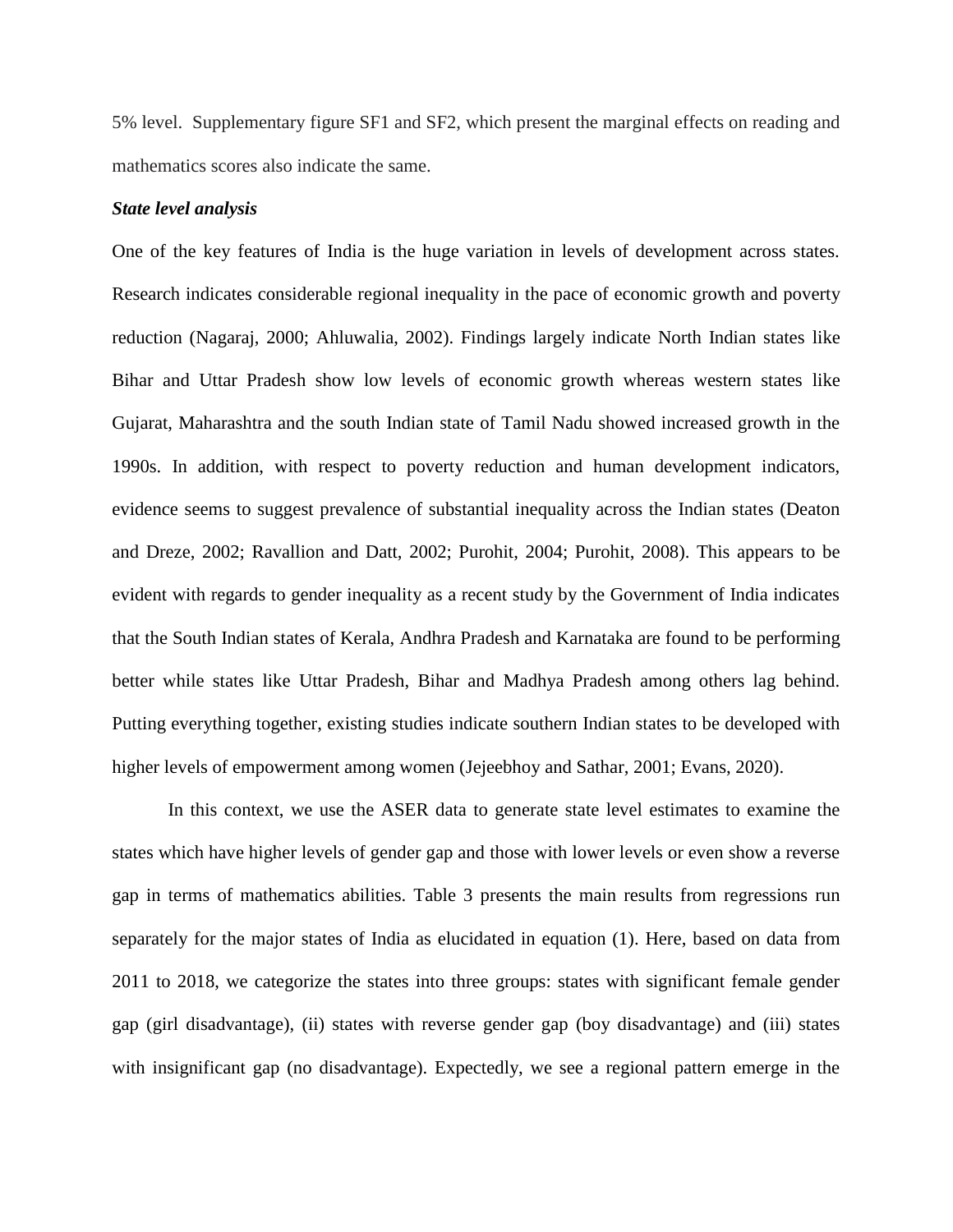5% level. Supplementary figure SF1 and SF2, which present the marginal effects on reading and mathematics scores also indicate the same.

***State level analysis***

One of the key features of India is the huge variation in levels of development across states. Research indicates considerable regional inequality in the pace of economic growth and poverty reduction (Nagaraj, 2000; Ahluwalia, 2002). Findings largely indicate North Indian states like Bihar and Uttar Pradesh show low levels of economic growth whereas western states like Gujarat, Maharashtra and the south Indian state of Tamil Nadu showed increased growth in the 1990s. In addition, with respect to poverty reduction and human development indicators, evidence seems to suggest prevalence of substantial inequality across the Indian states (Deaton and Dreze, 2002; Ravallion and Datt, 2002; Purohit, 2004; Purohit, 2008). This appears to be evident with regards to gender inequality as a recent study by the Government of India indicates that the South Indian states of Kerala, Andhra Pradesh and Karnataka are found to be performing better while states like Uttar Pradesh, Bihar and Madhya Pradesh among others lag behind. Putting everything together, existing studies indicate southern Indian states to be developed with higher levels of empowerment among women (Jejeebhoy and Sathar, 2001; Evans, 2020).

In this context, we use the ASER data to generate state level estimates to examine the states which have higher levels of gender gap and those with lower levels or even show a reverse gap in terms of mathematics abilities. Table 3 presents the main results from regressions run separately for the major states of India as elucidated in equation (1). Here, based on data from 2011 to 2018, we categorize the states into three groups: states with significant female gender gap (girl disadvantage), (ii) states with reverse gender gap (boy disadvantage) and (iii) states with insignificant gap (no disadvantage). Expectedly, we see a regional pattern emerge in the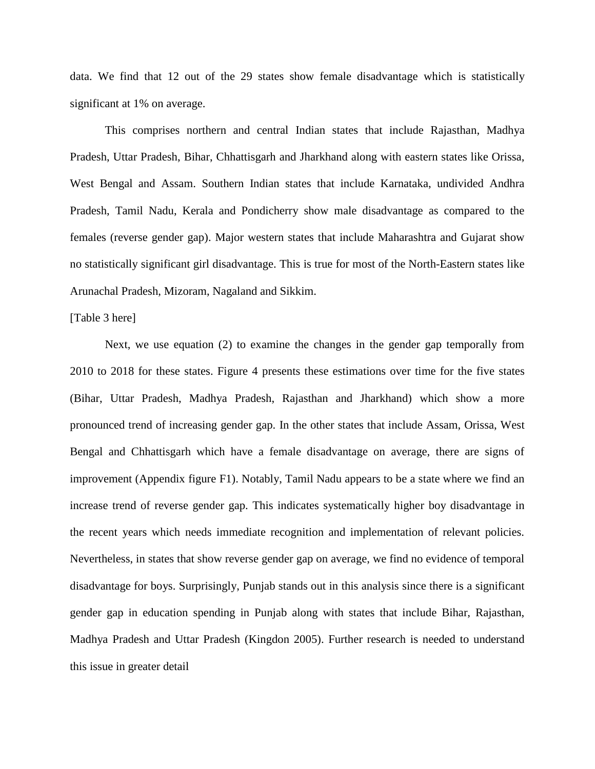data. We find that 12 out of the 29 states show female disadvantage which is statistically significant at 1% on average.

This comprises northern and central Indian states that include Rajasthan, Madhya Pradesh, Uttar Pradesh, Bihar, Chhattisgarh and Jharkhand along with eastern states like Orissa, West Bengal and Assam. Southern Indian states that include Karnataka, undivided Andhra Pradesh, Tamil Nadu, Kerala and Pondicherry show male disadvantage as compared to the females (reverse gender gap). Major western states that include Maharashtra and Gujarat show no statistically significant girl disadvantage. This is true for most of the North-Eastern states like Arunachal Pradesh, Mizoram, Nagaland and Sikkim.

[Table 3 here]

Next, we use equation (2) to examine the changes in the gender gap temporally from 2010 to 2018 for these states. Figure 4 presents these estimations over time for the five states (Bihar, Uttar Pradesh, Madhya Pradesh, Rajasthan and Jharkhand) which show a more pronounced trend of increasing gender gap. In the other states that include Assam, Orissa, West Bengal and Chhattisgarh which have a female disadvantage on average, there are signs of improvement (Appendix figure F1). Notably, Tamil Nadu appears to be a state where we find an increase trend of reverse gender gap. This indicates systematically higher boy disadvantage in the recent years which needs immediate recognition and implementation of relevant policies. Nevertheless, in states that show reverse gender gap on average, we find no evidence of temporal disadvantage for boys. Surprisingly, Punjab stands out in this analysis since there is a significant gender gap in education spending in Punjab along with states that include Bihar, Rajasthan, Madhya Pradesh and Uttar Pradesh (Kingdon 2005). Further research is needed to understand this issue in greater detail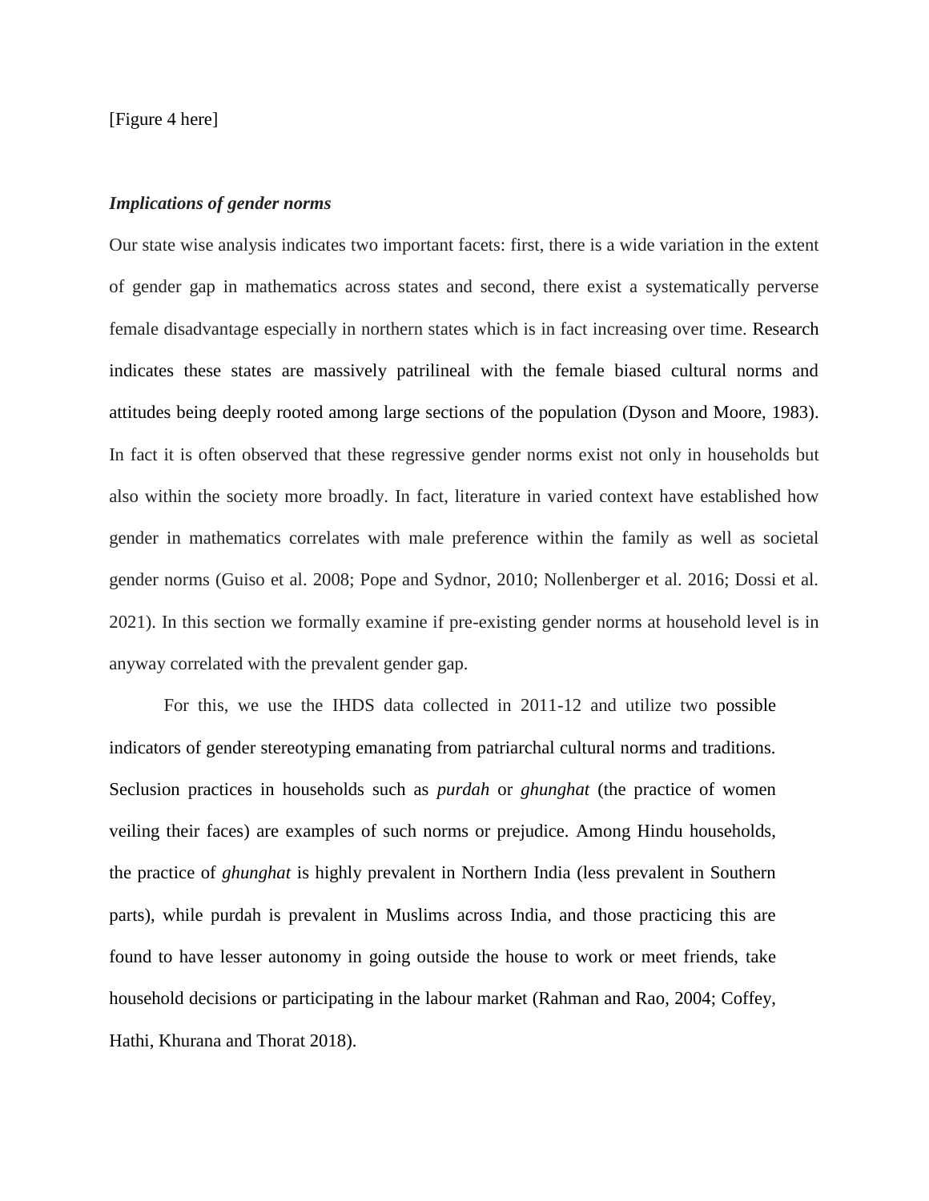[Figure 4 here]

***Implications of gender norms***

Our state wise analysis indicates two important facets: first, there is a wide variation in the extent of gender gap in mathematics across states and second, there exist a systematically perverse female disadvantage especially in northern states which is in fact increasing over time. Research indicates these states are massively patrilineal with the female biased cultural norms and attitudes being deeply rooted among large sections of the population (Dyson and Moore, 1983). In fact it is often observed that these regressive gender norms exist not only in households but also within the society more broadly. In fact, literature in varied context have established how gender in mathematics correlates with male preference within the family as well as societal gender norms (Guiso et al. 2008; Pope and Sydnor, 2010; Nollenberger et al. 2016; Dossi et al. 2021). In this section we formally examine if pre-existing gender norms at household level is in anyway correlated with the prevalent gender gap.

For this, we use the IHDS data collected in 2011-12 and utilize two possible indicators of gender stereotyping emanating from patriarchal cultural norms and traditions. Seclusion practices in households such as *purdah* or *ghunghat* (the practice of women veiling their faces) are examples of such norms or prejudice. Among Hindu households, the practice of *ghunghat* is highly prevalent in Northern India (less prevalent in Southern parts), while purdah is prevalent in Muslims across India, and those practicing this are found to have lesser autonomy in going outside the house to work or meet friends, take household decisions or participating in the labour market (Rahman and Rao, 2004; Coffey, Hathi, Khurana and Thorat 2018).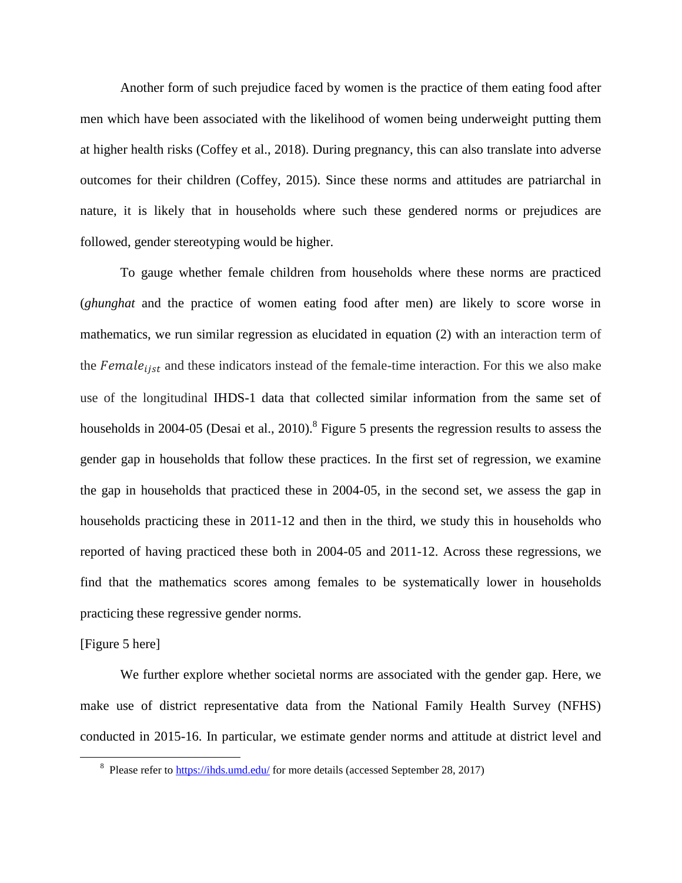Another form of such prejudice faced by women is the practice of them eating food after men which have been associated with the likelihood of women being underweight putting them at higher health risks (Coffey et al., 2018). During pregnancy, this can also translate into adverse outcomes for their children (Coffey, 2015). Since these norms and attitudes are patriarchal in nature, it is likely that in households where such these gendered norms or prejudices are followed, gender stereotyping would be higher.

To gauge whether female children from households where these norms are practiced (*ghunghat* and the practice of women eating food after men) are likely to score worse in mathematics, we run similar regression as elucidated in equation (2) with an interaction term of the $Female_{ijst}$ and these indicators instead of the female-time interaction. For this we also make use of the longitudinal IHDS-1 data that collected similar information from the same set of households in 2004-05 (Desai et al., 2010).[8] Figure 5 presents the regression results to assess the gender gap in households that follow these practices. In the first set of regression, we examine the gap in households that practiced these in 2004-05, in the second set, we assess the gap in households practicing these in 2011-12 and then in the third, we study this in households who reported of having practiced these both in 2004-05 and 2011-12. Across these regressions, we find that the mathematics scores among females to be systematically lower in households practicing these regressive gender norms.

[Figure 5 here]

We further explore whether societal norms are associated with the gender gap. Here, we make use of district representative data from the National Family Health Survey (NFHS) conducted in 2015-16. In particular, we estimate gender norms and attitude at district level and

[8] Please refer to https://ihds.umd.edu/ for more details (accessed September 28, 2017)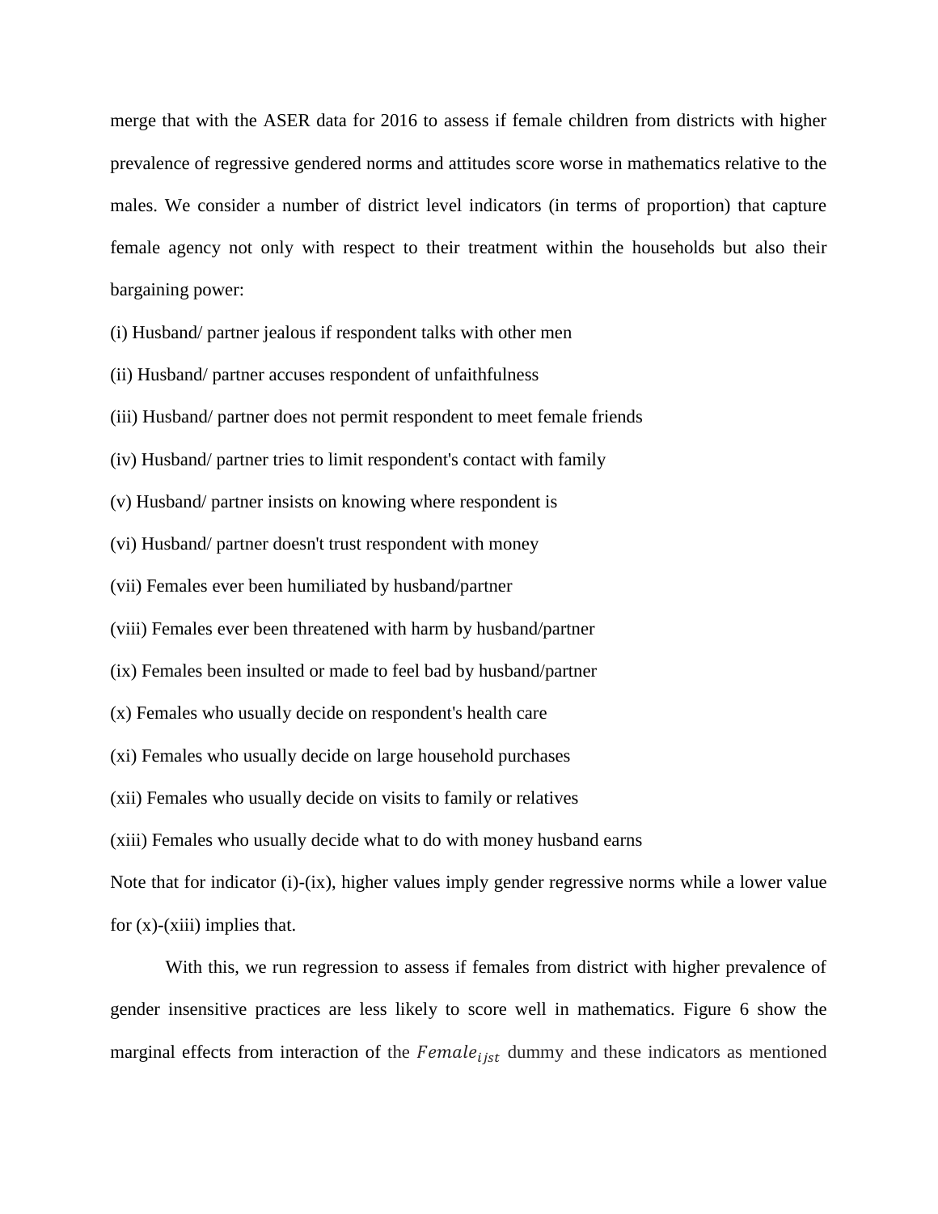merge that with the ASER data for 2016 to assess if female children from districts with higher prevalence of regressive gendered norms and attitudes score worse in mathematics relative to the males. We consider a number of district level indicators (in terms of proportion) that capture female agency not only with respect to their treatment within the households but also their bargaining power:

(i) Husband/ partner jealous if respondent talks with other men

(ii) Husband/ partner accuses respondent of unfaithfulness

(iii) Husband/ partner does not permit respondent to meet female friends

(iv) Husband/ partner tries to limit respondent's contact with family

(v) Husband/ partner insists on knowing where respondent is

(vi) Husband/ partner doesn't trust respondent with money

(vii) Females ever been humiliated by husband/partner

(viii) Females ever been threatened with harm by husband/partner

(ix) Females been insulted or made to feel bad by husband/partner

(x) Females who usually decide on respondent's health care

(xi) Females who usually decide on large household purchases

(xii) Females who usually decide on visits to family or relatives

(xiii) Females who usually decide what to do with money husband earns

Note that for indicator (i)-(ix), higher values imply gender regressive norms while a lower value for (x)-(xiii) implies that.

With this, we run regression to assess if females from district with higher prevalence of gender insensitive practices are less likely to score well in mathematics. Figure 6 show the marginal effects from interaction of the $Female_{ijst}$ dummy and these indicators as mentioned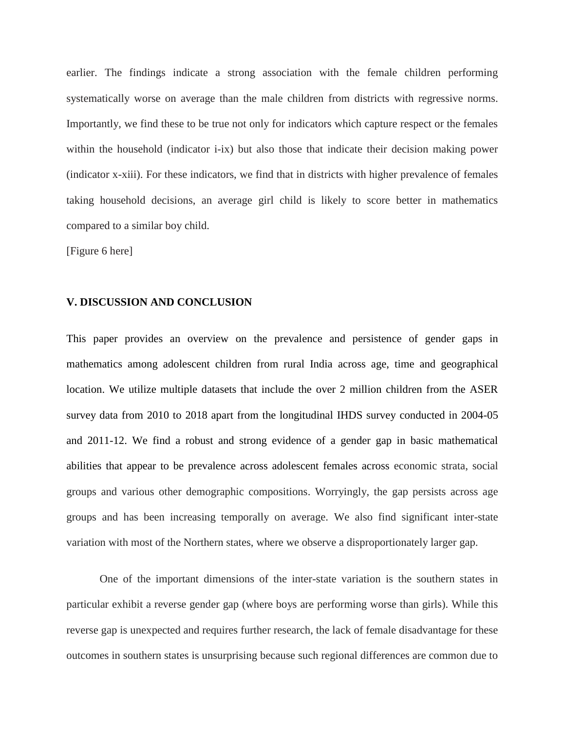earlier. The findings indicate a strong association with the female children performing systematically worse on average than the male children from districts with regressive norms. Importantly, we find these to be true not only for indicators which capture respect or the females within the household (indicator i-ix) but also those that indicate their decision making power (indicator x-xiii). For these indicators, we find that in districts with higher prevalence of females taking household decisions, an average girl child is likely to score better in mathematics compared to a similar boy child.

[Figure 6 here]

## V. DISCUSSION AND CONCLUSION

This paper provides an overview on the prevalence and persistence of gender gaps in mathematics among adolescent children from rural India across age, time and geographical location. We utilize multiple datasets that include the over 2 million children from the ASER survey data from 2010 to 2018 apart from the longitudinal IHDS survey conducted in 2004-05 and 2011-12. We find a robust and strong evidence of a gender gap in basic mathematical abilities that appear to be prevalence across adolescent females across economic strata, social groups and various other demographic compositions. Worryingly, the gap persists across age groups and has been increasing temporally on average. We also find significant inter-state variation with most of the Northern states, where we observe a disproportionately larger gap.

One of the important dimensions of the inter-state variation is the southern states in particular exhibit a reverse gender gap (where boys are performing worse than girls). While this reverse gap is unexpected and requires further research, the lack of female disadvantage for these outcomes in southern states is unsurprising because such regional differences are common due to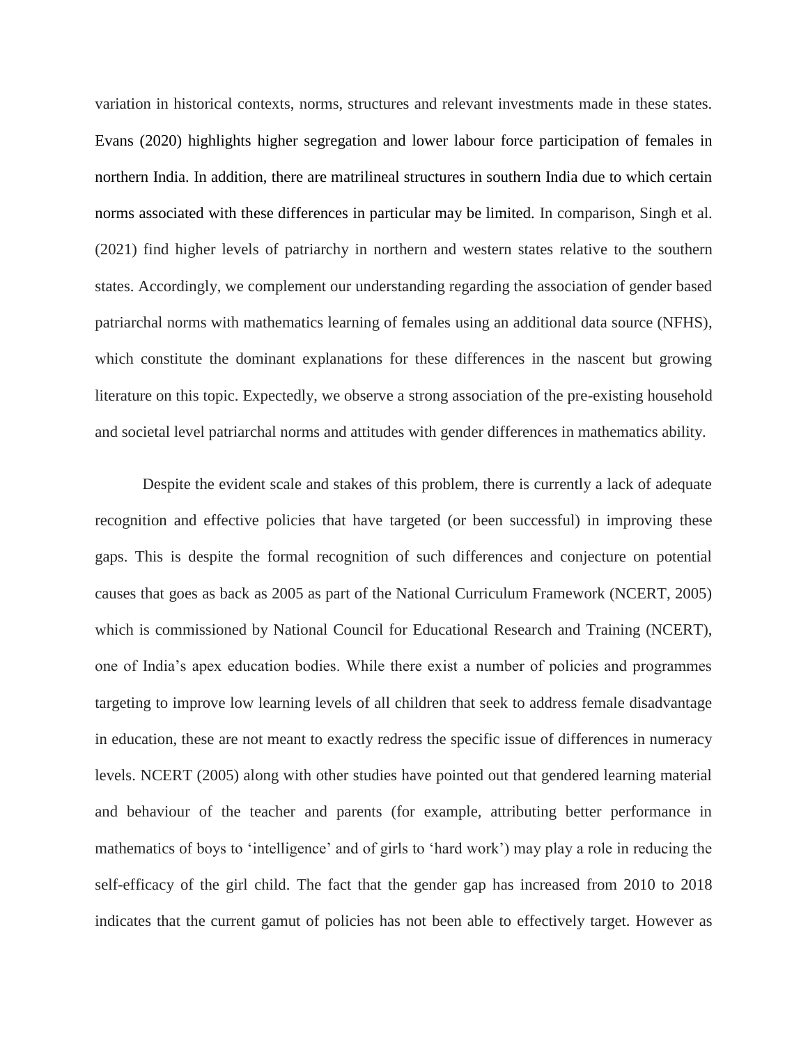variation in historical contexts, norms, structures and relevant investments made in these states. Evans (2020) highlights higher segregation and lower labour force participation of females in northern India. In addition, there are matrilineal structures in southern India due to which certain norms associated with these differences in particular may be limited. In comparison, Singh et al. (2021) find higher levels of patriarchy in northern and western states relative to the southern states. Accordingly, we complement our understanding regarding the association of gender based patriarchal norms with mathematics learning of females using an additional data source (NFHS), which constitute the dominant explanations for these differences in the nascent but growing literature on this topic. Expectedly, we observe a strong association of the pre-existing household and societal level patriarchal norms and attitudes with gender differences in mathematics ability.

Despite the evident scale and stakes of this problem, there is currently a lack of adequate recognition and effective policies that have targeted (or been successful) in improving these gaps. This is despite the formal recognition of such differences and conjecture on potential causes that goes as back as 2005 as part of the National Curriculum Framework (NCERT, 2005) which is commissioned by National Council for Educational Research and Training (NCERT), one of India's apex education bodies. While there exist a number of policies and programmes targeting to improve low learning levels of all children that seek to address female disadvantage in education, these are not meant to exactly redress the specific issue of differences in numeracy levels. NCERT (2005) along with other studies have pointed out that gendered learning material and behaviour of the teacher and parents (for example, attributing better performance in mathematics of boys to 'intelligence' and of girls to 'hard work') may play a role in reducing the self-efficacy of the girl child. The fact that the gender gap has increased from 2010 to 2018 indicates that the current gamut of policies has not been able to effectively target. However as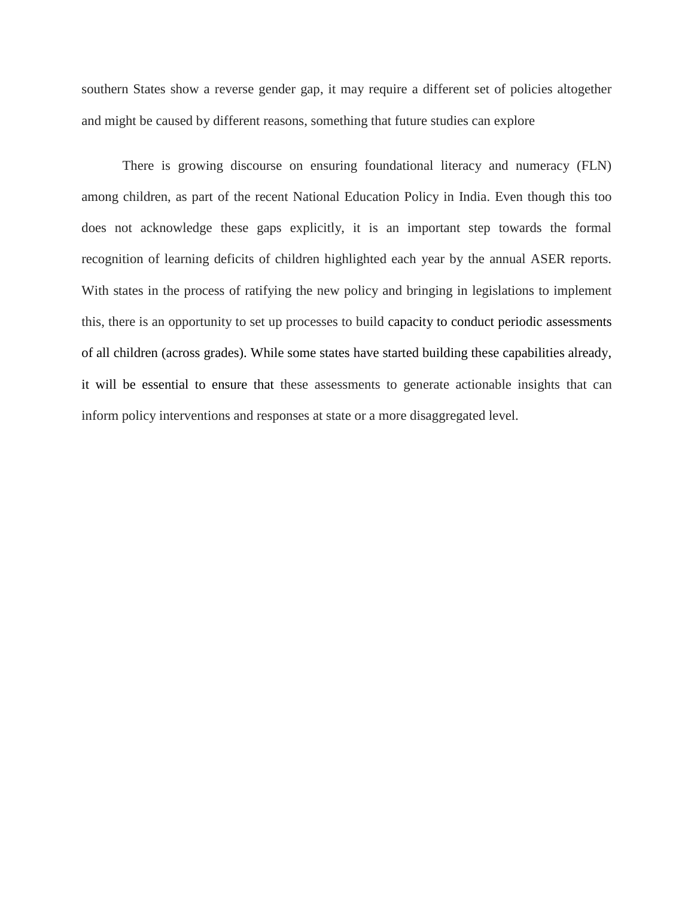southern States show a reverse gender gap, it may require a different set of policies altogether and might be caused by different reasons, something that future studies can explore

There is growing discourse on ensuring foundational literacy and numeracy (FLN) among children, as part of the recent National Education Policy in India. Even though this too does not acknowledge these gaps explicitly, it is an important step towards the formal recognition of learning deficits of children highlighted each year by the annual ASER reports. With states in the process of ratifying the new policy and bringing in legislations to implement this, there is an opportunity to set up processes to build capacity to conduct periodic assessments of all children (across grades). While some states have started building these capabilities already, it will be essential to ensure that these assessments to generate actionable insights that can inform policy interventions and responses at state or a more disaggregated level.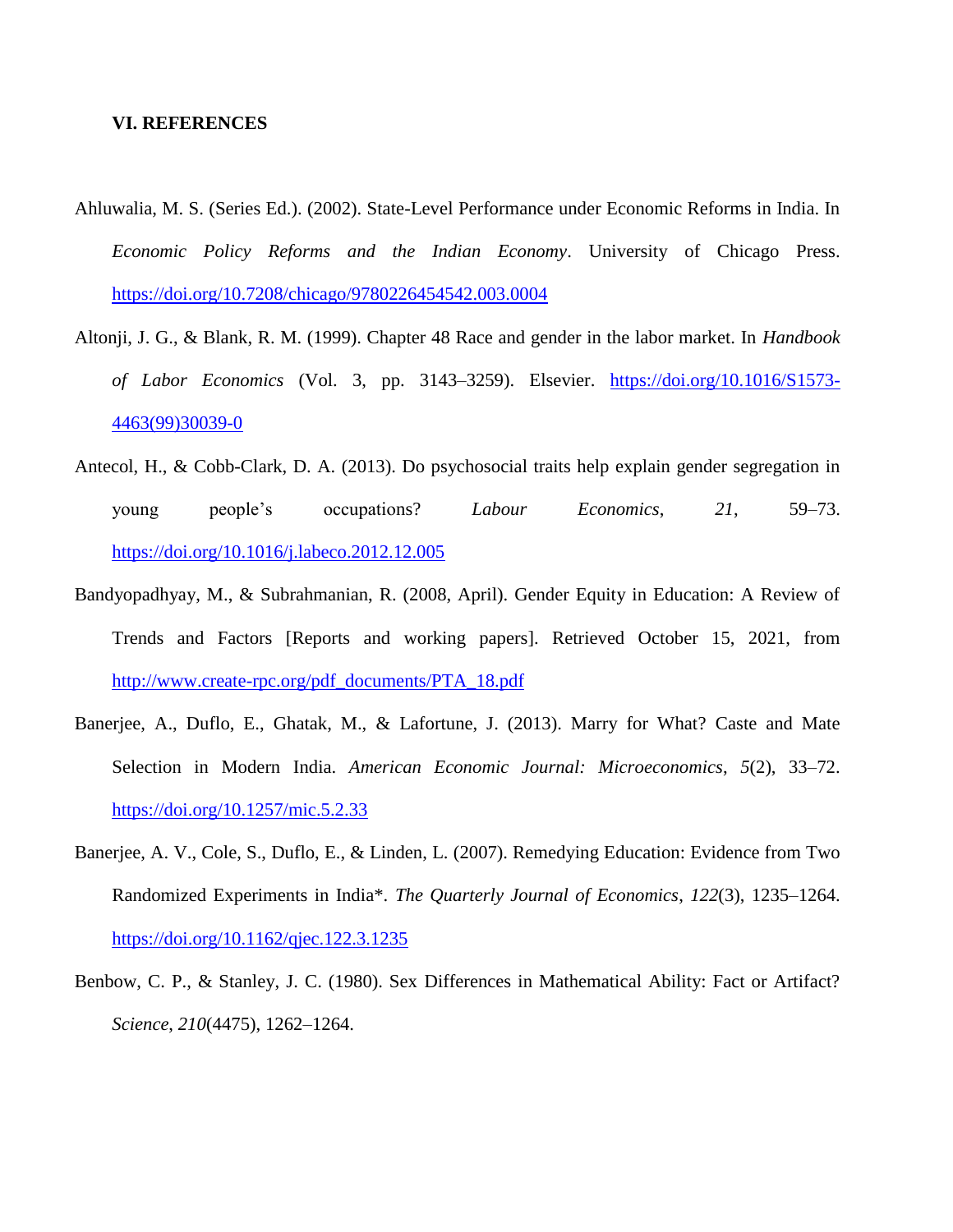## VI. REFERENCES

Ahluwalia, M. S. (Series Ed.). (2002). State-Level Performance under Economic Reforms in India. In *Economic Policy Reforms and the Indian Economy*. University of Chicago Press. https://doi.org/10.7208/chicago/9780226454542.003.0004

Altonji, J. G., & Blank, R. M. (1999). Chapter 48 Race and gender in the labor market. In *Handbook of Labor Economics* (Vol. 3, pp. 3143–3259). Elsevier. https://doi.org/10.1016/S1573-4463(99)30039-0

Antecol, H., & Cobb-Clark, D. A. (2013). Do psychosocial traits help explain gender segregation in young people's occupations? *Labour Economics*, *21*, 59–73. https://doi.org/10.1016/j.labeco.2012.12.005

Bandyopadhyay, M., & Subrahmanian, R. (2008, April). Gender Equity in Education: A Review of Trends and Factors [Reports and working papers]. Retrieved October 15, 2021, from http://www.create-rpc.org/pdf_documents/PTA_18.pdf

Banerjee, A., Duflo, E., Ghatak, M., & Lafortune, J. (2013). Marry for What? Caste and Mate Selection in Modern India. *American Economic Journal: Microeconomics*, *5*(2), 33–72. https://doi.org/10.1257/mic.5.2.33

Banerjee, A. V., Cole, S., Duflo, E., & Linden, L. (2007). Remedying Education: Evidence from Two Randomized Experiments in India*. *The Quarterly Journal of Economics*, *122*(3), 1235–1264. https://doi.org/10.1162/qjec.122.3.1235

Benbow, C. P., & Stanley, J. C. (1980). Sex Differences in Mathematical Ability: Fact or Artifact? *Science*, *210*(4475), 1262–1264.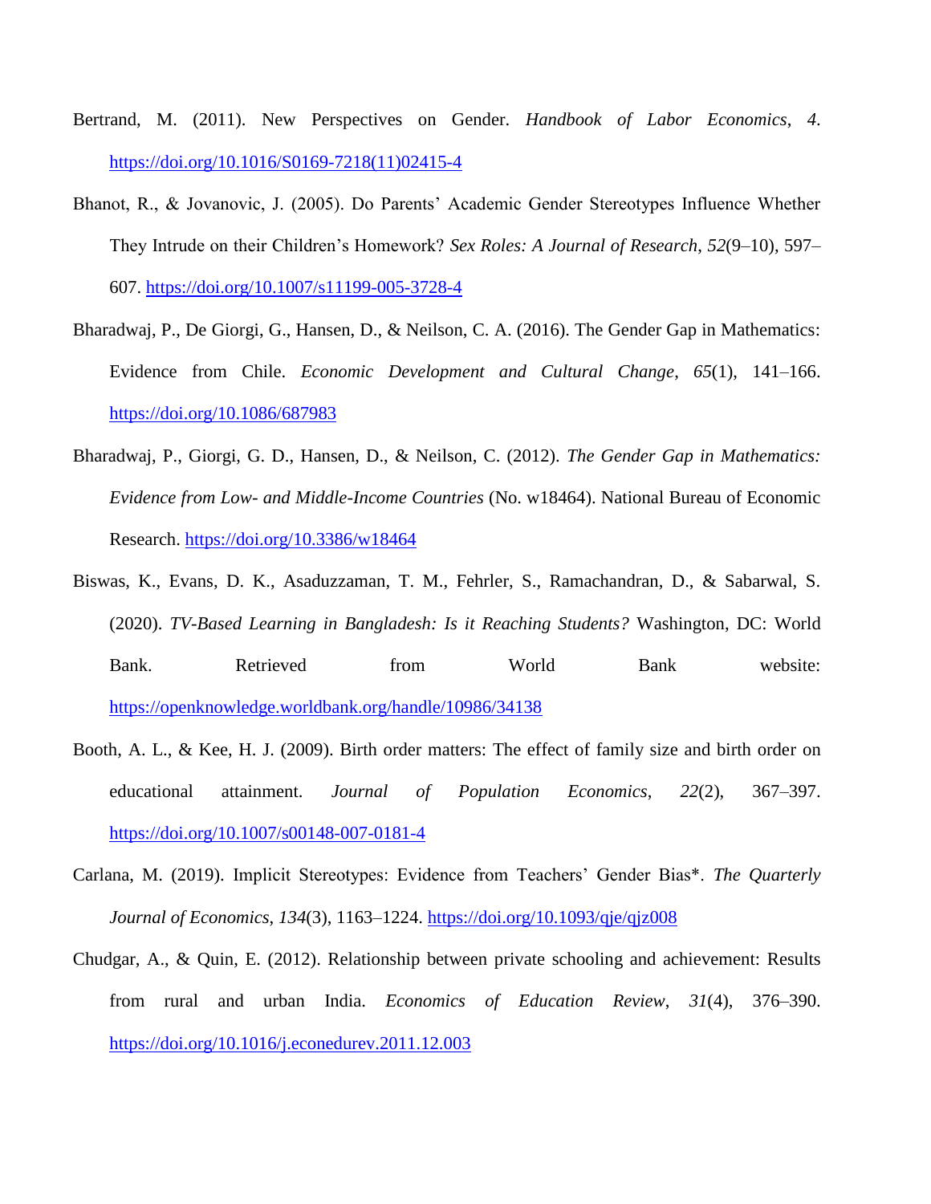Bertrand, M. (2011). New Perspectives on Gender. *Handbook of Labor Economics*, *4*. https://doi.org/10.1016/S0169-7218(11)02415-4

Bhanot, R., & Jovanovic, J. (2005). Do Parents' Academic Gender Stereotypes Influence Whether They Intrude on their Children's Homework? *Sex Roles: A Journal of Research*, *52*(9–10), 597–607. https://doi.org/10.1007/s11199-005-3728-4

Bharadwaj, P., De Giorgi, G., Hansen, D., & Neilson, C. A. (2016). The Gender Gap in Mathematics: Evidence from Chile. *Economic Development and Cultural Change*, *65*(1), 141–166. https://doi.org/10.1086/687983

Bharadwaj, P., Giorgi, G. D., Hansen, D., & Neilson, C. (2012). *The Gender Gap in Mathematics: Evidence from Low- and Middle-Income Countries* (No. w18464). National Bureau of Economic Research. https://doi.org/10.3386/w18464

Biswas, K., Evans, D. K., Asaduzzaman, T. M., Fehrler, S., Ramachandran, D., & Sabarwal, S. (2020). *TV-Based Learning in Bangladesh: Is it Reaching Students?* Washington, DC: World Bank. Retrieved from World Bank website: https://openknowledge.worldbank.org/handle/10986/34138

Booth, A. L., & Kee, H. J. (2009). Birth order matters: The effect of family size and birth order on educational attainment. *Journal of Population Economics*, *22*(2), 367–397. https://doi.org/10.1007/s00148-007-0181-4

Carlana, M. (2019). Implicit Stereotypes: Evidence from Teachers' Gender Bias*. *The Quarterly Journal of Economics*, *134*(3), 1163–1224. https://doi.org/10.1093/qje/qjz008

Chudgar, A., & Quin, E. (2012). Relationship between private schooling and achievement: Results from rural and urban India. *Economics of Education Review*, *31*(4), 376–390. https://doi.org/10.1016/j.econedurev.2011.12.003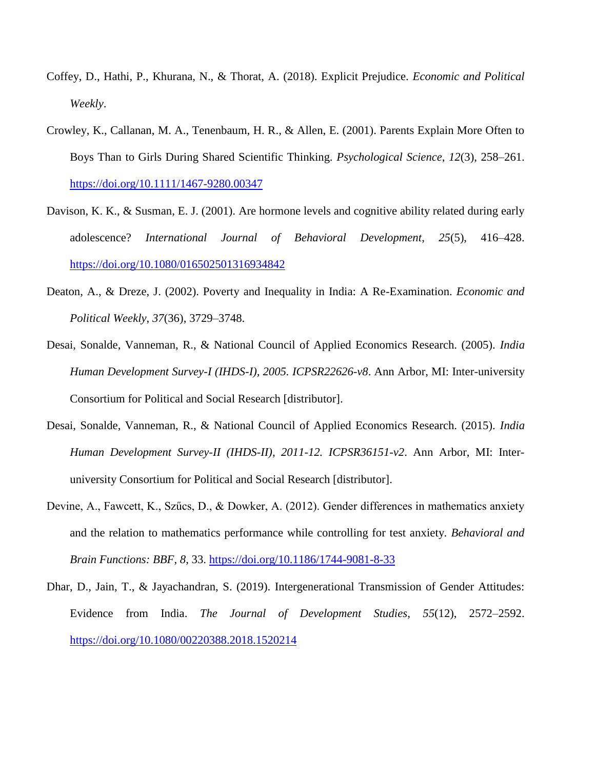Coffey, D., Hathi, P., Khurana, N., & Thorat, A. (2018). Explicit Prejudice. *Economic and Political Weekly*.

Crowley, K., Callanan, M. A., Tenenbaum, H. R., & Allen, E. (2001). Parents Explain More Often to Boys Than to Girls During Shared Scientific Thinking. *Psychological Science*, *12*(3), 258–261. https://doi.org/10.1111/1467-9280.00347

Davison, K. K., & Susman, E. J. (2001). Are hormone levels and cognitive ability related during early adolescence? *International Journal of Behavioral Development*, *25*(5), 416–428. https://doi.org/10.1080/016502501316934842

Deaton, A., & Dreze, J. (2002). Poverty and Inequality in India: A Re-Examination. *Economic and Political Weekly*, *37*(36), 3729–3748.

Desai, Sonalde, Vanneman, R., & National Council of Applied Economics Research. (2005). *India Human Development Survey-I (IHDS-I), 2005. ICPSR22626-v8*. Ann Arbor, MI: Inter-university Consortium for Political and Social Research [distributor].

Desai, Sonalde, Vanneman, R., & National Council of Applied Economics Research. (2015). *India Human Development Survey-II (IHDS-II), 2011-12. ICPSR36151-v2*. Ann Arbor, MI: Inter-university Consortium for Political and Social Research [distributor].

Devine, A., Fawcett, K., Szűcs, D., & Dowker, A. (2012). Gender differences in mathematics anxiety and the relation to mathematics performance while controlling for test anxiety. *Behavioral and Brain Functions: BBF*, *8*, 33. https://doi.org/10.1186/1744-9081-8-33

Dhar, D., Jain, T., & Jayachandran, S. (2019). Intergenerational Transmission of Gender Attitudes: Evidence from India. *The Journal of Development Studies*, *55*(12), 2572–2592. https://doi.org/10.1080/00220388.2018.1520214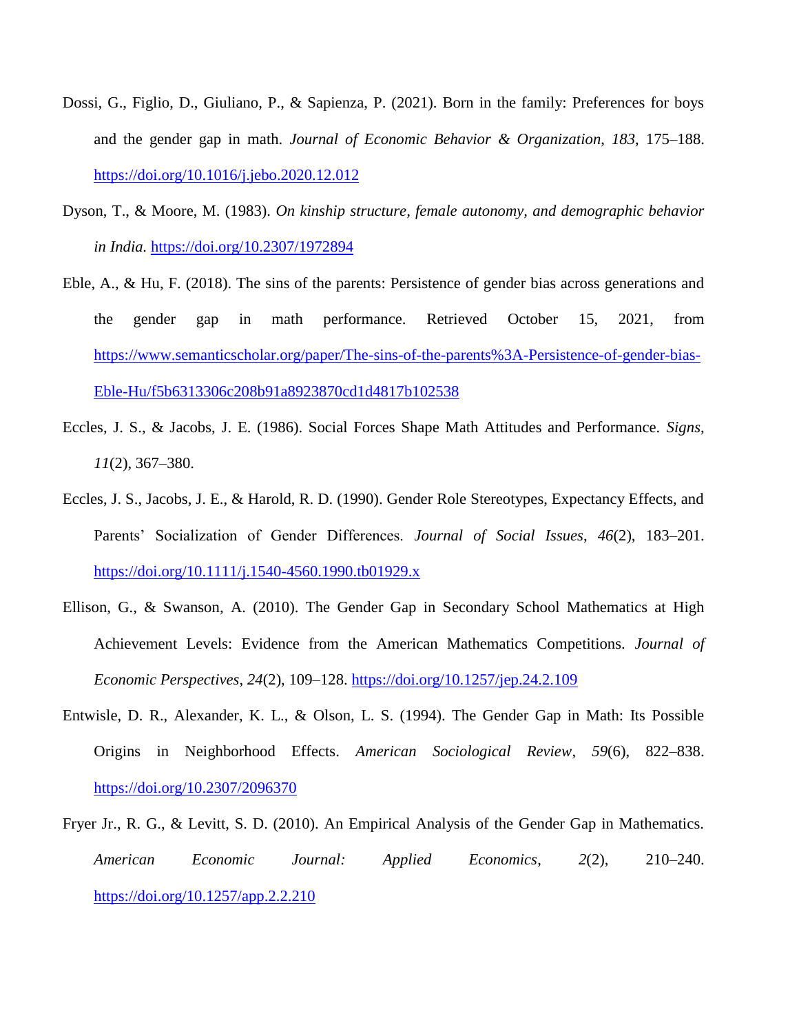Dossi, G., Figlio, D., Giuliano, P., & Sapienza, P. (2021). Born in the family: Preferences for boys and the gender gap in math. *Journal of Economic Behavior & Organization*, *183*, 175–188. https://doi.org/10.1016/j.jebo.2020.12.012

Dyson, T., & Moore, M. (1983). *On kinship structure, female autonomy, and demographic behavior in India.* https://doi.org/10.2307/1972894

Eble, A., & Hu, F. (2018). The sins of the parents: Persistence of gender bias across generations and the gender gap in math performance. Retrieved October 15, 2021, from https://www.semanticscholar.org/paper/The-sins-of-the-parents%3A-Persistence-of-gender-bias-Eble-Hu/f5b6313306c208b91a8923870cd1d4817b102538

Eccles, J. S., & Jacobs, J. E. (1986). Social Forces Shape Math Attitudes and Performance. *Signs*, *11*(2), 367–380.

Eccles, J. S., Jacobs, J. E., & Harold, R. D. (1990). Gender Role Stereotypes, Expectancy Effects, and Parents' Socialization of Gender Differences. *Journal of Social Issues*, *46*(2), 183–201. https://doi.org/10.1111/j.1540-4560.1990.tb01929.x

Ellison, G., & Swanson, A. (2010). The Gender Gap in Secondary School Mathematics at High Achievement Levels: Evidence from the American Mathematics Competitions. *Journal of Economic Perspectives*, *24*(2), 109–128. https://doi.org/10.1257/jep.24.2.109

Entwisle, D. R., Alexander, K. L., & Olson, L. S. (1994). The Gender Gap in Math: Its Possible Origins in Neighborhood Effects. *American Sociological Review*, *59*(6), 822–838. https://doi.org/10.2307/2096370

Fryer Jr., R. G., & Levitt, S. D. (2010). An Empirical Analysis of the Gender Gap in Mathematics. *American Economic Journal: Applied Economics*, *2*(2), 210–240. https://doi.org/10.1257/app.2.2.210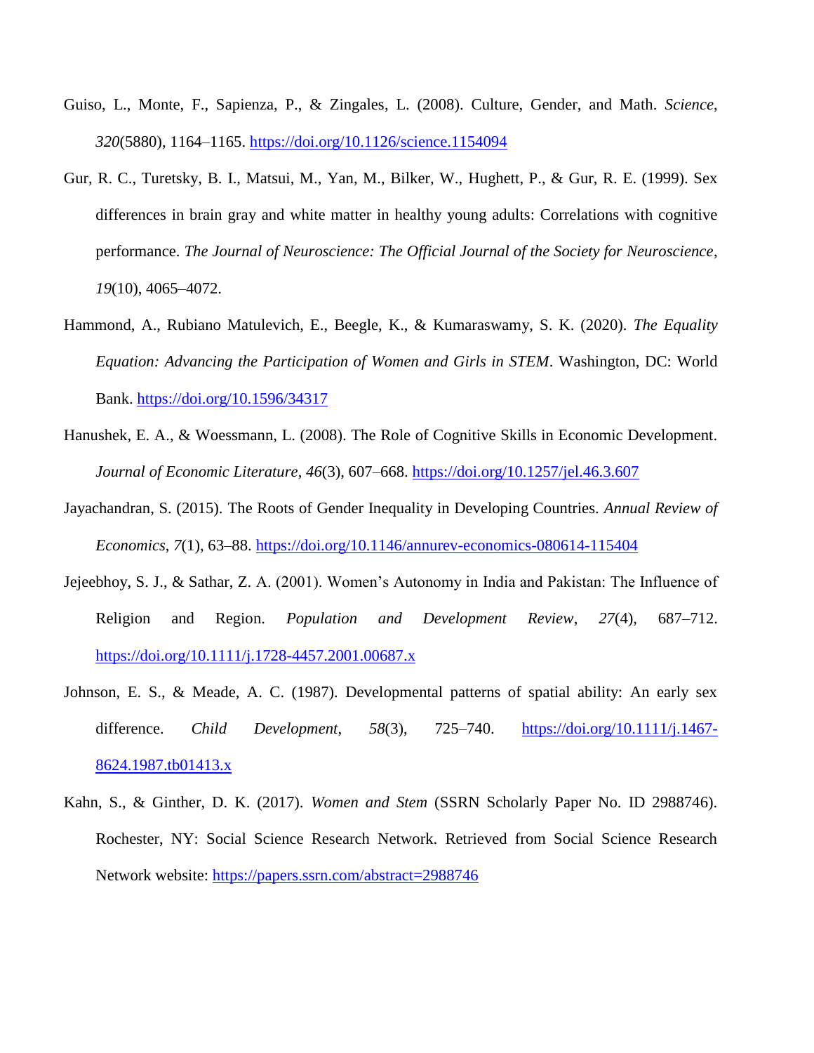Guiso, L., Monte, F., Sapienza, P., & Zingales, L. (2008). Culture, Gender, and Math. *Science*, *320*(5880), 1164–1165. https://doi.org/10.1126/science.1154094

Gur, R. C., Turetsky, B. I., Matsui, M., Yan, M., Bilker, W., Hughett, P., & Gur, R. E. (1999). Sex differences in brain gray and white matter in healthy young adults: Correlations with cognitive performance. *The Journal of Neuroscience: The Official Journal of the Society for Neuroscience*, *19*(10), 4065–4072.

Hammond, A., Rubiano Matulevich, E., Beegle, K., & Kumaraswamy, S. K. (2020). *The Equality Equation: Advancing the Participation of Women and Girls in STEM*. Washington, DC: World Bank. https://doi.org/10.1596/34317

Hanushek, E. A., & Woessmann, L. (2008). The Role of Cognitive Skills in Economic Development. *Journal of Economic Literature*, *46*(3), 607–668. https://doi.org/10.1257/jel.46.3.607

Jayachandran, S. (2015). The Roots of Gender Inequality in Developing Countries. *Annual Review of Economics*, *7*(1), 63–88. https://doi.org/10.1146/annurev-economics-080614-115404

Jejeebhoy, S. J., & Sathar, Z. A. (2001). Women's Autonomy in India and Pakistan: The Influence of Religion and Region. *Population and Development Review*, *27*(4), 687–712. https://doi.org/10.1111/j.1728-4457.2001.00687.x

Johnson, E. S., & Meade, A. C. (1987). Developmental patterns of spatial ability: An early sex difference. *Child Development*, *58*(3), 725–740. https://doi.org/10.1111/j.1467-8624.1987.tb01413.x

Kahn, S., & Ginther, D. K. (2017). *Women and Stem* (SSRN Scholarly Paper No. ID 2988746). Rochester, NY: Social Science Research Network. Retrieved from Social Science Research Network website: https://papers.ssrn.com/abstract=2988746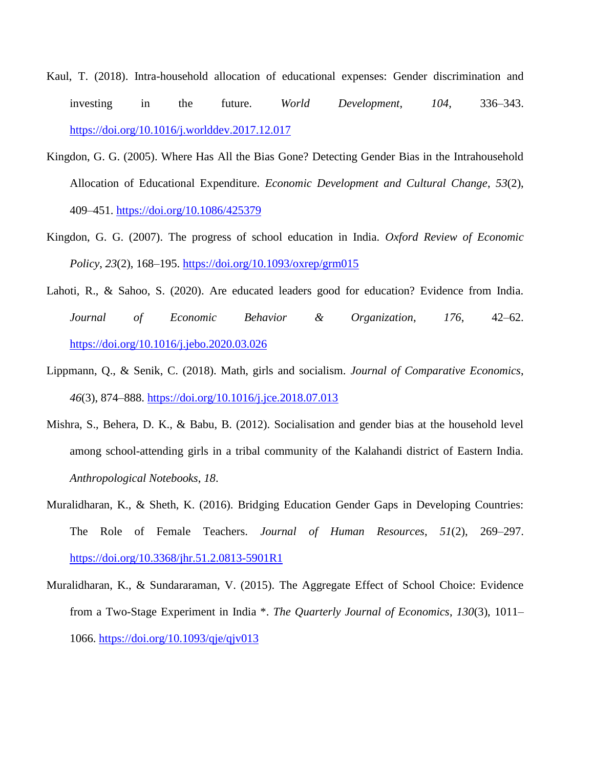Kaul, T. (2018). Intra-household allocation of educational expenses: Gender discrimination and investing in the future. *World Development*, *104*, 336–343. https://doi.org/10.1016/j.worlddev.2017.12.017

Kingdon, G. G. (2005). Where Has All the Bias Gone? Detecting Gender Bias in the Intrahousehold Allocation of Educational Expenditure. *Economic Development and Cultural Change*, *53*(2), 409–451. https://doi.org/10.1086/425379

Kingdon, G. G. (2007). The progress of school education in India. *Oxford Review of Economic Policy*, *23*(2), 168–195. https://doi.org/10.1093/oxrep/grm015

Lahoti, R., & Sahoo, S. (2020). Are educated leaders good for education? Evidence from India. *Journal of Economic Behavior & Organization*, *176*, 42–62. https://doi.org/10.1016/j.jebo.2020.03.026

Lippmann, Q., & Senik, C. (2018). Math, girls and socialism. *Journal of Comparative Economics*, *46*(3), 874–888. https://doi.org/10.1016/j.jce.2018.07.013

Mishra, S., Behera, D. K., & Babu, B. (2012). Socialisation and gender bias at the household level among school-attending girls in a tribal community of the Kalahandi district of Eastern India. *Anthropological Notebooks*, *18*.

Muralidharan, K., & Sheth, K. (2016). Bridging Education Gender Gaps in Developing Countries: The Role of Female Teachers. *Journal of Human Resources*, *51*(2), 269–297. https://doi.org/10.3368/jhr.51.2.0813-5901R1

Muralidharan, K., & Sundararaman, V. (2015). The Aggregate Effect of School Choice: Evidence from a Two-Stage Experiment in India *. *The Quarterly Journal of Economics*, *130*(3), 1011–1066. https://doi.org/10.1093/qje/qjv013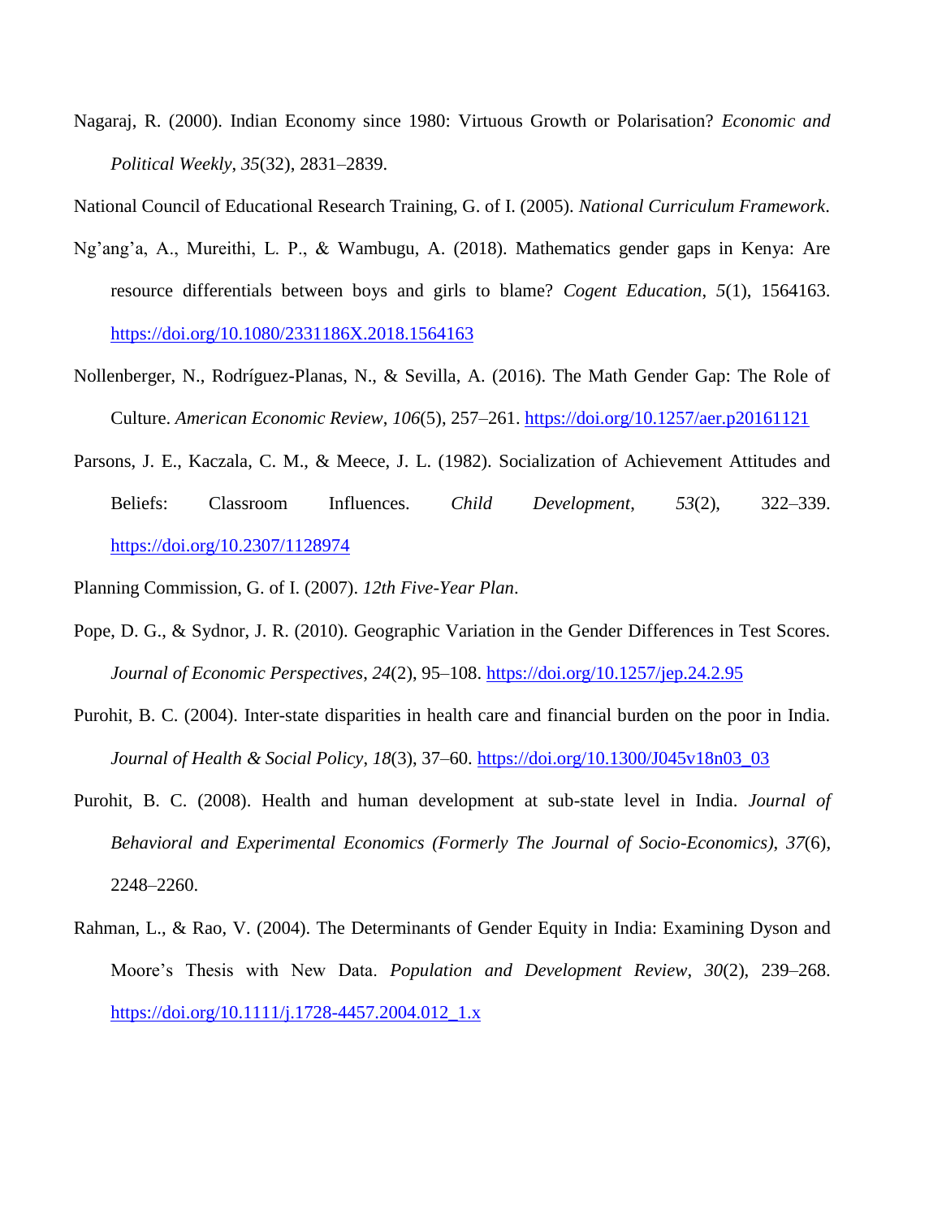Nagaraj, R. (2000). Indian Economy since 1980: Virtuous Growth or Polarisation? *Economic and Political Weekly*, *35*(32), 2831–2839.

National Council of Educational Research Training, G. of I. (2005). *National Curriculum Framework*.

Ng'ang'a, A., Mureithi, L. P., & Wambugu, A. (2018). Mathematics gender gaps in Kenya: Are resource differentials between boys and girls to blame? *Cogent Education*, *5*(1), 1564163. https://doi.org/10.1080/2331186X.2018.1564163

Nollenberger, N., Rodríguez-Planas, N., & Sevilla, A. (2016). The Math Gender Gap: The Role of Culture. *American Economic Review*, *106*(5), 257–261. https://doi.org/10.1257/aer.p20161121

Parsons, J. E., Kaczala, C. M., & Meece, J. L. (1982). Socialization of Achievement Attitudes and Beliefs: Classroom Influences. *Child Development*, *53*(2), 322–339. https://doi.org/10.2307/1128974

Planning Commission, G. of I. (2007). *12th Five-Year Plan*.

Pope, D. G., & Sydnor, J. R. (2010). Geographic Variation in the Gender Differences in Test Scores. *Journal of Economic Perspectives*, *24*(2), 95–108. https://doi.org/10.1257/jep.24.2.95

Purohit, B. C. (2004). Inter-state disparities in health care and financial burden on the poor in India. *Journal of Health & Social Policy*, *18*(3), 37–60. https://doi.org/10.1300/J045v18n03_03

Purohit, B. C. (2008). Health and human development at sub-state level in India. *Journal of Behavioral and Experimental Economics (Formerly The Journal of Socio-Economics)*, *37*(6), 2248–2260.

Rahman, L., & Rao, V. (2004). The Determinants of Gender Equity in India: Examining Dyson and Moore's Thesis with New Data. *Population and Development Review*, *30*(2), 239–268. https://doi.org/10.1111/j.1728-4457.2004.012_1.x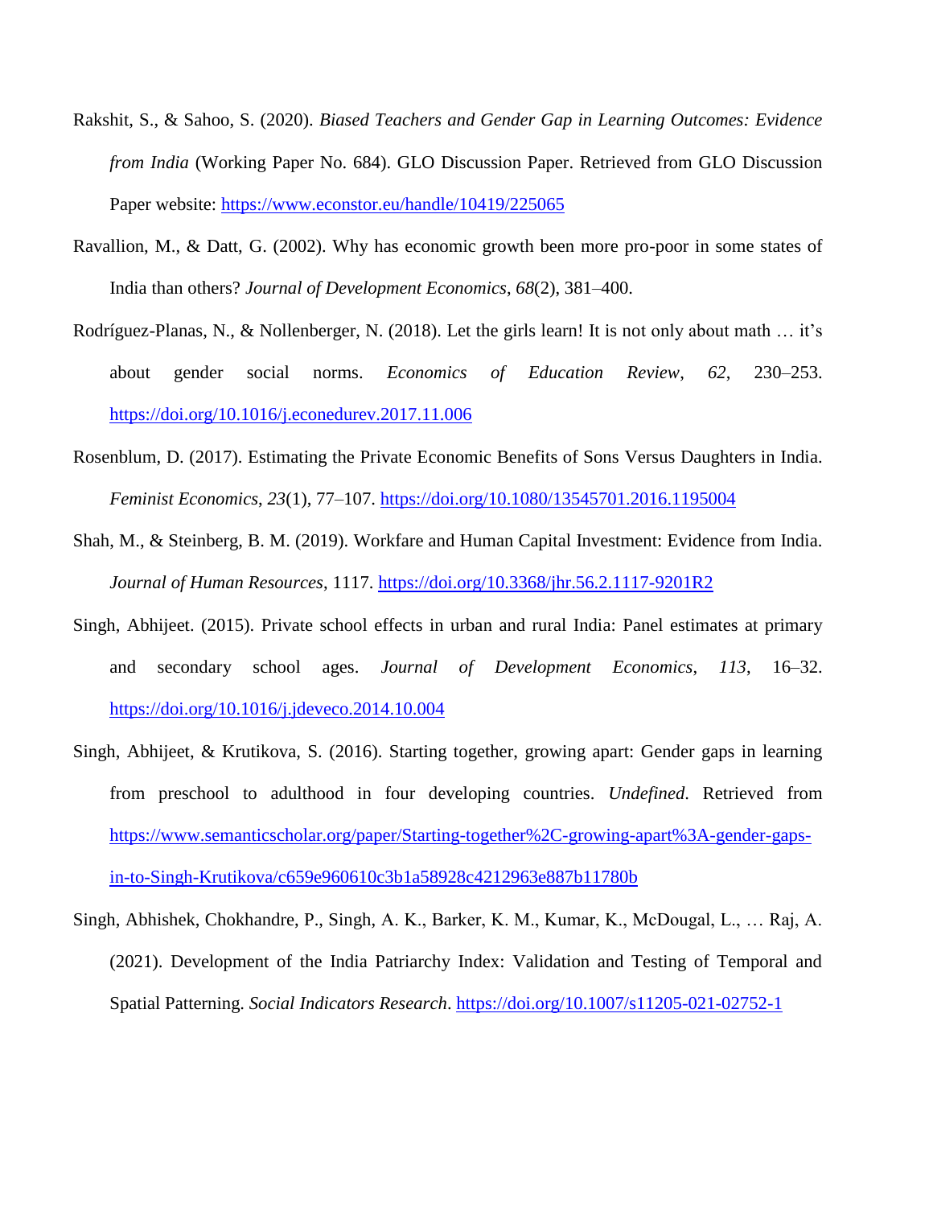Rakshit, S., & Sahoo, S. (2020). *Biased Teachers and Gender Gap in Learning Outcomes: Evidence from India* (Working Paper No. 684). GLO Discussion Paper. Retrieved from GLO Discussion Paper website: https://www.econstor.eu/handle/10419/225065

Ravallion, M., & Datt, G. (2002). Why has economic growth been more pro-poor in some states of India than others? *Journal of Development Economics*, *68*(2), 381–400.

Rodríguez-Planas, N., & Nollenberger, N. (2018). Let the girls learn! It is not only about math … it's about gender social norms. *Economics of Education Review*, *62*, 230–253. https://doi.org/10.1016/j.econedurev.2017.11.006

Rosenblum, D. (2017). Estimating the Private Economic Benefits of Sons Versus Daughters in India. *Feminist Economics*, *23*(1), 77–107. https://doi.org/10.1080/13545701.2016.1195004

Shah, M., & Steinberg, B. M. (2019). Workfare and Human Capital Investment: Evidence from India. *Journal of Human Resources*, 1117. https://doi.org/10.3368/jhr.56.2.1117-9201R2

Singh, Abhijeet. (2015). Private school effects in urban and rural India: Panel estimates at primary and secondary school ages. *Journal of Development Economics*, *113*, 16–32. https://doi.org/10.1016/j.jdeveco.2014.10.004

Singh, Abhijeet, & Krutikova, S. (2016). Starting together, growing apart: Gender gaps in learning from preschool to adulthood in four developing countries. *Undefined*. Retrieved from https://www.semanticscholar.org/paper/Starting-together%2C-growing-apart%3A-gender-gaps-in-to-Singh-Krutikova/c659e960610c3b1a58928c4212963e887b11780b

Singh, Abhishek, Chokhandre, P., Singh, A. K., Barker, K. M., Kumar, K., McDougal, L., … Raj, A. (2021). Development of the India Patriarchy Index: Validation and Testing of Temporal and Spatial Patterning. *Social Indicators Research*. https://doi.org/10.1007/s11205-021-02752-1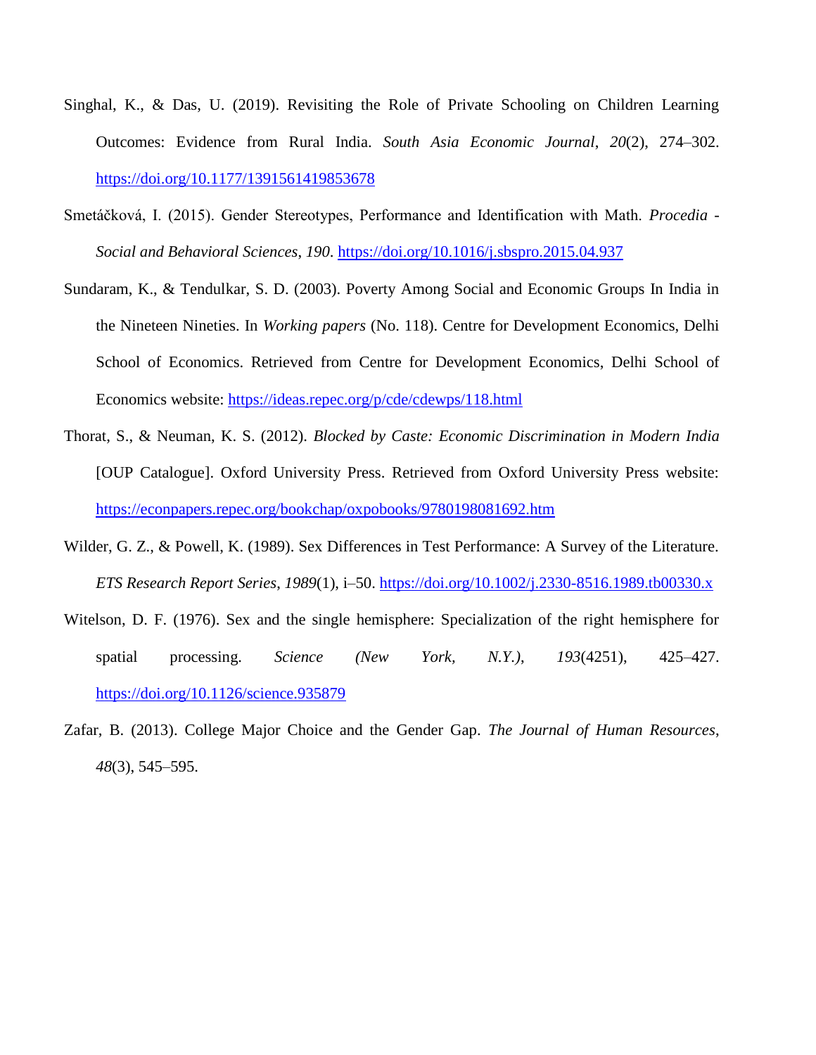Singhal, K., & Das, U. (2019). Revisiting the Role of Private Schooling on Children Learning Outcomes: Evidence from Rural India. *South Asia Economic Journal*, *20*(2), 274–302. https://doi.org/10.1177/1391561419853678

Smetáčková, I. (2015). Gender Stereotypes, Performance and Identification with Math. *Procedia - Social and Behavioral Sciences*, *190*. https://doi.org/10.1016/j.sbspro.2015.04.937

Sundaram, K., & Tendulkar, S. D. (2003). Poverty Among Social and Economic Groups In India in the Nineteen Nineties. In *Working papers* (No. 118). Centre for Development Economics, Delhi School of Economics. Retrieved from Centre for Development Economics, Delhi School of Economics website: https://ideas.repec.org/p/cde/cdewps/118.html

Thorat, S., & Neuman, K. S. (2012). *Blocked by Caste: Economic Discrimination in Modern India* [OUP Catalogue]. Oxford University Press. Retrieved from Oxford University Press website: https://econpapers.repec.org/bookchap/oxpobooks/9780198081692.htm

Wilder, G. Z., & Powell, K. (1989). Sex Differences in Test Performance: A Survey of the Literature. *ETS Research Report Series*, *1989*(1), i–50. https://doi.org/10.1002/j.2330-8516.1989.tb00330.x

Witelson, D. F. (1976). Sex and the single hemisphere: Specialization of the right hemisphere for spatial processing. *Science (New York, N.Y.)*, *193*(4251), 425–427. https://doi.org/10.1126/science.935879

Zafar, B. (2013). College Major Choice and the Gender Gap. *The Journal of Human Resources*, *48*(3), 545–595.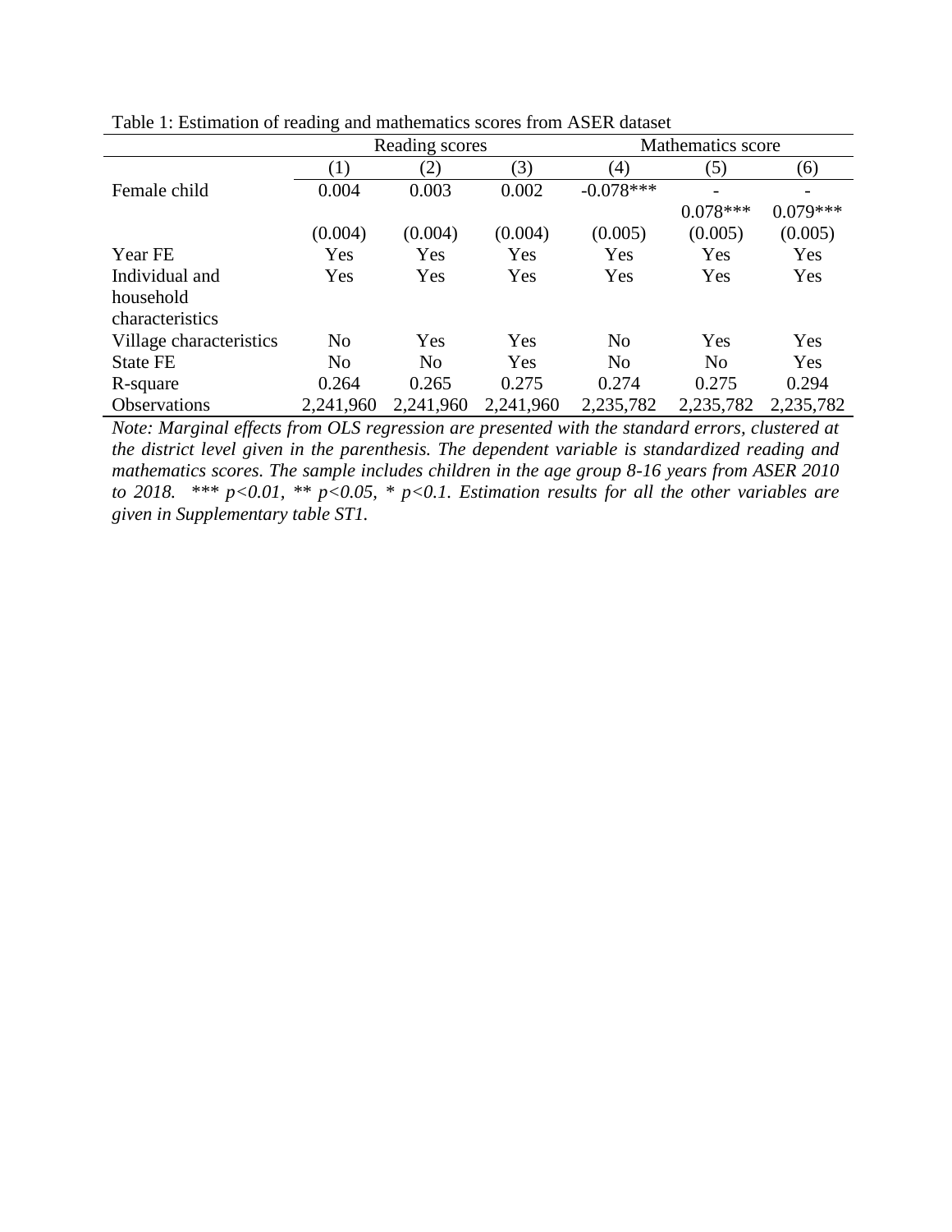Table 1: Estimation of reading and mathematics scores from ASER dataset

| | Reading scores | | | Mathematics score | | |
|---|---|---|---|---|---|---|
| | (1) | (2) | (3) | (4) | (5) | (6) |
| Female child | 0.004 | 0.003 | 0.002 | -0.078*** | -0.078*** | -0.079*** |
| | (0.004) | (0.004) | (0.004) | (0.005) | (0.005) | (0.005) |
| Year FE | Yes | Yes | Yes | Yes | Yes | Yes |
| Individual and household characteristics | Yes | Yes | Yes | Yes | Yes | Yes |
| Village characteristics | No | Yes | Yes | No | Yes | Yes |
| State FE | No | No | Yes | No | No | Yes |
| R-square | 0.264 | 0.265 | 0.275 | 0.274 | 0.275 | 0.294 |
| Observations | 2,241,960 | 2,241,960 | 2,241,960 | 2,235,782 | 2,235,782 | 2,235,782 |

*Note: Marginal effects from OLS regression are presented with the standard errors, clustered at the district level given in the parenthesis. The dependent variable is standardized reading and mathematics scores. The sample includes children in the age group 8-16 years from ASER 2010 to 2018. \*\*\* $p<0.01$, \*\* $p<0.05$, \* $p<0.1$. Estimation results for all the other variables are given in Supplementary table ST1.*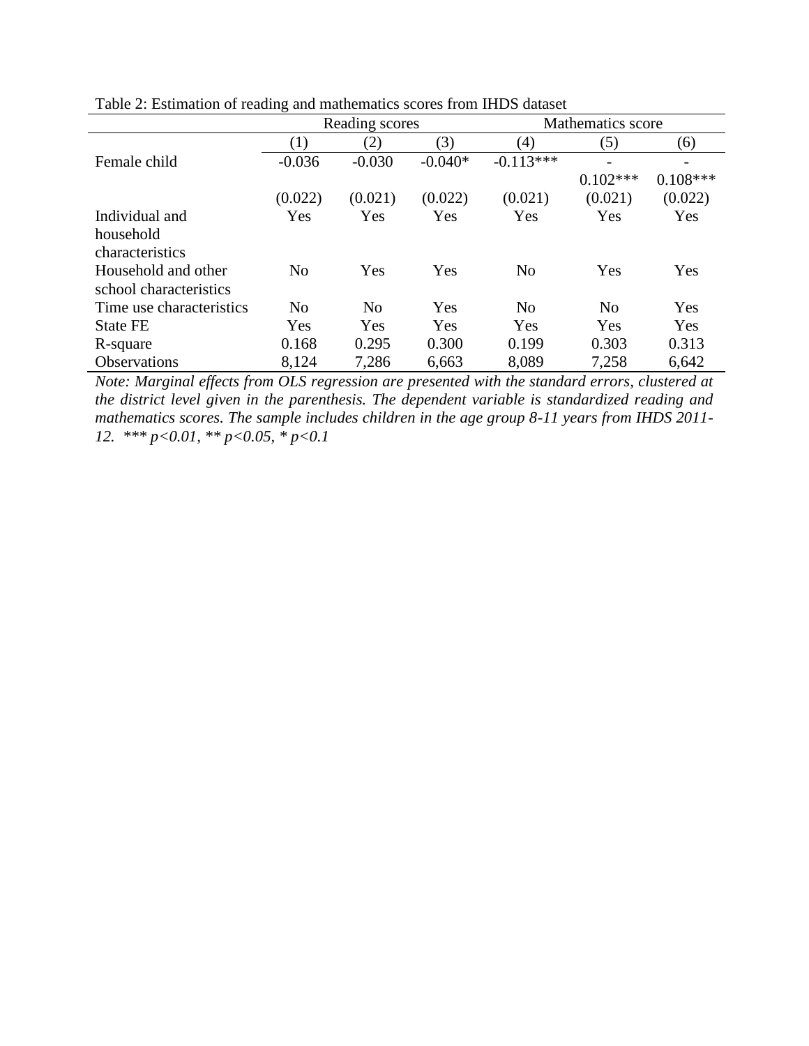Table 2: Estimation of reading and mathematics scores from IHDS dataset

| | Reading scores | | | Mathematics score | | |
|---|---|---|---|---|---|---|
| | (1) | (2) | (3) | (4) | (5) | (6) |
| Female child | -0.036 | -0.030 | -0.040* | -0.113*** | -0.102*** | -0.108*** |
| | (0.022) | (0.021) | (0.022) | (0.021) | (0.021) | (0.022) |
| Individual and household characteristics | Yes | Yes | Yes | Yes | Yes | Yes |
| Household and other school characteristics | No | Yes | Yes | No | Yes | Yes |
| Time use characteristics | No | No | Yes | No | No | Yes |
| State FE | Yes | Yes | Yes | Yes | Yes | Yes |
| R-square | 0.168 | 0.295 | 0.300 | 0.199 | 0.303 | 0.313 |
| Observations | 8,124 | 7,286 | 6,663 | 8,089 | 7,258 | 6,642 |

*Note: Marginal effects from OLS regression are presented with the standard errors, clustered at the district level given in the parenthesis. The dependent variable is standardized reading and mathematics scores. The sample includes children in the age group 8-11 years from IHDS 2011-12. *** p<0.01, ** p<0.05, * p<0.1*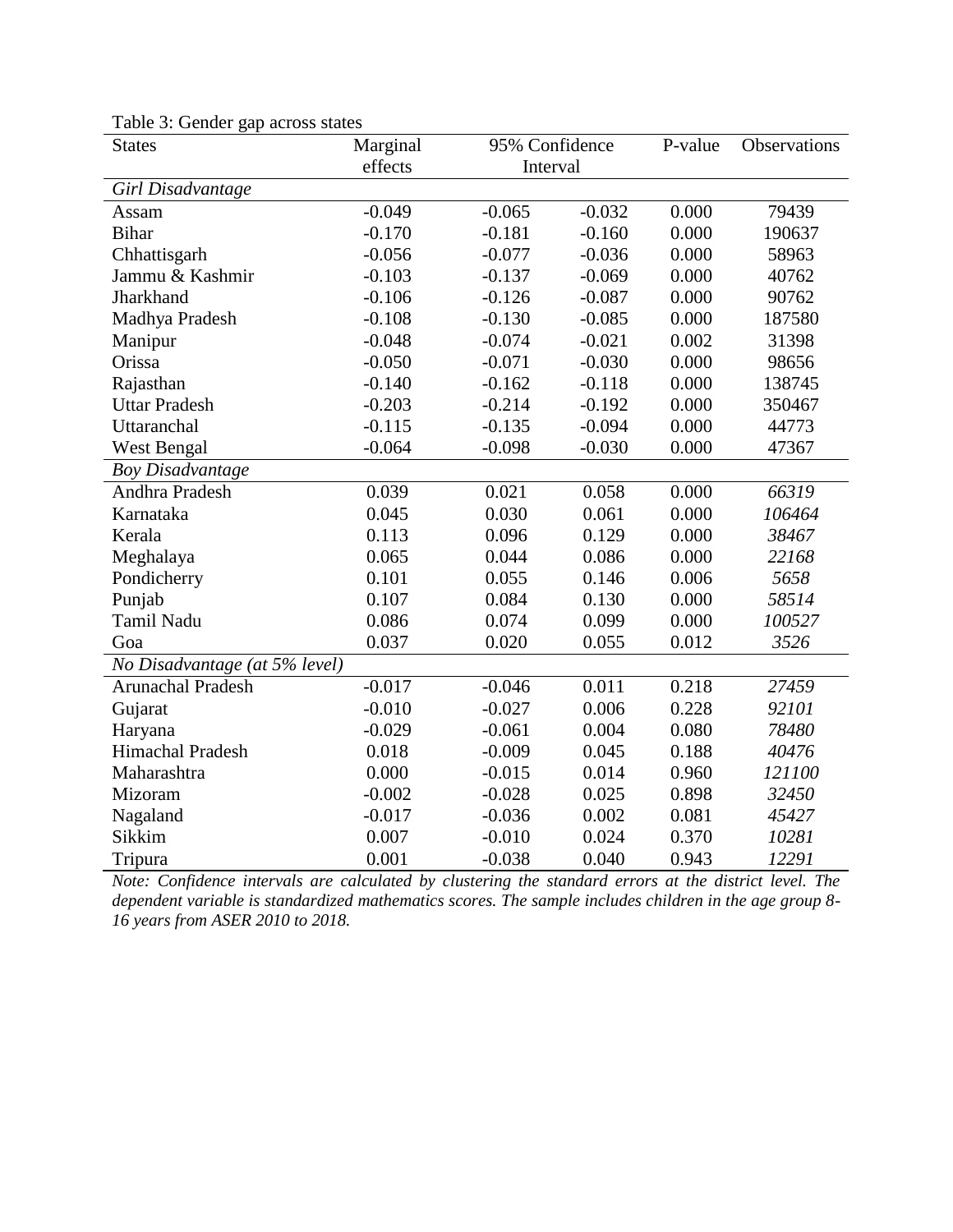Table 3: Gender gap across states

| States | Marginal effects | 95% Confidence Interval | | P-value | Observations |
|---|---|---|---|---|---|
| *Girl Disadvantage* | | | | | |
| Assam | -0.049 | -0.065 | -0.032 | 0.000 | 79439 |
| Bihar | -0.170 | -0.181 | -0.160 | 0.000 | 190637 |
| Chhattisgarh | -0.056 | -0.077 | -0.036 | 0.000 | 58963 |
| Jammu & Kashmir | -0.103 | -0.137 | -0.069 | 0.000 | 40762 |
| Jharkhand | -0.106 | -0.126 | -0.087 | 0.000 | 90762 |
| Madhya Pradesh | -0.108 | -0.130 | -0.085 | 0.000 | 187580 |
| Manipur | -0.048 | -0.074 | -0.021 | 0.002 | 31398 |
| Orissa | -0.050 | -0.071 | -0.030 | 0.000 | 98656 |
| Rajasthan | -0.140 | -0.162 | -0.118 | 0.000 | 138745 |
| Uttar Pradesh | -0.203 | -0.214 | -0.192 | 0.000 | 350467 |
| Uttaranchal | -0.115 | -0.135 | -0.094 | 0.000 | 44773 |
| West Bengal | -0.064 | -0.098 | -0.030 | 0.000 | 47367 |
| *Boy Disadvantage* | | | | | |
| Andhra Pradesh | 0.039 | 0.021 | 0.058 | 0.000 | *66319* |
| Karnataka | 0.045 | 0.030 | 0.061 | 0.000 | *106464* |
| Kerala | 0.113 | 0.096 | 0.129 | 0.000 | *38467* |
| Meghalaya | 0.065 | 0.044 | 0.086 | 0.000 | *22168* |
| Pondicherry | 0.101 | 0.055 | 0.146 | 0.006 | *5658* |
| Punjab | 0.107 | 0.084 | 0.130 | 0.000 | *58514* |
| Tamil Nadu | 0.086 | 0.074 | 0.099 | 0.000 | *100527* |
| Goa | 0.037 | 0.020 | 0.055 | 0.012 | *3526* |
| *No Disadvantage (at 5% level)* | | | | | |
| Arunachal Pradesh | -0.017 | -0.046 | 0.011 | 0.218 | *27459* |
| Gujarat | -0.010 | -0.027 | 0.006 | 0.228 | *92101* |
| Haryana | -0.029 | -0.061 | 0.004 | 0.080 | *78480* |
| Himachal Pradesh | 0.018 | -0.009 | 0.045 | 0.188 | *40476* |
| Maharashtra | 0.000 | -0.015 | 0.014 | 0.960 | *121100* |
| Mizoram | -0.002 | -0.028 | 0.025 | 0.898 | *32450* |
| Nagaland | -0.017 | -0.036 | 0.002 | 0.081 | *45427* |
| Sikkim | 0.007 | -0.010 | 0.024 | 0.370 | *10281* |
| Tripura | 0.001 | -0.038 | 0.040 | 0.943 | *12291* |

*Note: Confidence intervals are calculated by clustering the standard errors at the district level. The dependent variable is standardized mathematics scores. The sample includes children in the age group 8-16 years from ASER 2010 to 2018.*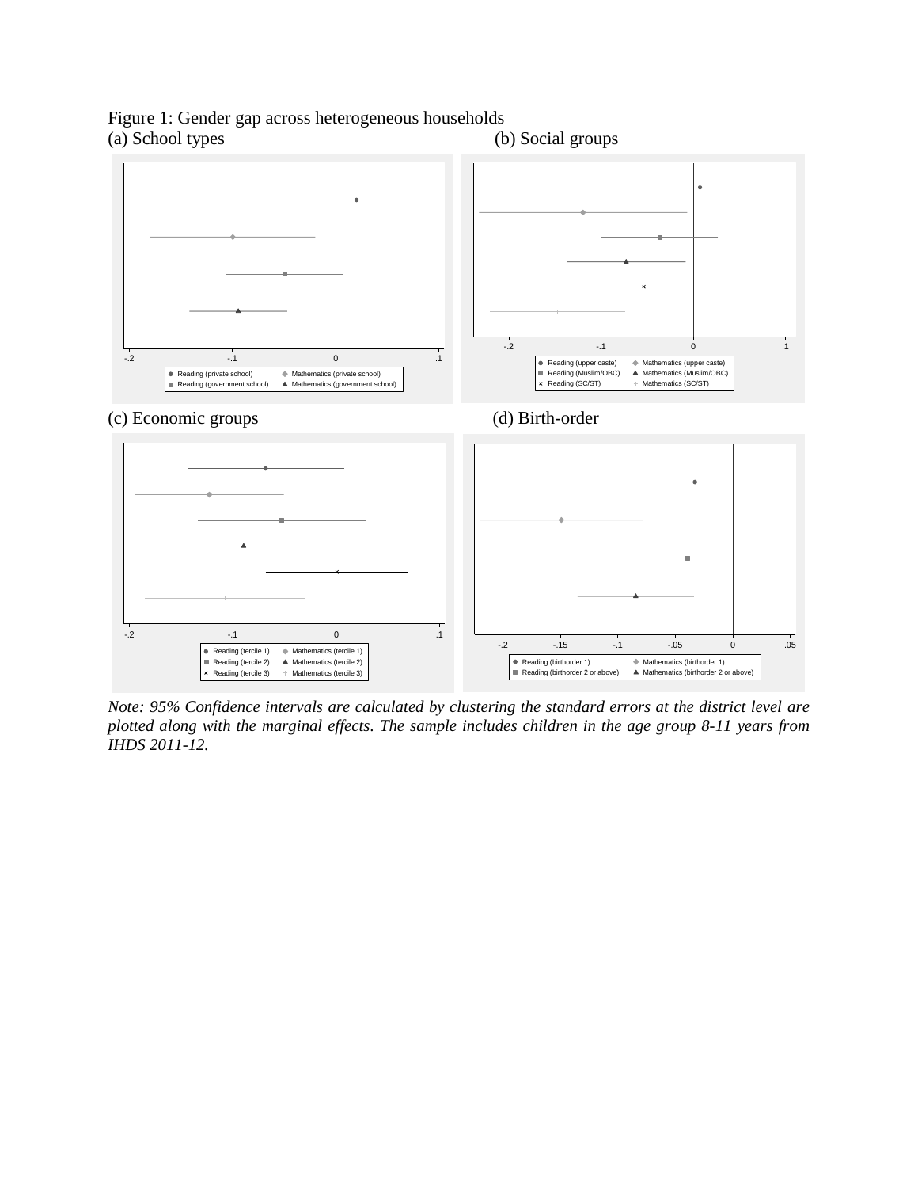Figure 1: Gender gap across heterogeneous households

(a) School types

Reading (private school) ◆ Mathematics (private school)
■ Reading (government school) ▲ Mathematics (government school)

(b) Social groups

● Reading (upper caste) ◆ Mathematics (upper caste)
■ Reading (Muslim/OBC) ▲ Mathematics (Muslim/OBC)
× Reading (SC/ST) + Mathematics (SC/ST)

(c) Economic groups

● Reading (tercile 1) ◆ Mathematics (tercile 1)
■ Reading (tercile 2) ▲ Mathematics (tercile 2)
× Reading (tercile 3) + Mathematics (tercile 3)

(d) Birth-order

● Reading (birthorder 1) ◆ Mathematics (birthorder 1)
■ Reading (birthorder 2 or above) ▲ Mathematics (birthorder 2 or above)

*Note: 95% Confidence intervals are calculated by clustering the standard errors at the district level are plotted along with the marginal effects. The sample includes children in the age group 8-11 years from IHDS 2011-12.*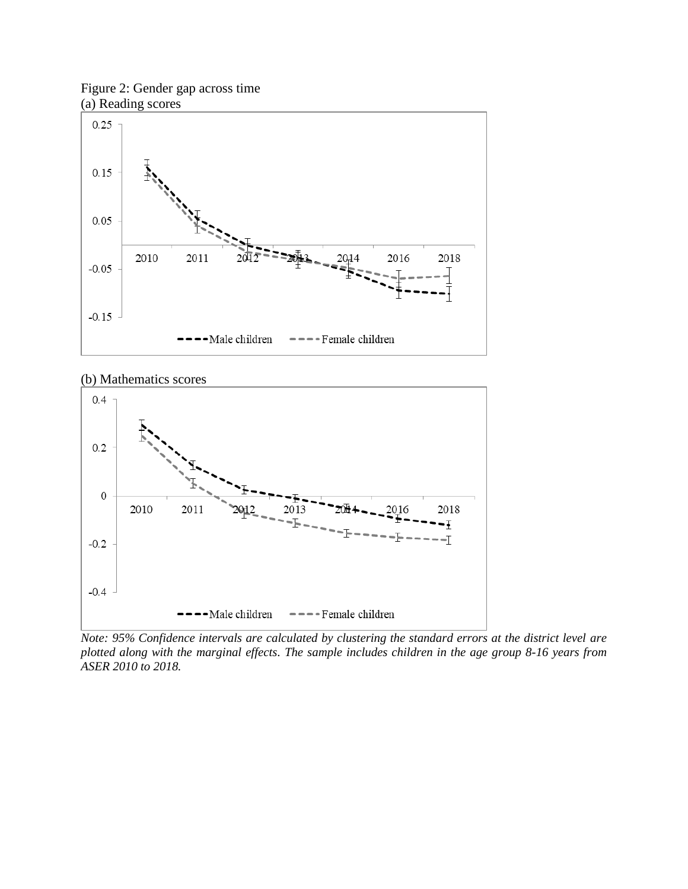Figure 2: Gender gap across time

(a) Reading scores

(b) Mathematics scores

*Note: 95% Confidence intervals are calculated by clustering the standard errors at the district level are plotted along with the marginal effects. The sample includes children in the age group 8-16 years from ASER 2010 to 2018.*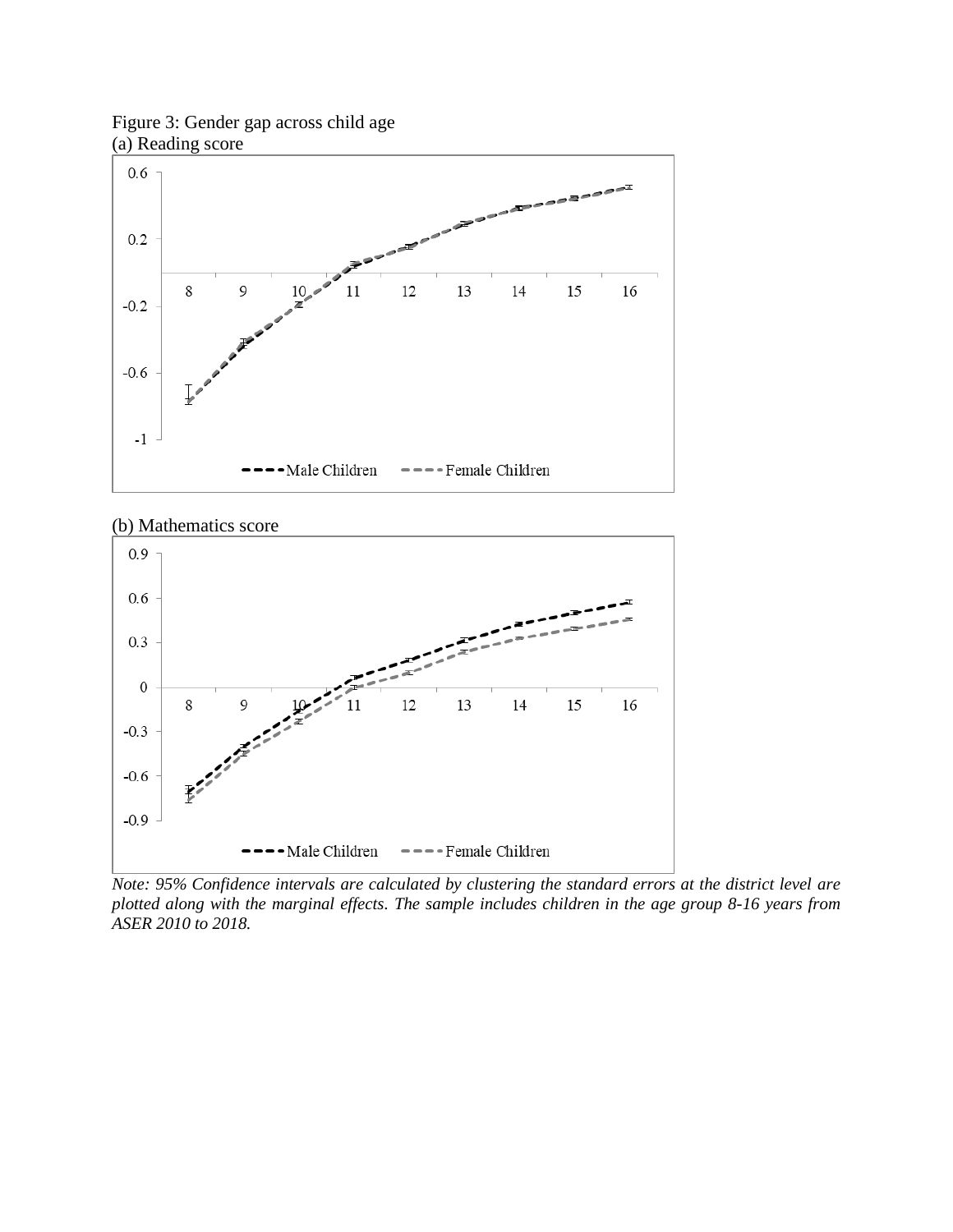Figure 3: Gender gap across child age

(a) Reading score

(b) Mathematics score

*Note: 95% Confidence intervals are calculated by clustering the standard errors at the district level are plotted along with the marginal effects. The sample includes children in the age group 8-16 years from ASER 2010 to 2018.*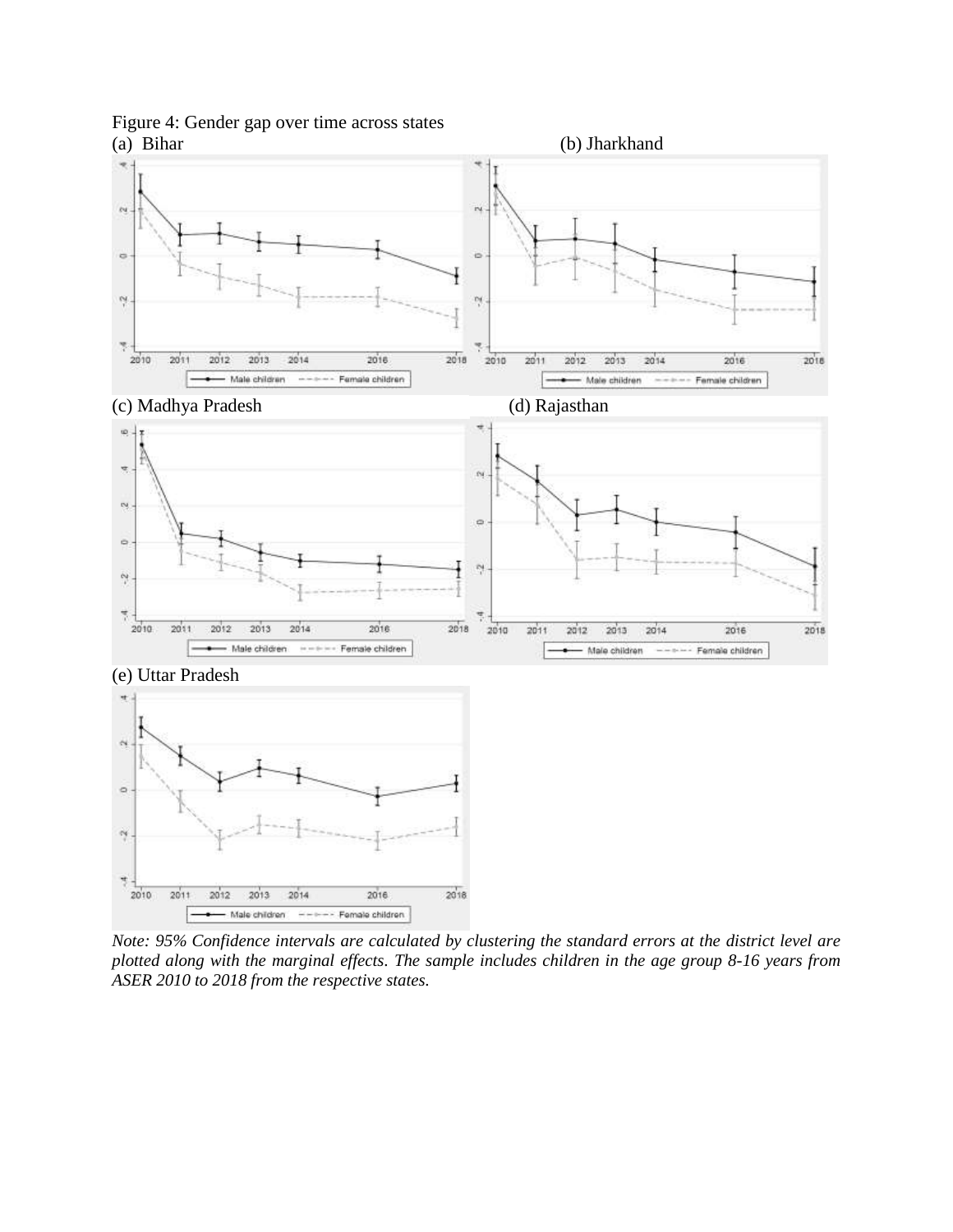Figure 4: Gender gap over time across states

(a) Bihar

(b) Jharkhand

(c) Madhya Pradesh

(d) Rajasthan

(e) Uttar Pradesh

*Note: 95% Confidence intervals are calculated by clustering the standard errors at the district level are plotted along with the marginal effects. The sample includes children in the age group 8-16 years from ASER 2010 to 2018 from the respective states.*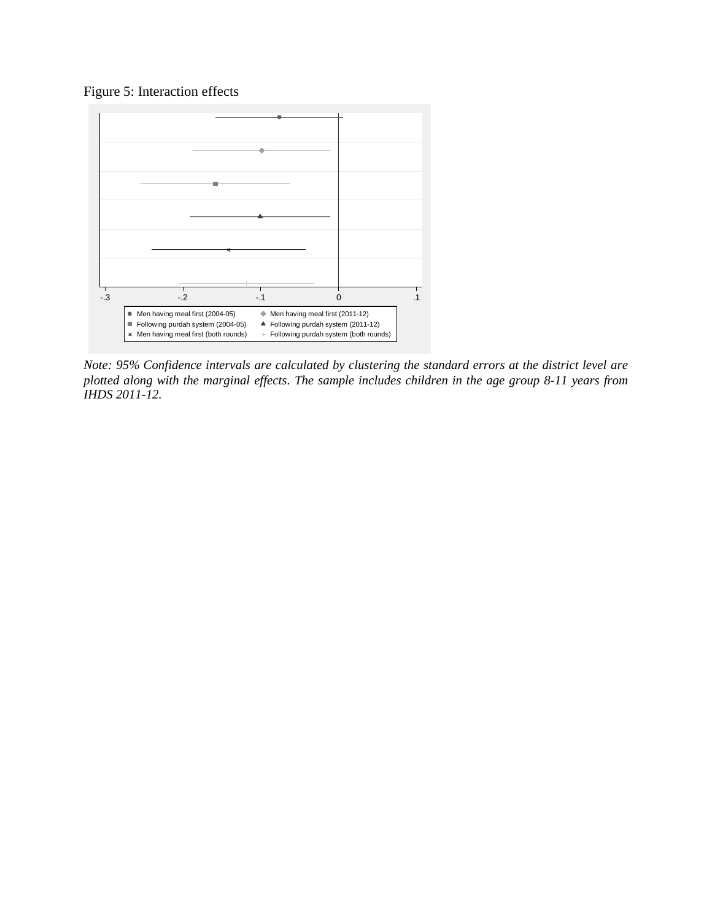Figure 5: Interaction effects

-.3 -.2 -.1 0 .1

● Men having meal first (2004-05) ◆ Men having meal first (2011-12)
■ Following purdah system (2004-05) ▲ Following purdah system (2011-12)
× Men having meal first (both rounds) + Following purdah system (both rounds)

*Note: 95% Confidence intervals are calculated by clustering the standard errors at the district level are plotted along with the marginal effects. The sample includes children in the age group 8-11 years from IHDS 2011-12.*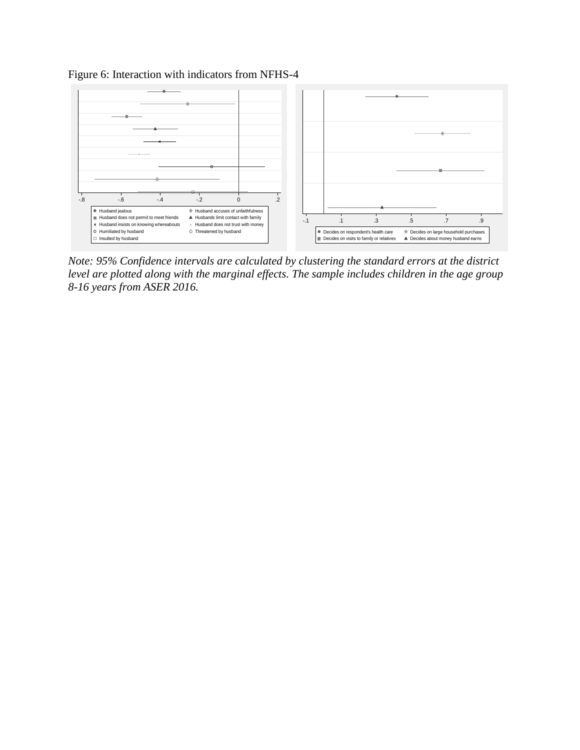Figure 6: Interaction with indicators from NFHS-4

*Note: 95% Confidence intervals are calculated by clustering the standard errors at the district level are plotted along with the marginal effects. The sample includes children in the age group 8-16 years from ASER 2016.*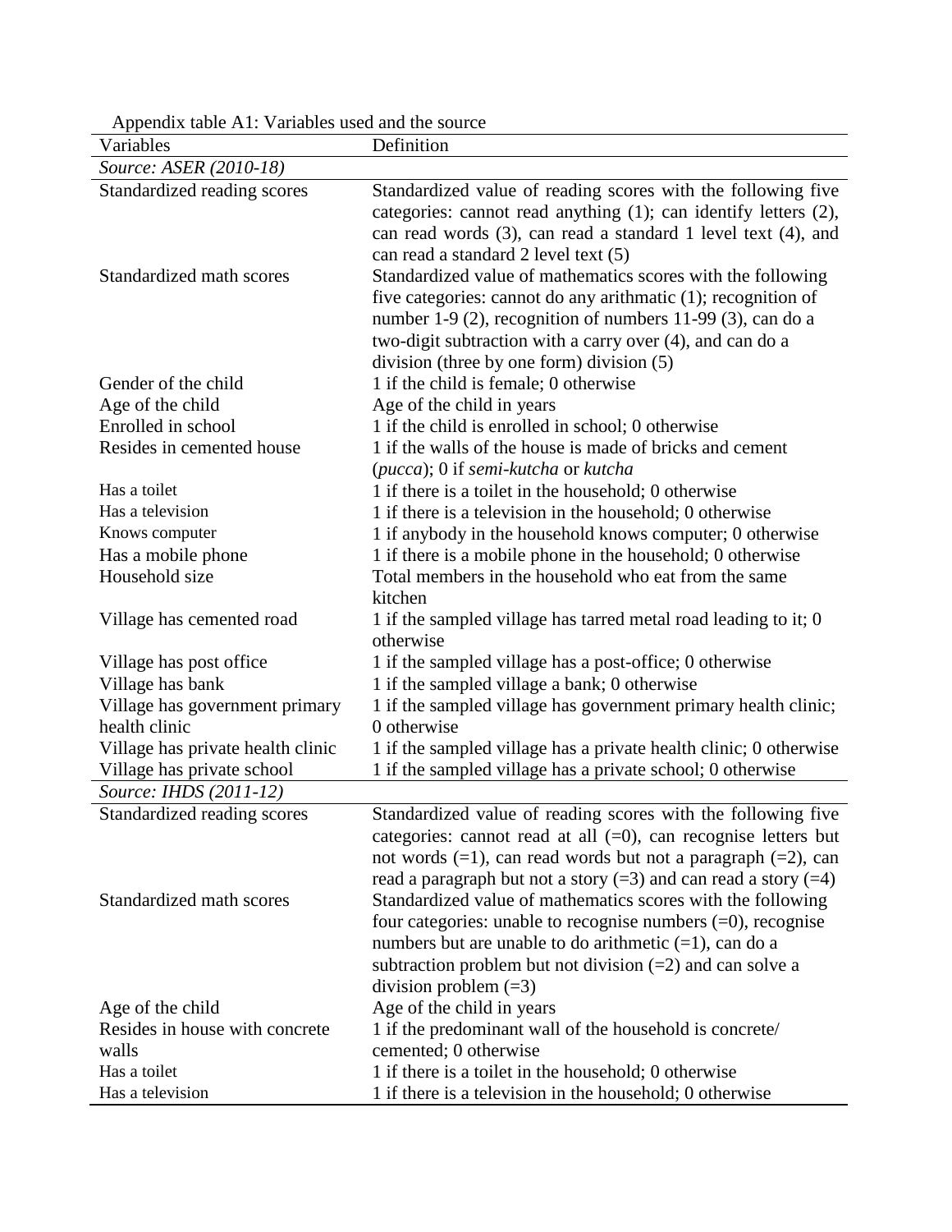Appendix table A1: Variables used and the source

| Variables | Definition |
|---|---|
| *Source: ASER (2010-18)* | |
| Standardized reading scores | Standardized value of reading scores with the following five categories: cannot read anything (1); can identify letters (2), can read words (3), can read a standard 1 level text (4), and can read a standard 2 level text (5) |
| Standardized math scores | Standardized value of mathematics scores with the following five categories: cannot do any arithmatic (1); recognition of number 1-9 (2), recognition of numbers 11-99 (3), can do a two-digit subtraction with a carry over (4), and can do a division (three by one form) division (5) |
| Gender of the child | 1 if the child is female; 0 otherwise |
| Age of the child | Age of the child in years |
| Enrolled in school | 1 if the child is enrolled in school; 0 otherwise |
| Resides in cemented house | 1 if the walls of the house is made of bricks and cement (*pucca*); 0 if *semi-kutcha* or *kutcha* |
| Has a toilet | 1 if there is a toilet in the household; 0 otherwise |
| Has a television | 1 if there is a television in the household; 0 otherwise |
| Knows computer | 1 if anybody in the household knows computer; 0 otherwise |
| Has a mobile phone | 1 if there is a mobile phone in the household; 0 otherwise |
| Household size | Total members in the household who eat from the same kitchen |
| Village has cemented road | 1 if the sampled village has tarred metal road leading to it; 0 otherwise |
| Village has post office | 1 if the sampled village has a post-office; 0 otherwise |
| Village has bank | 1 if the sampled village a bank; 0 otherwise |
| Village has government primary health clinic | 1 if the sampled village has government primary health clinic; 0 otherwise |
| Village has private health clinic | 1 if the sampled village has a private health clinic; 0 otherwise |
| Village has private school | 1 if the sampled village has a private school; 0 otherwise |
| *Source: IHDS (2011-12)* | |
| Standardized reading scores | Standardized value of reading scores with the following five categories: cannot read at all (=0), can recognise letters but not words (=1), can read words but not a paragraph (=2), can read a paragraph but not a story (=3) and can read a story (=4) |
| Standardized math scores | Standardized value of mathematics scores with the following four categories: unable to recognise numbers (=0), recognise numbers but are unable to do arithmetic (=1), can do a subtraction problem but not division (=2) and can solve a division problem (=3) |
| Age of the child | Age of the child in years |
| Resides in house with concrete walls | 1 if the predominant wall of the household is concrete/ cemented; 0 otherwise |
| Has a toilet | 1 if there is a toilet in the household; 0 otherwise |
| Has a television | 1 if there is a television in the household; 0 otherwise |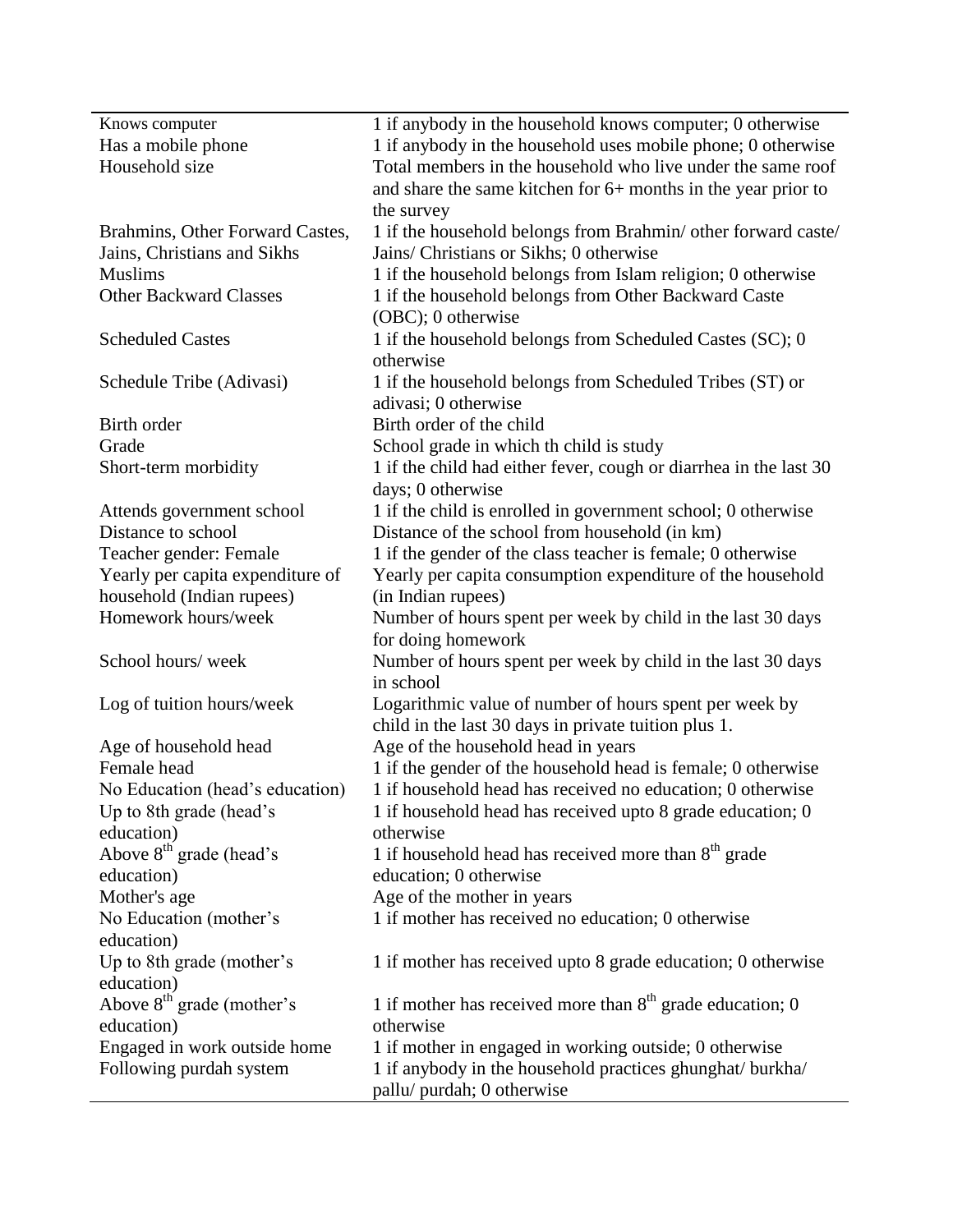| | |
|---|---|
| Knows computer | 1 if anybody in the household knows computer; 0 otherwise |
| Has a mobile phone | 1 if anybody in the household uses mobile phone; 0 otherwise |
| Household size | Total members in the household who live under the same roof and share the same kitchen for 6+ months in the year prior to the survey |
| Brahmins, Other Forward Castes, Jains, Christians and Sikhs | 1 if the household belongs from Brahmin/ other forward caste/ Jains/ Christians or Sikhs; 0 otherwise |
| Muslims | 1 if the household belongs from Islam religion; 0 otherwise |
| Other Backward Classes | 1 if the household belongs from Other Backward Caste (OBC); 0 otherwise |
| Scheduled Castes | 1 if the household belongs from Scheduled Castes (SC); 0 otherwise |
| Schedule Tribe (Adivasi) | 1 if the household belongs from Scheduled Tribes (ST) or adivasi; 0 otherwise |
| Birth order | Birth order of the child |
| Grade | School grade in which th child is study |
| Short-term morbidity | 1 if the child had either fever, cough or diarrhea in the last 30 days; 0 otherwise |
| Attends government school | 1 if the child is enrolled in government school; 0 otherwise |
| Distance to school | Distance of the school from household (in km) |
| Teacher gender: Female | 1 if the gender of the class teacher is female; 0 otherwise |
| Yearly per capita expenditure of household (Indian rupees) | Yearly per capita consumption expenditure of the household (in Indian rupees) |
| Homework hours/week | Number of hours spent per week by child in the last 30 days for doing homework |
| School hours/ week | Number of hours spent per week by child in the last 30 days in school |
| Log of tuition hours/week | Logarithmic value of number of hours spent per week by child in the last 30 days in private tuition plus 1. |
| Age of household head | Age of the household head in years |
| Female head | 1 if the gender of the household head is female; 0 otherwise |
| No Education (head's education) | 1 if household head has received no education; 0 otherwise |
| Up to 8th grade (head's education) | 1 if household head has received upto 8 grade education; 0 otherwise |
| Above 8th grade (head's education) | 1 if household head has received more than 8th grade education; 0 otherwise |
| Mother's age | Age of the mother in years |
| No Education (mother's education) | 1 if mother has received no education; 0 otherwise |
| Up to 8th grade (mother's education) | 1 if mother has received upto 8 grade education; 0 otherwise |
| Above 8th grade (mother's education) | 1 if mother has received more than 8th grade education; 0 otherwise |
| Engaged in work outside home | 1 if mother in engaged in working outside; 0 otherwise |
| Following purdah system | 1 if anybody in the household practices ghunghat/ burkha/ pallu/ purdah; 0 otherwise |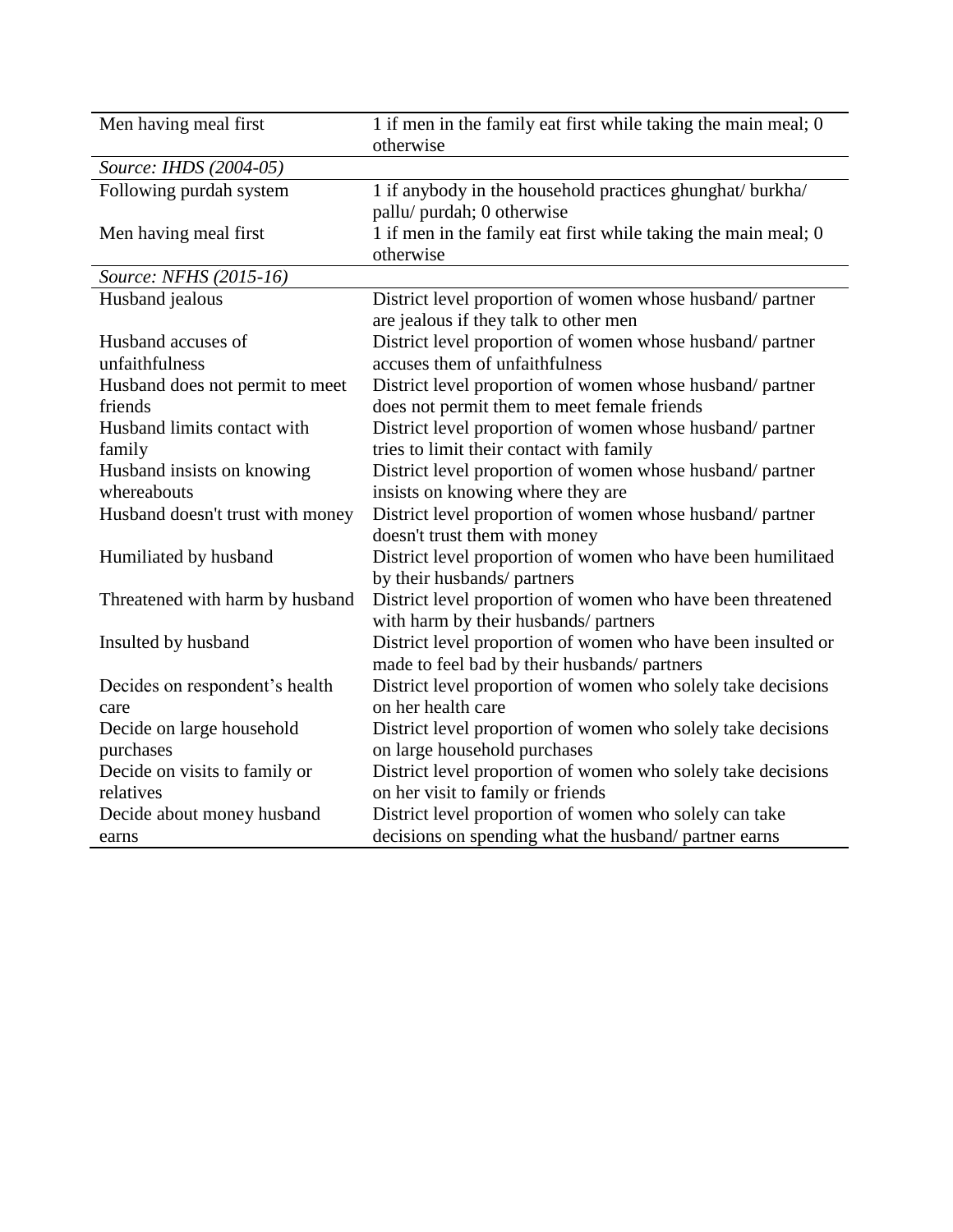| | |
|---|---|
| Men having meal first | 1 if men in the family eat first while taking the main meal; 0 otherwise |
| *Source: IHDS (2004-05)* | |
| Following purdah system | 1 if anybody in the household practices ghunghat/ burkha/ pallu/ purdah; 0 otherwise |
| Men having meal first | 1 if men in the family eat first while taking the main meal; 0 otherwise |
| *Source: NFHS (2015-16)* | |
| Husband jealous | District level proportion of women whose husband/ partner are jealous if they talk to other men |
| Husband accuses of unfaithfulness | District level proportion of women whose husband/ partner accuses them of unfaithfulness |
| Husband does not permit to meet friends | District level proportion of women whose husband/ partner does not permit them to meet female friends |
| Husband limits contact with family | District level proportion of women whose husband/ partner tries to limit their contact with family |
| Husband insists on knowing whereabouts | District level proportion of women whose husband/ partner insists on knowing where they are |
| Husband doesn't trust with money | District level proportion of women whose husband/ partner doesn't trust them with money |
| Humiliated by husband | District level proportion of women who have been humilitaed by their husbands/ partners |
| Threatened with harm by husband | District level proportion of women who have been threatened with harm by their husbands/ partners |
| Insulted by husband | District level proportion of women who have been insulted or made to feel bad by their husbands/ partners |
| Decides on respondent's health care | District level proportion of women who solely take decisions on her health care |
| Decide on large household purchases | District level proportion of women who solely take decisions on large household purchases |
| Decide on visits to family or relatives | District level proportion of women who solely take decisions on her visit to family or friends |
| Decide about money husband earns | District level proportion of women who solely can take decisions on spending what the husband/ partner earns |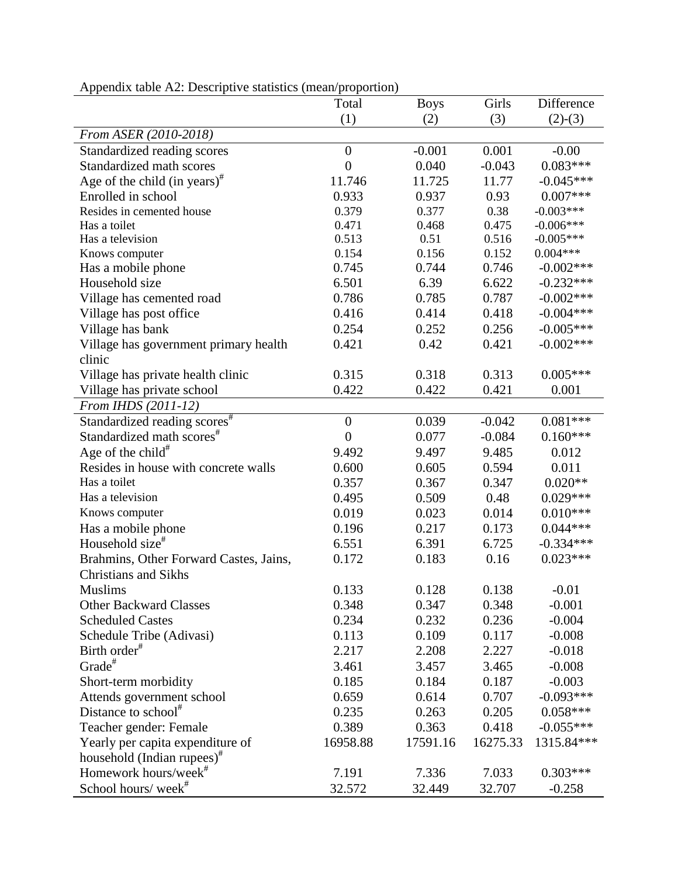Appendix table A2: Descriptive statistics (mean/proportion)

| | Total | Boys | Girls | Difference |
|---|---|---|---|---|
| | (1) | (2) | (3) | (2)-(3) |
| *From ASER (2010-2018)* | | | | |
| Standardized reading scores | 0 | -0.001 | 0.001 | -0.00 |
| Standardized math scores | 0 | 0.040 | -0.043 | 0.083*** |
| Age of the child (in years)# | 11.746 | 11.725 | 11.77 | -0.045*** |
| Enrolled in school | 0.933 | 0.937 | 0.93 | 0.007*** |
| Resides in cemented house | 0.379 | 0.377 | 0.38 | -0.003*** |
| Has a toilet | 0.471 | 0.468 | 0.475 | -0.006*** |
| Has a television | 0.513 | 0.51 | 0.516 | -0.005*** |
| Knows computer | 0.154 | 0.156 | 0.152 | 0.004*** |
| Has a mobile phone | 0.745 | 0.744 | 0.746 | -0.002*** |
| Household size | 6.501 | 6.39 | 6.622 | -0.232*** |
| Village has cemented road | 0.786 | 0.785 | 0.787 | -0.002*** |
| Village has post office | 0.416 | 0.414 | 0.418 | -0.004*** |
| Village has bank | 0.254 | 0.252 | 0.256 | -0.005*** |
| Village has government primary health clinic | 0.421 | 0.42 | 0.421 | -0.002*** |
| Village has private health clinic | 0.315 | 0.318 | 0.313 | 0.005*** |
| Village has private school | 0.422 | 0.422 | 0.421 | 0.001 |
| *From IHDS (2011-12)* | | | | |
| Standardized reading scores# | 0 | 0.039 | -0.042 | 0.081*** |
| Standardized math scores# | 0 | 0.077 | -0.084 | 0.160*** |
| Age of the child# | 9.492 | 9.497 | 9.485 | 0.012 |
| Resides in house with concrete walls | 0.600 | 0.605 | 0.594 | 0.011 |
| Has a toilet | 0.357 | 0.367 | 0.347 | 0.020** |
| Has a television | 0.495 | 0.509 | 0.48 | 0.029*** |
| Knows computer | 0.019 | 0.023 | 0.014 | 0.010*** |
| Has a mobile phone | 0.196 | 0.217 | 0.173 | 0.044*** |
| Household size# | 6.551 | 6.391 | 6.725 | -0.334*** |
| Brahmins, Other Forward Castes, Jains, Christians and Sikhs | 0.172 | 0.183 | 0.16 | 0.023*** |
| Muslims | 0.133 | 0.128 | 0.138 | -0.01 |
| Other Backward Classes | 0.348 | 0.347 | 0.348 | -0.001 |
| Scheduled Castes | 0.234 | 0.232 | 0.236 | -0.004 |
| Schedule Tribe (Adivasi) | 0.113 | 0.109 | 0.117 | -0.008 |
| Birth order# | 2.217 | 2.208 | 2.227 | -0.018 |
| Grade# | 3.461 | 3.457 | 3.465 | -0.008 |
| Short-term morbidity | 0.185 | 0.184 | 0.187 | -0.003 |
| Attends government school | 0.659 | 0.614 | 0.707 | -0.093*** |
| Distance to school# | 0.235 | 0.263 | 0.205 | 0.058*** |
| Teacher gender: Female | 0.389 | 0.363 | 0.418 | -0.055*** |
| Yearly per capita expenditure of household (Indian rupees)# | 16958.88 | 17591.16 | 16275.33 | 1315.84*** |
| Homework hours/week# | 7.191 | 7.336 | 7.033 | 0.303*** |
| School hours/ week# | 32.572 | 32.449 | 32.707 | -0.258 |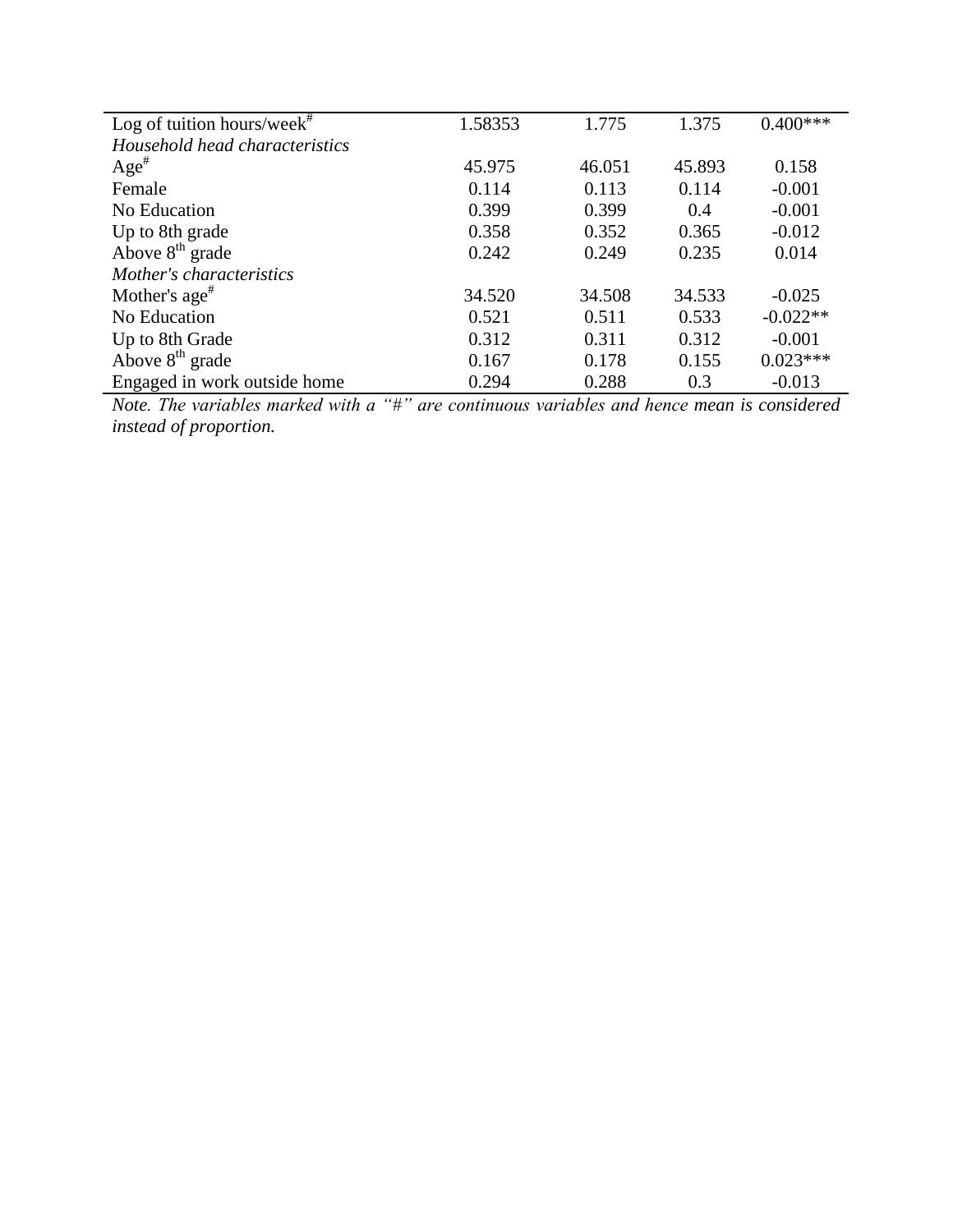| | | | | |
|---|---|---|---|---|
| Log of tuition hours/week# | 1.58353 | 1.775 | 1.375 | 0.400*** |
| *Household head characteristics* | | | | |
| Age# | 45.975 | 46.051 | 45.893 | 0.158 |
| Female | 0.114 | 0.113 | 0.114 | -0.001 |
| No Education | 0.399 | 0.399 | 0.4 | -0.001 |
| Up to 8th grade | 0.358 | 0.352 | 0.365 | -0.012 |
| Above 8th grade | 0.242 | 0.249 | 0.235 | 0.014 |
| *Mother's characteristics* | | | | |
| Mother's age# | 34.520 | 34.508 | 34.533 | -0.025 |
| No Education | 0.521 | 0.511 | 0.533 | -0.022** |
| Up to 8th Grade | 0.312 | 0.311 | 0.312 | -0.001 |
| Above 8th grade | 0.167 | 0.178 | 0.155 | 0.023*** |
| Engaged in work outside home | 0.294 | 0.288 | 0.3 | -0.013 |

*Note. The variables marked with a "#" are continuous variables and hence mean is considered instead of proportion.*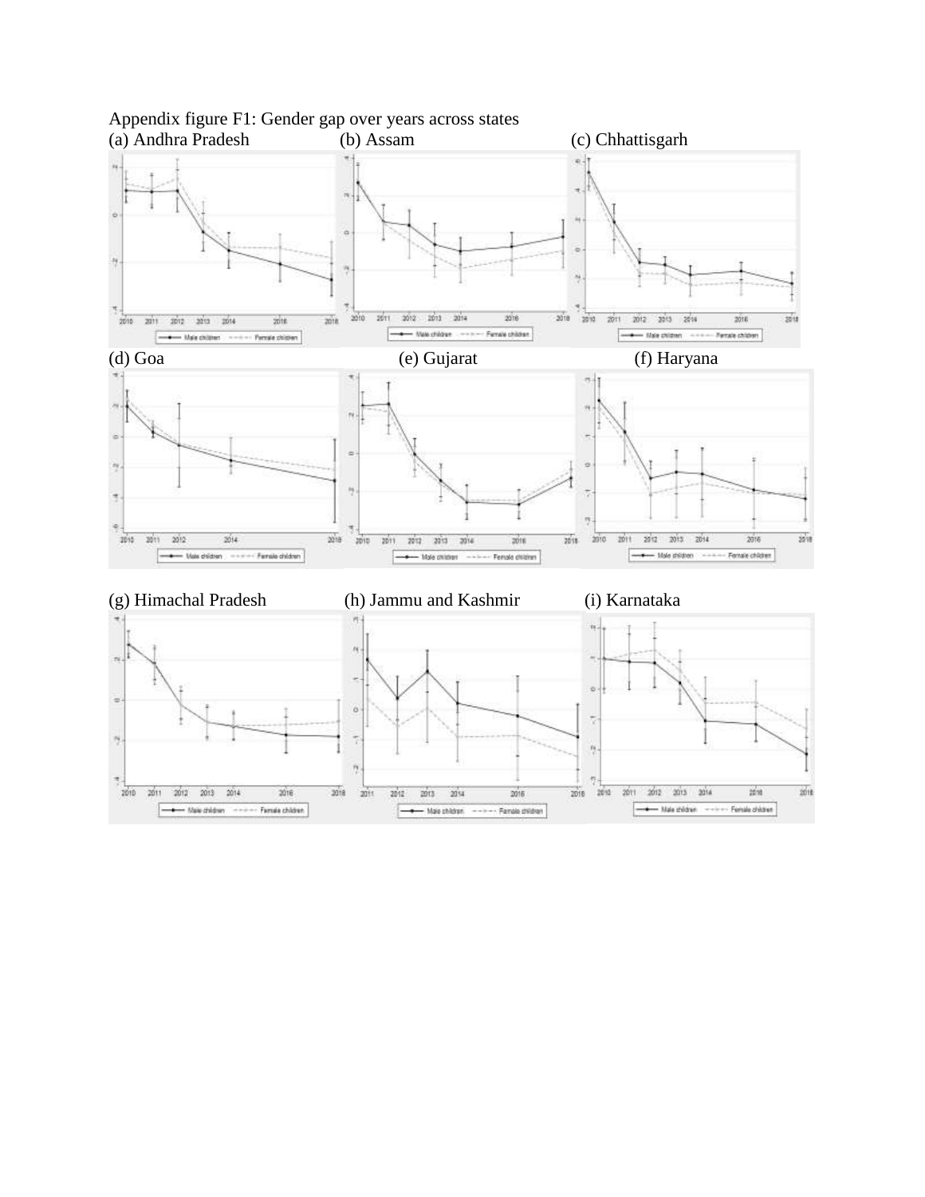Appendix figure F1: Gender gap over years across states

(a) Andhra Pradesh (b) Assam (c) Chhattisgarh

(d) Goa (e) Gujarat (f) Haryana

(g) Himachal Pradesh (h) Jammu and Kashmir (i) Karnataka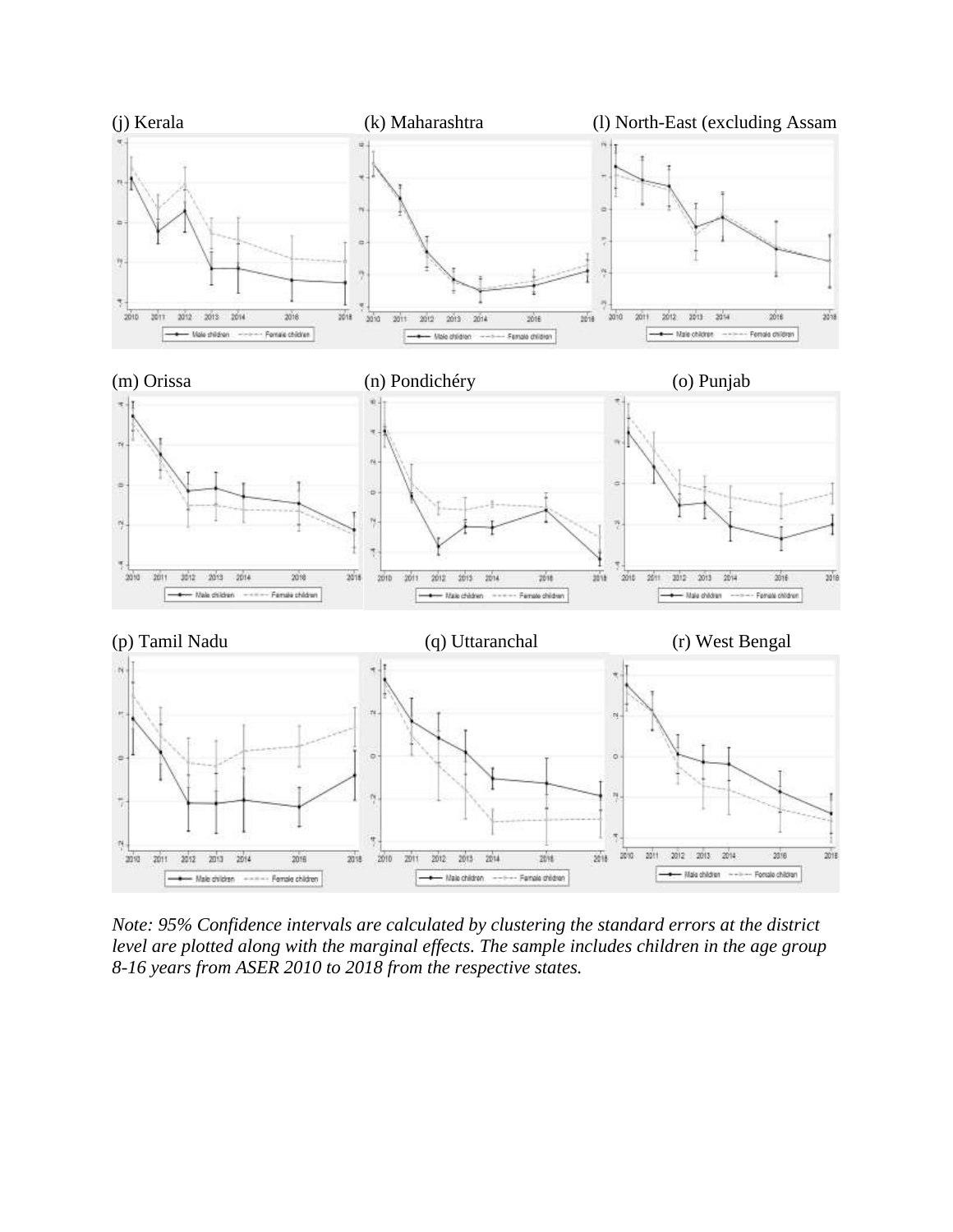(j) Kerala

(k) Maharashtra

(l) North-East (excluding Assam

(m) Orissa

(n) Pondichéry

(o) Punjab

(p) Tamil Nadu

(q) Uttaranchal

(r) West Bengal

*Note: 95% Confidence intervals are calculated by clustering the standard errors at the district level are plotted along with the marginal effects. The sample includes children in the age group 8-16 years from ASER 2010 to 2018 from the respective states.*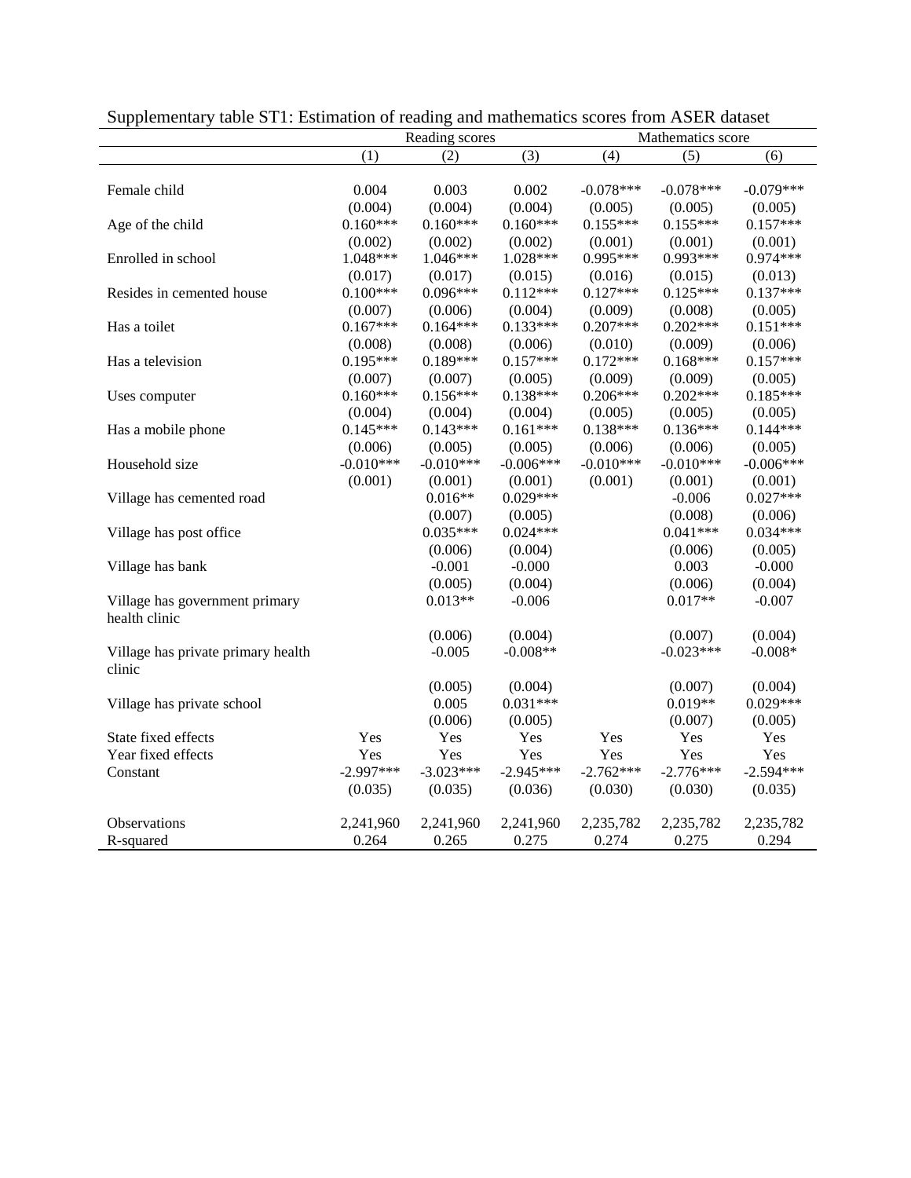Supplementary table ST1: Estimation of reading and mathematics scores from ASER dataset

| | Reading scores | | | Mathematics score | | |
|---|---|---|---|---|---|---|
| | (1) | (2) | (3) | (4) | (5) | (6) |
| Female child | 0.004 | 0.003 | 0.002 | -0.078*** | -0.078*** | -0.079*** |
| | (0.004) | (0.004) | (0.004) | (0.005) | (0.005) | (0.005) |
| Age of the child | 0.160*** | 0.160*** | 0.160*** | 0.155*** | 0.155*** | 0.157*** |
| | (0.002) | (0.002) | (0.002) | (0.001) | (0.001) | (0.001) |
| Enrolled in school | 1.048*** | 1.046*** | 1.028*** | 0.995*** | 0.993*** | 0.974*** |
| | (0.017) | (0.017) | (0.015) | (0.016) | (0.015) | (0.013) |
| Resides in cemented house | 0.100*** | 0.096*** | 0.112*** | 0.127*** | 0.125*** | 0.137*** |
| | (0.007) | (0.006) | (0.004) | (0.009) | (0.008) | (0.005) |
| Has a toilet | 0.167*** | 0.164*** | 0.133*** | 0.207*** | 0.202*** | 0.151*** |
| | (0.008) | (0.008) | (0.006) | (0.010) | (0.009) | (0.006) |
| Has a television | 0.195*** | 0.189*** | 0.157*** | 0.172*** | 0.168*** | 0.157*** |
| | (0.007) | (0.007) | (0.005) | (0.009) | (0.009) | (0.005) |
| Uses computer | 0.160*** | 0.156*** | 0.138*** | 0.206*** | 0.202*** | 0.185*** |
| | (0.004) | (0.004) | (0.004) | (0.005) | (0.005) | (0.005) |
| Has a mobile phone | 0.145*** | 0.143*** | 0.161*** | 0.138*** | 0.136*** | 0.144*** |
| | (0.006) | (0.005) | (0.005) | (0.006) | (0.006) | (0.005) |
| Household size | -0.010*** | -0.010*** | -0.006*** | -0.010*** | -0.010*** | -0.006*** |
| | (0.001) | (0.001) | (0.001) | (0.001) | (0.001) | (0.001) |
| Village has cemented road | | 0.016** | 0.029*** | | -0.006 | 0.027*** |
| | | (0.007) | (0.005) | | (0.008) | (0.006) |
| Village has post office | | 0.035*** | 0.024*** | | 0.041*** | 0.034*** |
| | | (0.006) | (0.004) | | (0.006) | (0.005) |
| Village has bank | | -0.001 | -0.000 | | 0.003 | -0.000 |
| | | (0.005) | (0.004) | | (0.006) | (0.004) |
| Village has government primary health clinic | | 0.013** | -0.006 | | 0.017** | -0.007 |
| | | (0.006) | (0.004) | | (0.007) | (0.004) |
| Village has private primary health clinic | | -0.005 | -0.008** | | -0.023*** | -0.008* |
| | | (0.005) | (0.004) | | (0.007) | (0.004) |
| Village has private school | | 0.005 | 0.031*** | | 0.019** | 0.029*** |
| | | (0.006) | (0.005) | | (0.007) | (0.005) |
| State fixed effects | Yes | Yes | Yes | Yes | Yes | Yes |
| Year fixed effects | Yes | Yes | Yes | Yes | Yes | Yes |
| Constant | -2.997*** | -3.023*** | -2.945*** | -2.762*** | -2.776*** | -2.594*** |
| | (0.035) | (0.035) | (0.036) | (0.030) | (0.030) | (0.035) |
| Observations | 2,241,960 | 2,241,960 | 2,241,960 | 2,235,782 | 2,235,782 | 2,235,782 |
| R-squared | 0.264 | 0.265 | 0.275 | 0.274 | 0.275 | 0.294 |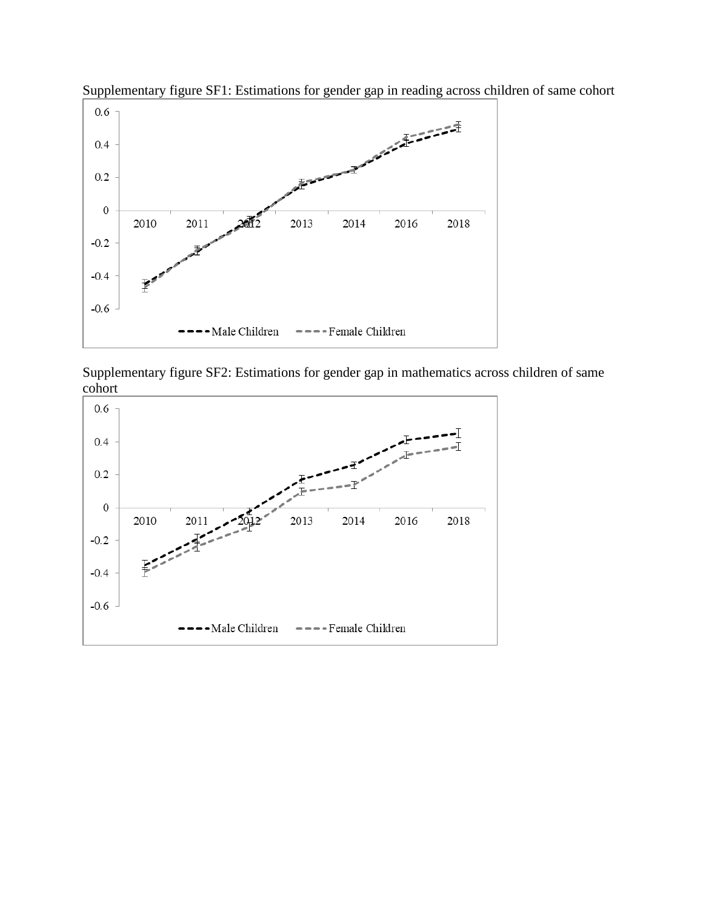Supplementary figure SF1: Estimations for gender gap in reading across children of same cohort

0.6
0.4
0.2
0
-0.2
-0.4
-0.6

2010 2011 2012 2013 2014 2016 2018

Male Children
Female Children

Supplementary figure SF2: Estimations for gender gap in mathematics across children of same cohort

0.6
0.4
0.2
0
-0.2
-0.4
-0.6

2010 2011 2012 2013 2014 2016 2018

Male Children
Female Children